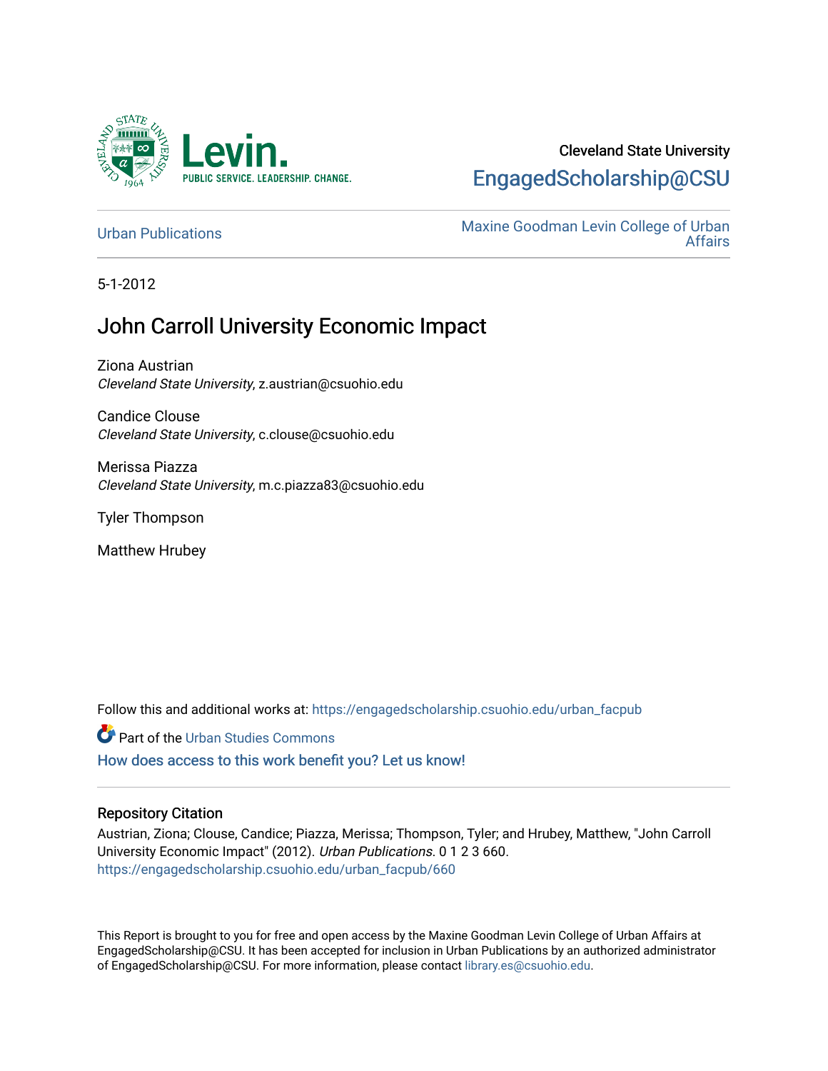Cleveland State University

EngagedScholarship@CSU

Urban Publications

Maxine Goodman Levin College of Urban Affairs

5-1-2012

# John Carroll University Economic Impact

Ziona Austrian
*Cleveland State University*, z.austrian@csuohio.edu

Candice Clouse
*Cleveland State University*, c.clouse@csuohio.edu

Merissa Piazza
*Cleveland State University*, m.c.piazza83@csuohio.edu

Tyler Thompson

Matthew Hrubey

Follow this and additional works at: https://engagedscholarship.csuohio.edu/urban_facpub

Part of the Urban Studies Commons

How does access to this work benefit you? Let us know!

### Repository Citation

Austrian, Ziona; Clouse, Candice; Piazza, Merissa; Thompson, Tyler; and Hrubey, Matthew, "John Carroll University Economic Impact" (2012). *Urban Publications*. 0 1 2 3 660.
https://engagedscholarship.csuohio.edu/urban_facpub/660

This Report is brought to you for free and open access by the Maxine Goodman Levin College of Urban Affairs at EngagedScholarship@CSU. It has been accepted for inclusion in Urban Publications by an authorized administrator of EngagedScholarship@CSU. For more information, please contact library.es@csuohio.edu.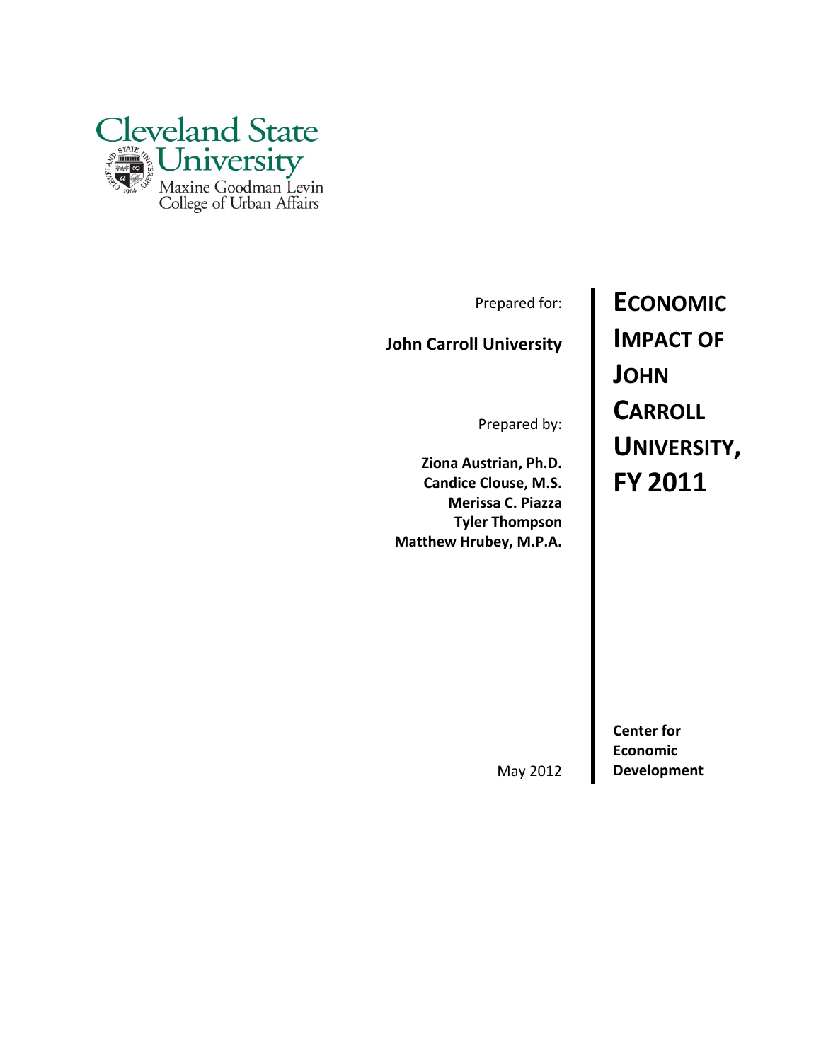Cleveland State University
Maxine Goodman Levin College of Urban Affairs

# ECONOMIC IMPACT OF JOHN CARROLL UNIVERSITY, FY 2011

Prepared for:

**John Carroll University**

Prepared by:

**Ziona Austrian, Ph.D.**
**Candice Clouse, M.S.**
**Merissa C. Piazza**
**Tyler Thompson**
**Matthew Hrubey, M.P.A.**

May 2012

**Center for Economic Development**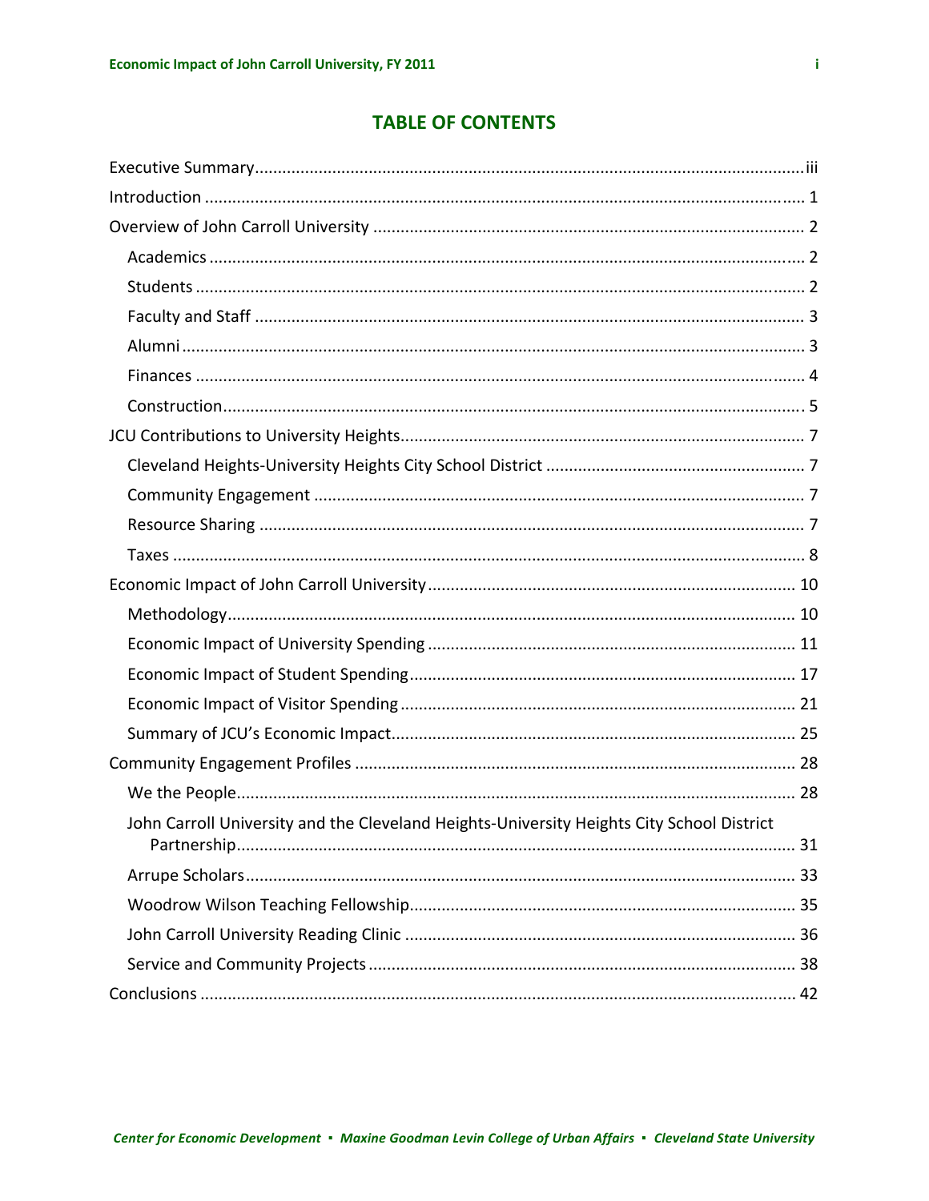# TABLE OF CONTENTS

Executive Summary ..... iii

Introduction ..... 1

Overview of John Carroll University ..... 2

- Academics ..... 2
- Students ..... 2
- Faculty and Staff ..... 3
- Alumni ..... 3
- Finances ..... 4
- Construction ..... 5

JCU Contributions to University Heights ..... 7

- Cleveland Heights-University Heights City School District ..... 7
- Community Engagement ..... 7
- Resource Sharing ..... 7
- Taxes ..... 8

Economic Impact of John Carroll University ..... 10

- Methodology ..... 10
- Economic Impact of University Spending ..... 11
- Economic Impact of Student Spending ..... 17
- Economic Impact of Visitor Spending ..... 21
- Summary of JCU's Economic Impact ..... 25

Community Engagement Profiles ..... 28

- We the People ..... 28
- John Carroll University and the Cleveland Heights-University Heights City School District Partnership ..... 31
- Arrupe Scholars ..... 33
- Woodrow Wilson Teaching Fellowship ..... 35
- John Carroll University Reading Clinic ..... 36
- Service and Community Projects ..... 38

Conclusions ..... 42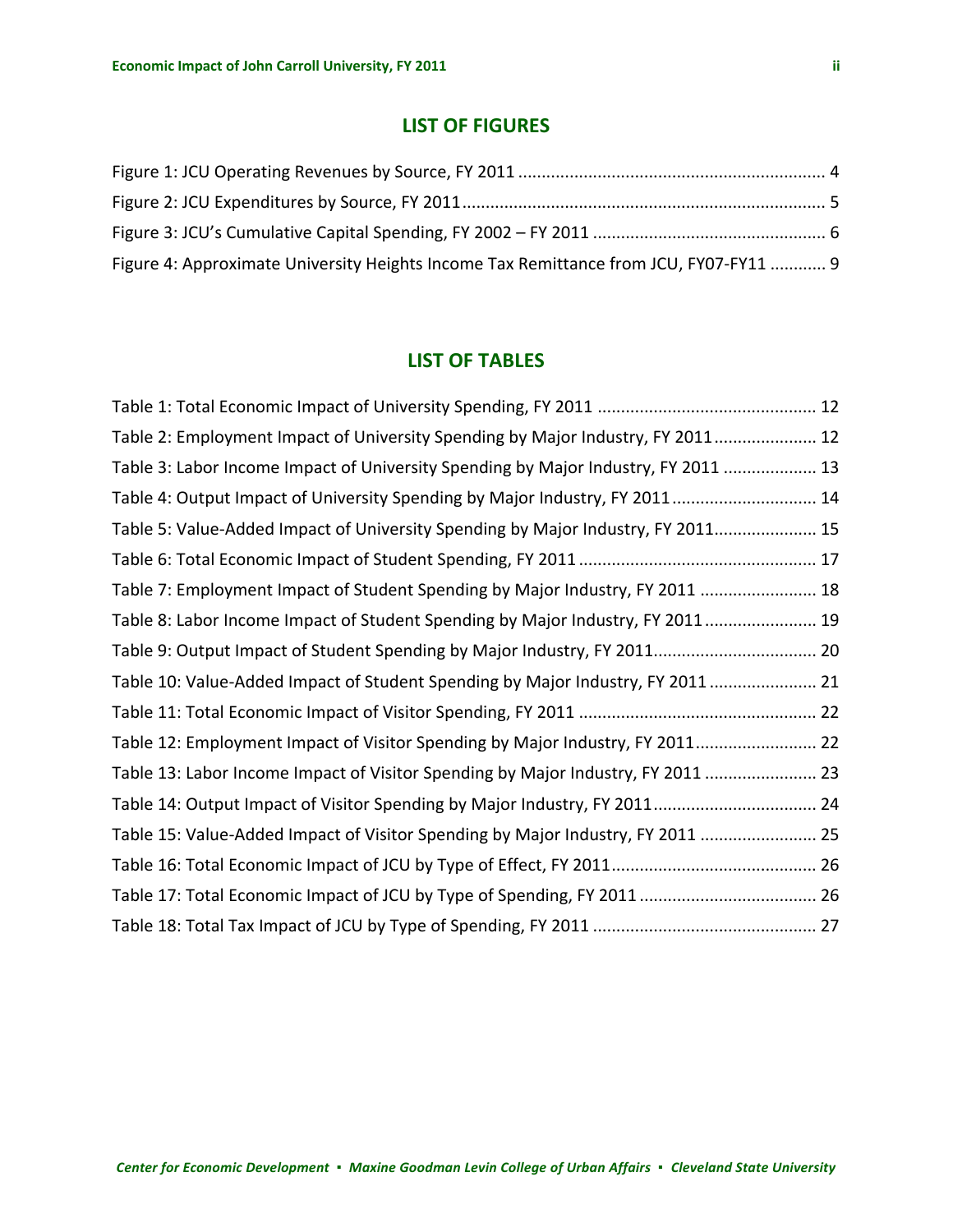## LIST OF FIGURES

Figure 1: JCU Operating Revenues by Source, FY 2011 .......... 4
Figure 2: JCU Expenditures by Source, FY 2011 .......... 5
Figure 3: JCU's Cumulative Capital Spending, FY 2002 – FY 2011 .......... 6
Figure 4: Approximate University Heights Income Tax Remittance from JCU, FY07-FY11 .......... 9

## LIST OF TABLES

Table 1: Total Economic Impact of University Spending, FY 2011 .......... 12
Table 2: Employment Impact of University Spending by Major Industry, FY 2011 .......... 12
Table 3: Labor Income Impact of University Spending by Major Industry, FY 2011 .......... 13
Table 4: Output Impact of University Spending by Major Industry, FY 2011 .......... 14
Table 5: Value-Added Impact of University Spending by Major Industry, FY 2011 .......... 15
Table 6: Total Economic Impact of Student Spending, FY 2011 .......... 17
Table 7: Employment Impact of Student Spending by Major Industry, FY 2011 .......... 18
Table 8: Labor Income Impact of Student Spending by Major Industry, FY 2011 .......... 19
Table 9: Output Impact of Student Spending by Major Industry, FY 2011 .......... 20
Table 10: Value-Added Impact of Student Spending by Major Industry, FY 2011 .......... 21
Table 11: Total Economic Impact of Visitor Spending, FY 2011 .......... 22
Table 12: Employment Impact of Visitor Spending by Major Industry, FY 2011 .......... 22
Table 13: Labor Income Impact of Visitor Spending by Major Industry, FY 2011 .......... 23
Table 14: Output Impact of Visitor Spending by Major Industry, FY 2011 .......... 24
Table 15: Value-Added Impact of Visitor Spending by Major Industry, FY 2011 .......... 25
Table 16: Total Economic Impact of JCU by Type of Effect, FY 2011 .......... 26
Table 17: Total Economic Impact of JCU by Type of Spending, FY 2011 .......... 26
Table 18: Total Tax Impact of JCU by Type of Spending, FY 2011 .......... 27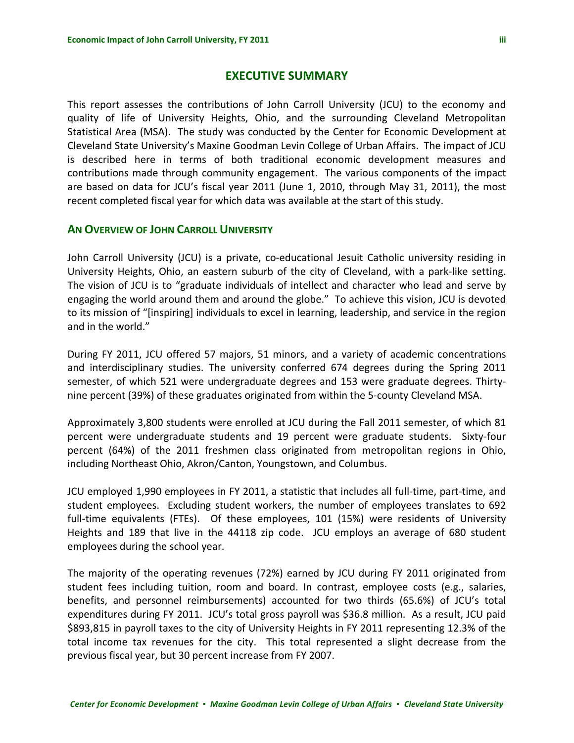## EXECUTIVE SUMMARY

This report assesses the contributions of John Carroll University (JCU) to the economy and quality of life of University Heights, Ohio, and the surrounding Cleveland Metropolitan Statistical Area (MSA). The study was conducted by the Center for Economic Development at Cleveland State University's Maxine Goodman Levin College of Urban Affairs. The impact of JCU is described here in terms of both traditional economic development measures and contributions made through community engagement. The various components of the impact are based on data for JCU's fiscal year 2011 (June 1, 2010, through May 31, 2011), the most recent completed fiscal year for which data was available at the start of this study.

### AN OVERVIEW OF JOHN CARROLL UNIVERSITY

John Carroll University (JCU) is a private, co-educational Jesuit Catholic university residing in University Heights, Ohio, an eastern suburb of the city of Cleveland, with a park-like setting. The vision of JCU is to "graduate individuals of intellect and character who lead and serve by engaging the world around them and around the globe." To achieve this vision, JCU is devoted to its mission of "[inspiring] individuals to excel in learning, leadership, and service in the region and in the world."

During FY 2011, JCU offered 57 majors, 51 minors, and a variety of academic concentrations and interdisciplinary studies. The university conferred 674 degrees during the Spring 2011 semester, of which 521 were undergraduate degrees and 153 were graduate degrees. Thirty-nine percent (39%) of these graduates originated from within the 5-county Cleveland MSA.

Approximately 3,800 students were enrolled at JCU during the Fall 2011 semester, of which 81 percent were undergraduate students and 19 percent were graduate students. Sixty-four percent (64%) of the 2011 freshmen class originated from metropolitan regions in Ohio, including Northeast Ohio, Akron/Canton, Youngstown, and Columbus.

JCU employed 1,990 employees in FY 2011, a statistic that includes all full-time, part-time, and student employees. Excluding student workers, the number of employees translates to 692 full-time equivalents (FTEs). Of these employees, 101 (15%) were residents of University Heights and 189 that live in the 44118 zip code. JCU employs an average of 680 student employees during the school year.

The majority of the operating revenues (72%) earned by JCU during FY 2011 originated from student fees including tuition, room and board. In contrast, employee costs (e.g., salaries, benefits, and personnel reimbursements) accounted for two thirds (65.6%) of JCU's total expenditures during FY 2011. JCU's total gross payroll was $36.8 million. As a result, JCU paid $893,815 in payroll taxes to the city of University Heights in FY 2011 representing 12.3% of the total income tax revenues for the city. This total represented a slight decrease from the previous fiscal year, but 30 percent increase from FY 2007.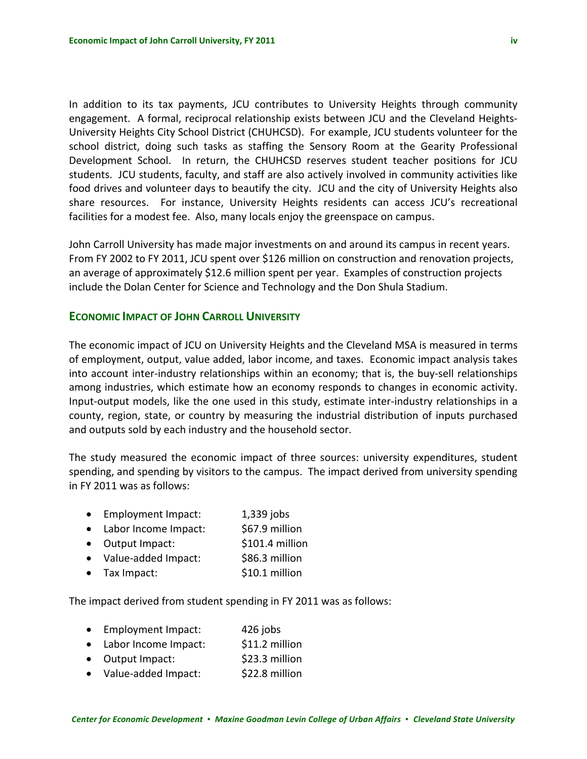In addition to its tax payments, JCU contributes to University Heights through community engagement. A formal, reciprocal relationship exists between JCU and the Cleveland Heights-University Heights City School District (CHUHCSD). For example, JCU students volunteer for the school district, doing such tasks as staffing the Sensory Room at the Gearity Professional Development School. In return, the CHUHCSD reserves student teacher positions for JCU students. JCU students, faculty, and staff are also actively involved in community activities like food drives and volunteer days to beautify the city. JCU and the city of University Heights also share resources. For instance, University Heights residents can access JCU's recreational facilities for a modest fee. Also, many locals enjoy the greenspace on campus.

John Carroll University has made major investments on and around its campus in recent years. From FY 2002 to FY 2011, JCU spent over $126 million on construction and renovation projects, an average of approximately $12.6 million spent per year. Examples of construction projects include the Dolan Center for Science and Technology and the Don Shula Stadium.

## Economic Impact of John Carroll University

The economic impact of JCU on University Heights and the Cleveland MSA is measured in terms of employment, output, value added, labor income, and taxes. Economic impact analysis takes into account inter-industry relationships within an economy; that is, the buy-sell relationships among industries, which estimate how an economy responds to changes in economic activity. Input-output models, like the one used in this study, estimate inter-industry relationships in a county, region, state, or country by measuring the industrial distribution of inputs purchased and outputs sold by each industry and the household sector.

The study measured the economic impact of three sources: university expenditures, student spending, and spending by visitors to the campus. The impact derived from university spending in FY 2011 was as follows:

- Employment Impact: 1,339 jobs
- Labor Income Impact: $67.9 million
- Output Impact: $101.4 million
- Value-added Impact: $86.3 million
- Tax Impact: $10.1 million

The impact derived from student spending in FY 2011 was as follows:

- Employment Impact: 426 jobs
- Labor Income Impact: $11.2 million
- Output Impact: $23.3 million
- Value-added Impact: $22.8 million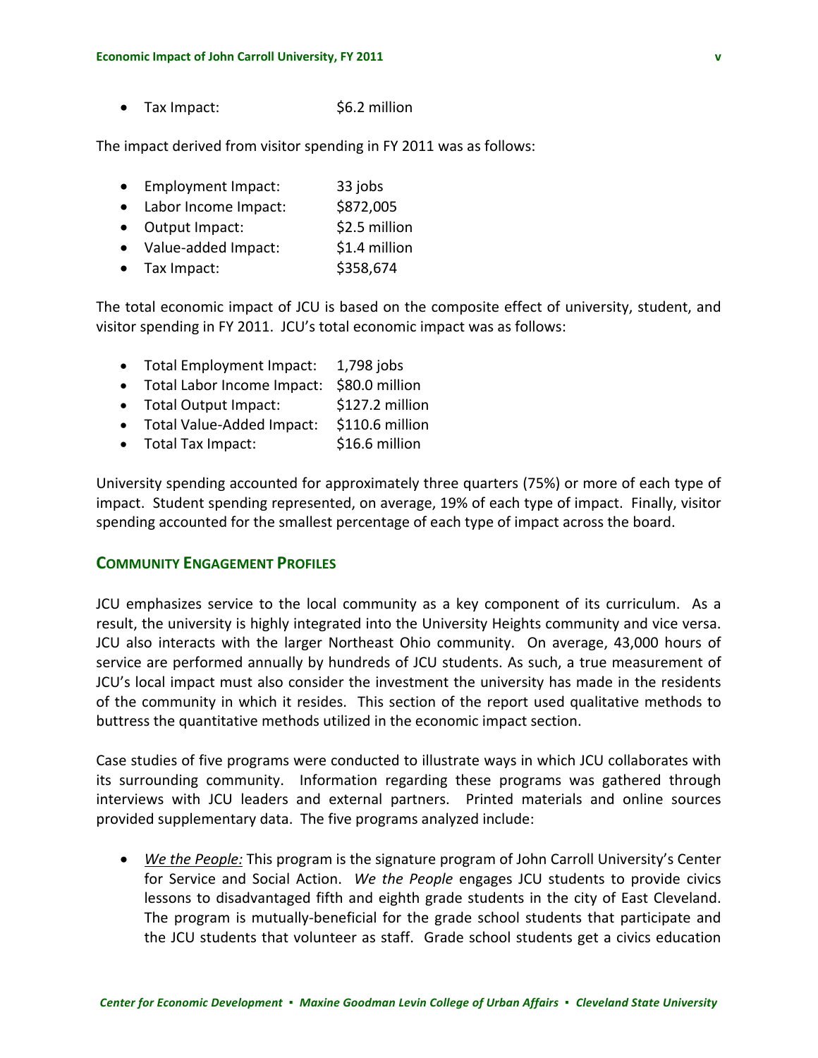- Tax Impact: $6.2 million

The impact derived from visitor spending in FY 2011 was as follows:

- Employment Impact: 33 jobs
- Labor Income Impact: $872,005
- Output Impact: $2.5 million
- Value-added Impact: $1.4 million
- Tax Impact: $358,674

The total economic impact of JCU is based on the composite effect of university, student, and visitor spending in FY 2011. JCU's total economic impact was as follows:

- Total Employment Impact: 1,798 jobs
- Total Labor Income Impact: $80.0 million
- Total Output Impact: $127.2 million
- Total Value-Added Impact: $110.6 million
- Total Tax Impact: $16.6 million

University spending accounted for approximately three quarters (75%) or more of each type of impact. Student spending represented, on average, 19% of each type of impact. Finally, visitor spending accounted for the smallest percentage of each type of impact across the board.

## Community Engagement Profiles

JCU emphasizes service to the local community as a key component of its curriculum. As a result, the university is highly integrated into the University Heights community and vice versa. JCU also interacts with the larger Northeast Ohio community. On average, 43,000 hours of service are performed annually by hundreds of JCU students. As such, a true measurement of JCU's local impact must also consider the investment the university has made in the residents of the community in which it resides. This section of the report used qualitative methods to buttress the quantitative methods utilized in the economic impact section.

Case studies of five programs were conducted to illustrate ways in which JCU collaborates with its surrounding community. Information regarding these programs was gathered through interviews with JCU leaders and external partners. Printed materials and online sources provided supplementary data. The five programs analyzed include:

- ***We the People:*** This program is the signature program of John Carroll University's Center for Service and Social Action. *We the People* engages JCU students to provide civics lessons to disadvantaged fifth and eighth grade students in the city of East Cleveland. The program is mutually-beneficial for the grade school students that participate and the JCU students that volunteer as staff. Grade school students get a civics education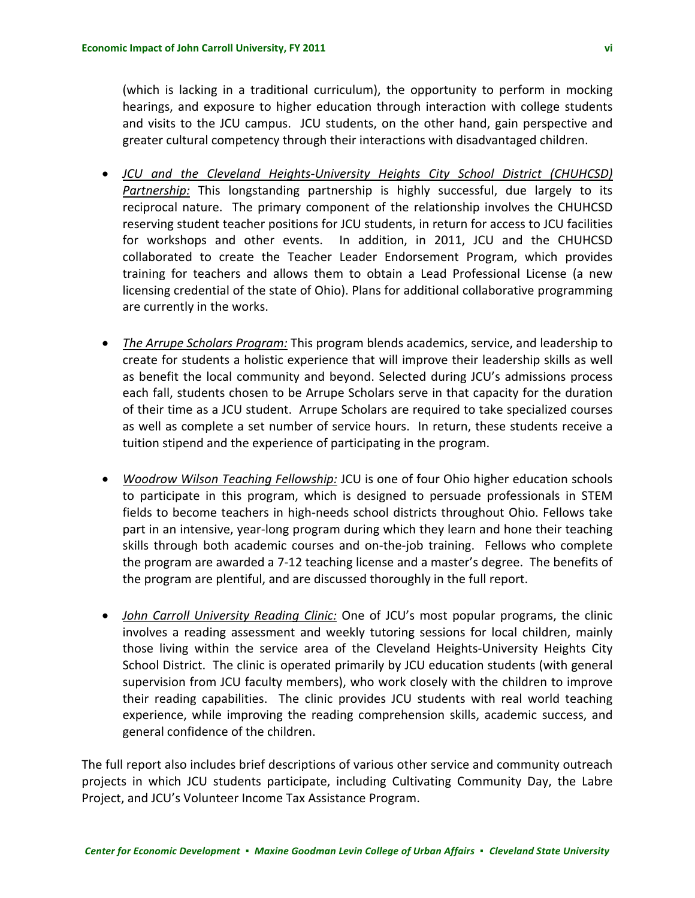(which is lacking in a traditional curriculum), the opportunity to perform in mocking hearings, and exposure to higher education through interaction with college students and visits to the JCU campus. JCU students, on the other hand, gain perspective and greater cultural competency through their interactions with disadvantaged children.

- *JCU and the Cleveland Heights-University Heights City School District (CHUHCSD) Partnership:* This longstanding partnership is highly successful, due largely to its reciprocal nature. The primary component of the relationship involves the CHUHCSD reserving student teacher positions for JCU students, in return for access to JCU facilities for workshops and other events. In addition, in 2011, JCU and the CHUHCSD collaborated to create the Teacher Leader Endorsement Program, which provides training for teachers and allows them to obtain a Lead Professional License (a new licensing credential of the state of Ohio). Plans for additional collaborative programming are currently in the works.

- *The Arrupe Scholars Program:* This program blends academics, service, and leadership to create for students a holistic experience that will improve their leadership skills as well as benefit the local community and beyond. Selected during JCU's admissions process each fall, students chosen to be Arrupe Scholars serve in that capacity for the duration of their time as a JCU student. Arrupe Scholars are required to take specialized courses as well as complete a set number of service hours. In return, these students receive a tuition stipend and the experience of participating in the program.

- *Woodrow Wilson Teaching Fellowship:* JCU is one of four Ohio higher education schools to participate in this program, which is designed to persuade professionals in STEM fields to become teachers in high-needs school districts throughout Ohio. Fellows take part in an intensive, year-long program during which they learn and hone their teaching skills through both academic courses and on-the-job training. Fellows who complete the program are awarded a 7-12 teaching license and a master's degree. The benefits of the program are plentiful, and are discussed thoroughly in the full report.

- *John Carroll University Reading Clinic:* One of JCU's most popular programs, the clinic involves a reading assessment and weekly tutoring sessions for local children, mainly those living within the service area of the Cleveland Heights-University Heights City School District. The clinic is operated primarily by JCU education students (with general supervision from JCU faculty members), who work closely with the children to improve their reading capabilities. The clinic provides JCU students with real world teaching experience, while improving the reading comprehension skills, academic success, and general confidence of the children.

The full report also includes brief descriptions of various other service and community outreach projects in which JCU students participate, including Cultivating Community Day, the Labre Project, and JCU's Volunteer Income Tax Assistance Program.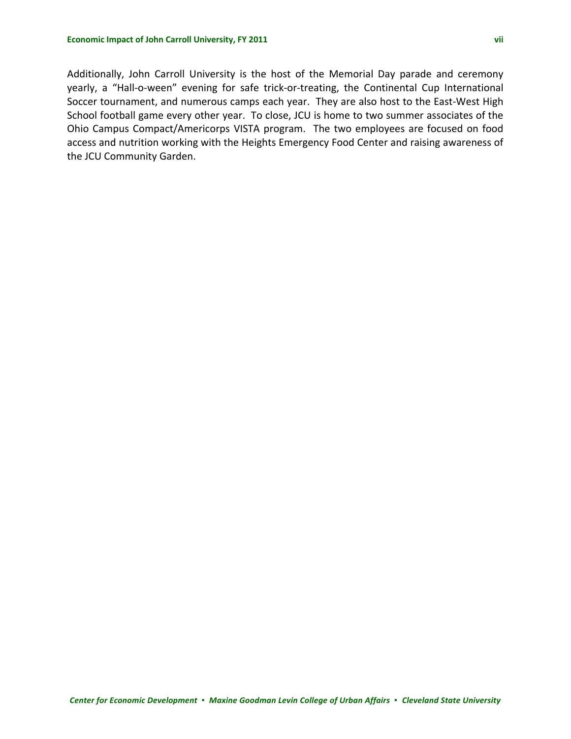Additionally, John Carroll University is the host of the Memorial Day parade and ceremony yearly, a “Hall-o-ween” evening for safe trick-or-treating, the Continental Cup International Soccer tournament, and numerous camps each year. They are also host to the East-West High School football game every other year. To close, JCU is home to two summer associates of the Ohio Campus Compact/Americorps VISTA program. The two employees are focused on food access and nutrition working with the Heights Emergency Food Center and raising awareness of the JCU Community Garden.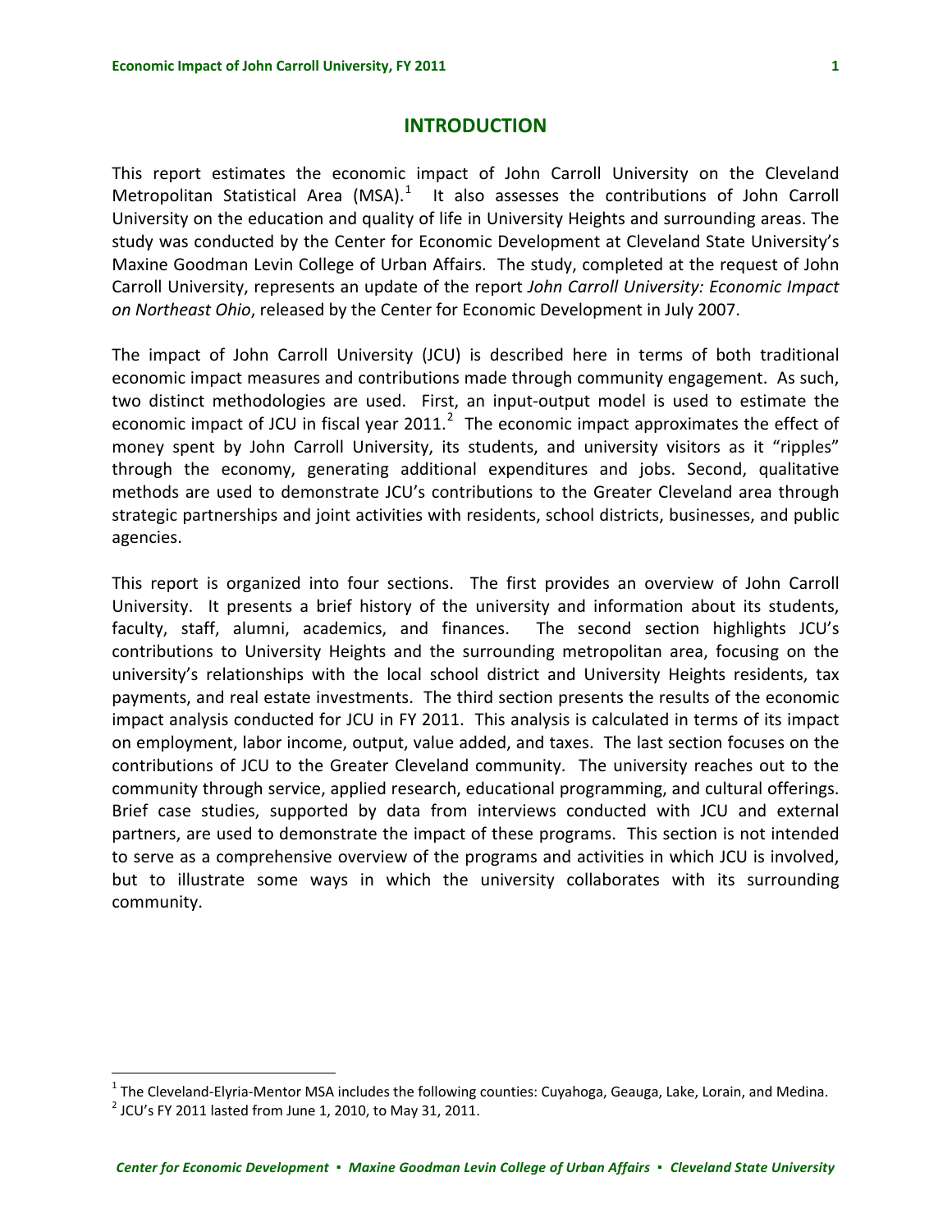# INTRODUCTION

This report estimates the economic impact of John Carroll University on the Cleveland Metropolitan Statistical Area (MSA).[1] It also assesses the contributions of John Carroll University on the education and quality of life in University Heights and surrounding areas. The study was conducted by the Center for Economic Development at Cleveland State University's Maxine Goodman Levin College of Urban Affairs. The study, completed at the request of John Carroll University, represents an update of the report *John Carroll University: Economic Impact on Northeast Ohio*, released by the Center for Economic Development in July 2007.

The impact of John Carroll University (JCU) is described here in terms of both traditional economic impact measures and contributions made through community engagement. As such, two distinct methodologies are used. First, an input-output model is used to estimate the economic impact of JCU in fiscal year 2011.[2] The economic impact approximates the effect of money spent by John Carroll University, its students, and university visitors as it "ripples" through the economy, generating additional expenditures and jobs. Second, qualitative methods are used to demonstrate JCU's contributions to the Greater Cleveland area through strategic partnerships and joint activities with residents, school districts, businesses, and public agencies.

This report is organized into four sections. The first provides an overview of John Carroll University. It presents a brief history of the university and information about its students, faculty, staff, alumni, academics, and finances. The second section highlights JCU's contributions to University Heights and the surrounding metropolitan area, focusing on the university's relationships with the local school district and University Heights residents, tax payments, and real estate investments. The third section presents the results of the economic impact analysis conducted for JCU in FY 2011. This analysis is calculated in terms of its impact on employment, labor income, output, value added, and taxes. The last section focuses on the contributions of JCU to the Greater Cleveland community. The university reaches out to the community through service, applied research, educational programming, and cultural offerings. Brief case studies, supported by data from interviews conducted with JCU and external partners, are used to demonstrate the impact of these programs. This section is not intended to serve as a comprehensive overview of the programs and activities in which JCU is involved, but to illustrate some ways in which the university collaborates with its surrounding community.

[1] The Cleveland-Elyria-Mentor MSA includes the following counties: Cuyahoga, Geauga, Lake, Lorain, and Medina.

[2] JCU's FY 2011 lasted from June 1, 2010, to May 31, 2011.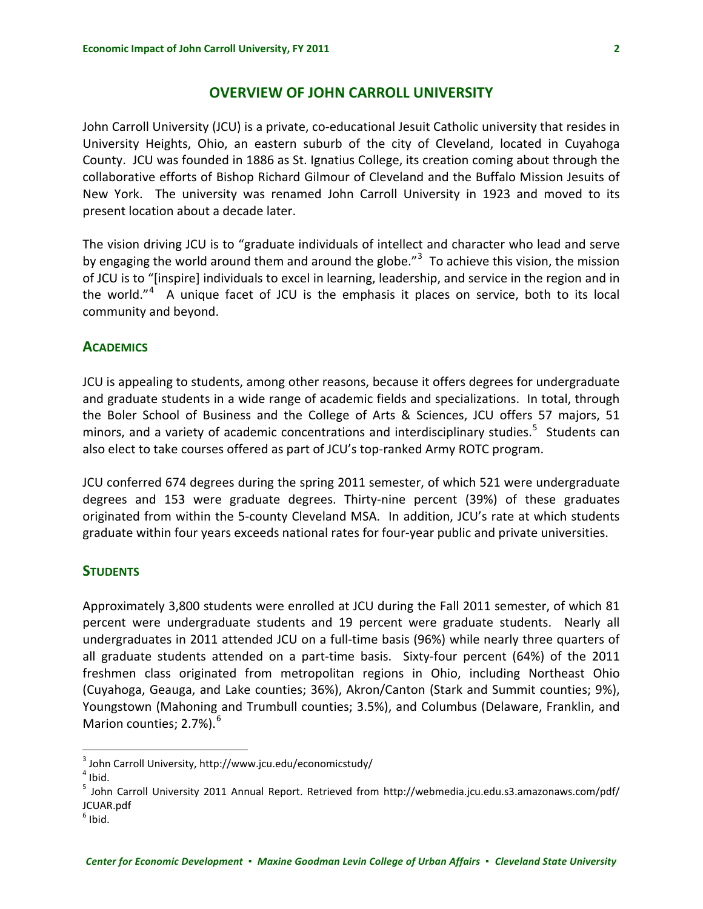## OVERVIEW OF JOHN CARROLL UNIVERSITY

John Carroll University (JCU) is a private, co-educational Jesuit Catholic university that resides in University Heights, Ohio, an eastern suburb of the city of Cleveland, located in Cuyahoga County. JCU was founded in 1886 as St. Ignatius College, its creation coming about through the collaborative efforts of Bishop Richard Gilmour of Cleveland and the Buffalo Mission Jesuits of New York. The university was renamed John Carroll University in 1923 and moved to its present location about a decade later.

The vision driving JCU is to "graduate individuals of intellect and character who lead and serve by engaging the world around them and around the globe."[3] To achieve this vision, the mission of JCU is to "[inspire] individuals to excel in learning, leadership, and service in the region and in the world."[4] A unique facet of JCU is the emphasis it places on service, both to its local community and beyond.

### ACADEMICS

JCU is appealing to students, among other reasons, because it offers degrees for undergraduate and graduate students in a wide range of academic fields and specializations. In total, through the Boler School of Business and the College of Arts & Sciences, JCU offers 57 majors, 51 minors, and a variety of academic concentrations and interdisciplinary studies.[5] Students can also elect to take courses offered as part of JCU's top-ranked Army ROTC program.

JCU conferred 674 degrees during the spring 2011 semester, of which 521 were undergraduate degrees and 153 were graduate degrees. Thirty-nine percent (39%) of these graduates originated from within the 5-county Cleveland MSA. In addition, JCU's rate at which students graduate within four years exceeds national rates for four-year public and private universities.

### STUDENTS

Approximately 3,800 students were enrolled at JCU during the Fall 2011 semester, of which 81 percent were undergraduate students and 19 percent were graduate students. Nearly all undergraduates in 2011 attended JCU on a full-time basis (96%) while nearly three quarters of all graduate students attended on a part-time basis. Sixty-four percent (64%) of the 2011 freshmen class originated from metropolitan regions in Ohio, including Northeast Ohio (Cuyahoga, Geauga, and Lake counties; 36%), Akron/Canton (Stark and Summit counties; 9%), Youngstown (Mahoning and Trumbull counties; 3.5%), and Columbus (Delaware, Franklin, and Marion counties; 2.7%).[6]

---

[3] John Carroll University, http://www.jcu.edu/economicstudy/

[4] Ibid.

[5] John Carroll University 2011 Annual Report. Retrieved from http://webmedia.jcu.edu.s3.amazonaws.com/pdf/JCUAR.pdf

[6] Ibid.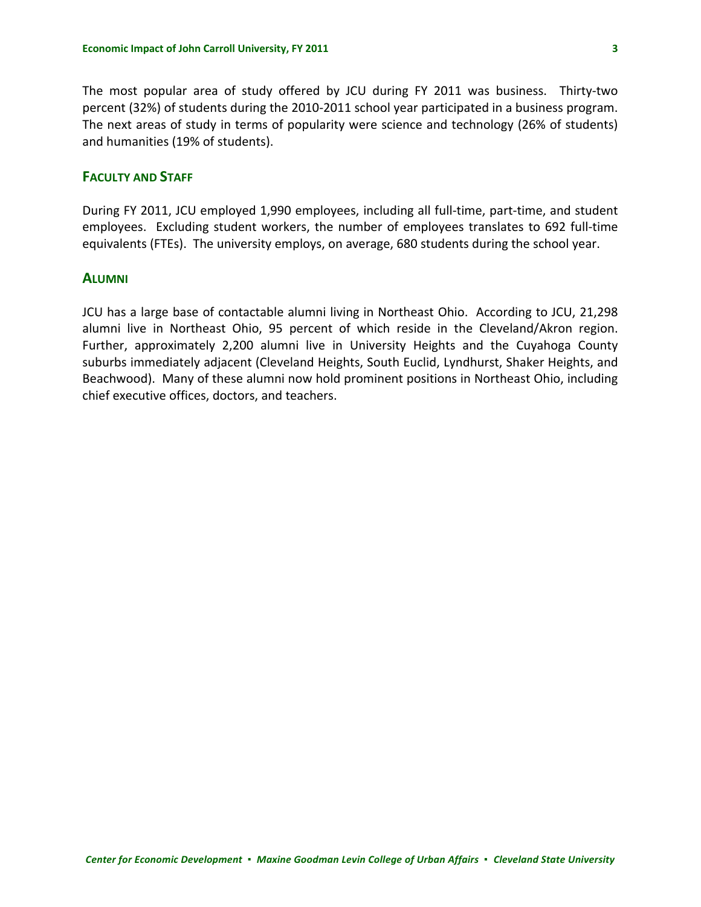The most popular area of study offered by JCU during FY 2011 was business. Thirty-two percent (32%) of students during the 2010-2011 school year participated in a business program. The next areas of study in terms of popularity were science and technology (26% of students) and humanities (19% of students).

## Faculty and Staff

During FY 2011, JCU employed 1,990 employees, including all full-time, part-time, and student employees. Excluding student workers, the number of employees translates to 692 full-time equivalents (FTEs). The university employs, on average, 680 students during the school year.

## Alumni

JCU has a large base of contactable alumni living in Northeast Ohio. According to JCU, 21,298 alumni live in Northeast Ohio, 95 percent of which reside in the Cleveland/Akron region. Further, approximately 2,200 alumni live in University Heights and the Cuyahoga County suburbs immediately adjacent (Cleveland Heights, South Euclid, Lyndhurst, Shaker Heights, and Beachwood). Many of these alumni now hold prominent positions in Northeast Ohio, including chief executive offices, doctors, and teachers.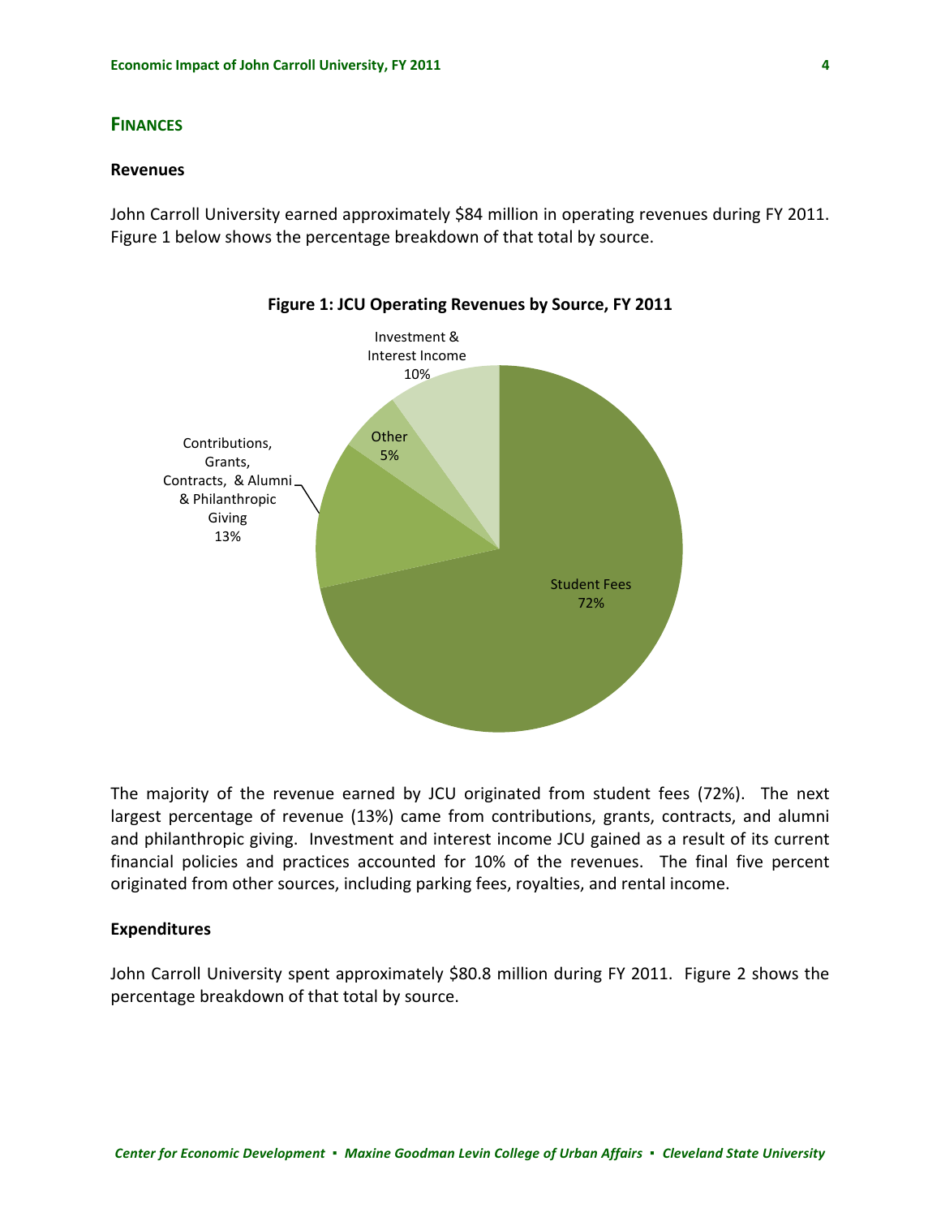## FINANCES

### Revenues

John Carroll University earned approximately $84 million in operating revenues during FY 2011. Figure 1 below shows the percentage breakdown of that total by source.

**Figure 1: JCU Operating Revenues by Source, FY 2011**

The majority of the revenue earned by JCU originated from student fees (72%). The next largest percentage of revenue (13%) came from contributions, grants, contracts, and alumni and philanthropic giving. Investment and interest income JCU gained as a result of its current financial policies and practices accounted for 10% of the revenues. The final five percent originated from other sources, including parking fees, royalties, and rental income.

### Expenditures

John Carroll University spent approximately $80.8 million during FY 2011. Figure 2 shows the percentage breakdown of that total by source.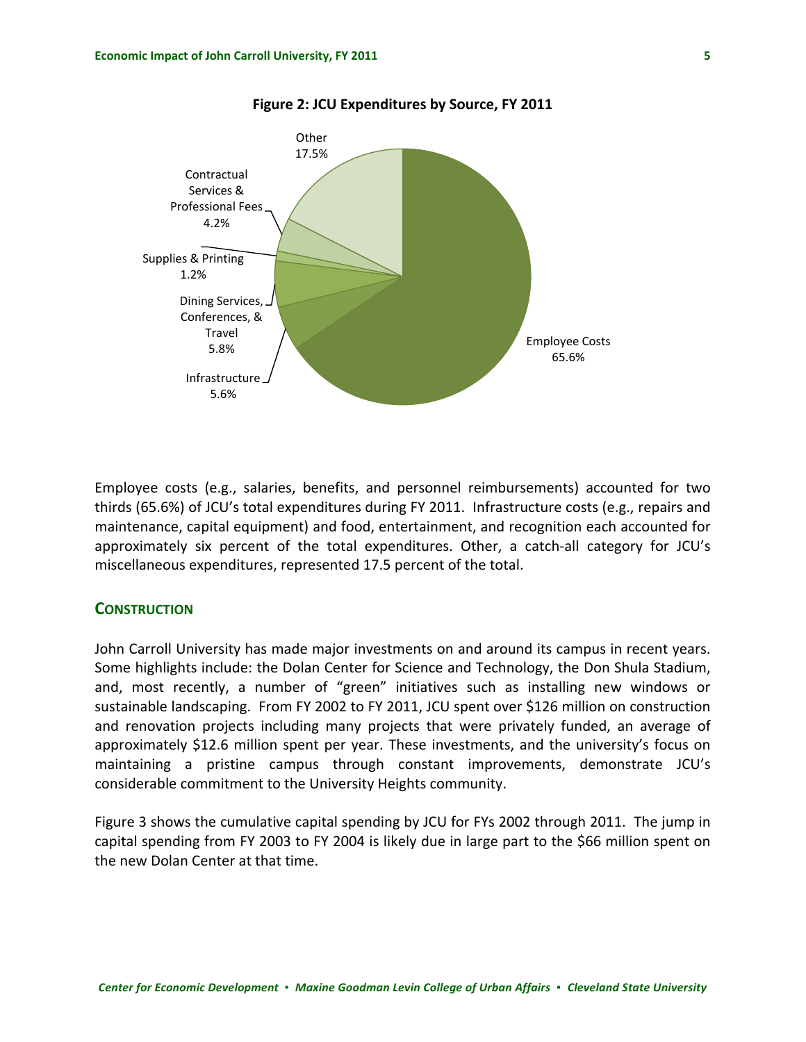**Figure 2: JCU Expenditures by Source, FY 2011**

| Category | Percent |
|---|---|
| Employee Costs | 65.6% |
| Infrastructure | 5.6% |
| Dining Services, Conferences, & Travel | 5.8% |
| Supplies & Printing | 1.2% |
| Contractual Services & Professional Fees | 4.2% |
| Other | 17.5% |

Employee costs (e.g., salaries, benefits, and personnel reimbursements) accounted for two thirds (65.6%) of JCU's total expenditures during FY 2011. Infrastructure costs (e.g., repairs and maintenance, capital equipment) and food, entertainment, and recognition each accounted for approximately six percent of the total expenditures. Other, a catch-all category for JCU's miscellaneous expenditures, represented 17.5 percent of the total.

## Construction

John Carroll University has made major investments on and around its campus in recent years. Some highlights include: the Dolan Center for Science and Technology, the Don Shula Stadium, and, most recently, a number of "green" initiatives such as installing new windows or sustainable landscaping. From FY 2002 to FY 2011, JCU spent over $126 million on construction and renovation projects including many projects that were privately funded, an average of approximately $12.6 million spent per year. These investments, and the university's focus on maintaining a pristine campus through constant improvements, demonstrate JCU's considerable commitment to the University Heights community.

Figure 3 shows the cumulative capital spending by JCU for FYs 2002 through 2011. The jump in capital spending from FY 2003 to FY 2004 is likely due in large part to the $66 million spent on the new Dolan Center at that time.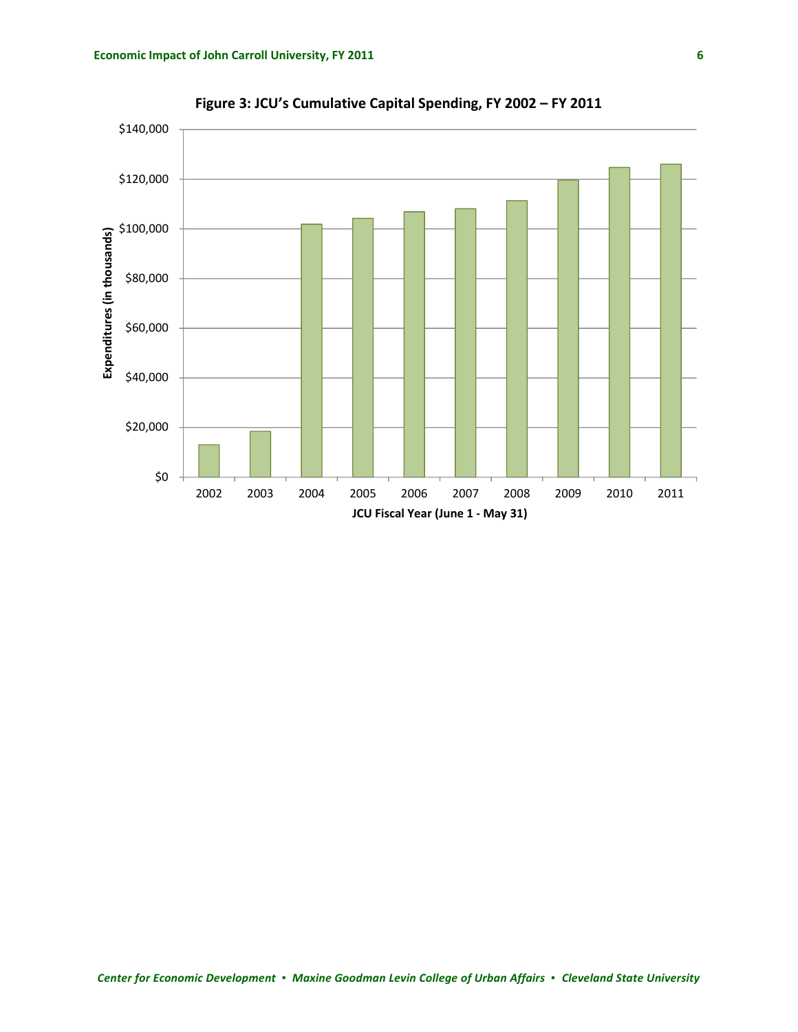**Figure 3: JCU's Cumulative Capital Spending, FY 2002 – FY 2011**

Expenditures (in thousands)

$140,000
$120,000
$100,000
$80,000
$60,000
$40,000
$20,000
$0

2002 2003 2004 2005 2006 2007 2008 2009 2010 2011

JCU Fiscal Year (June 1 - May 31)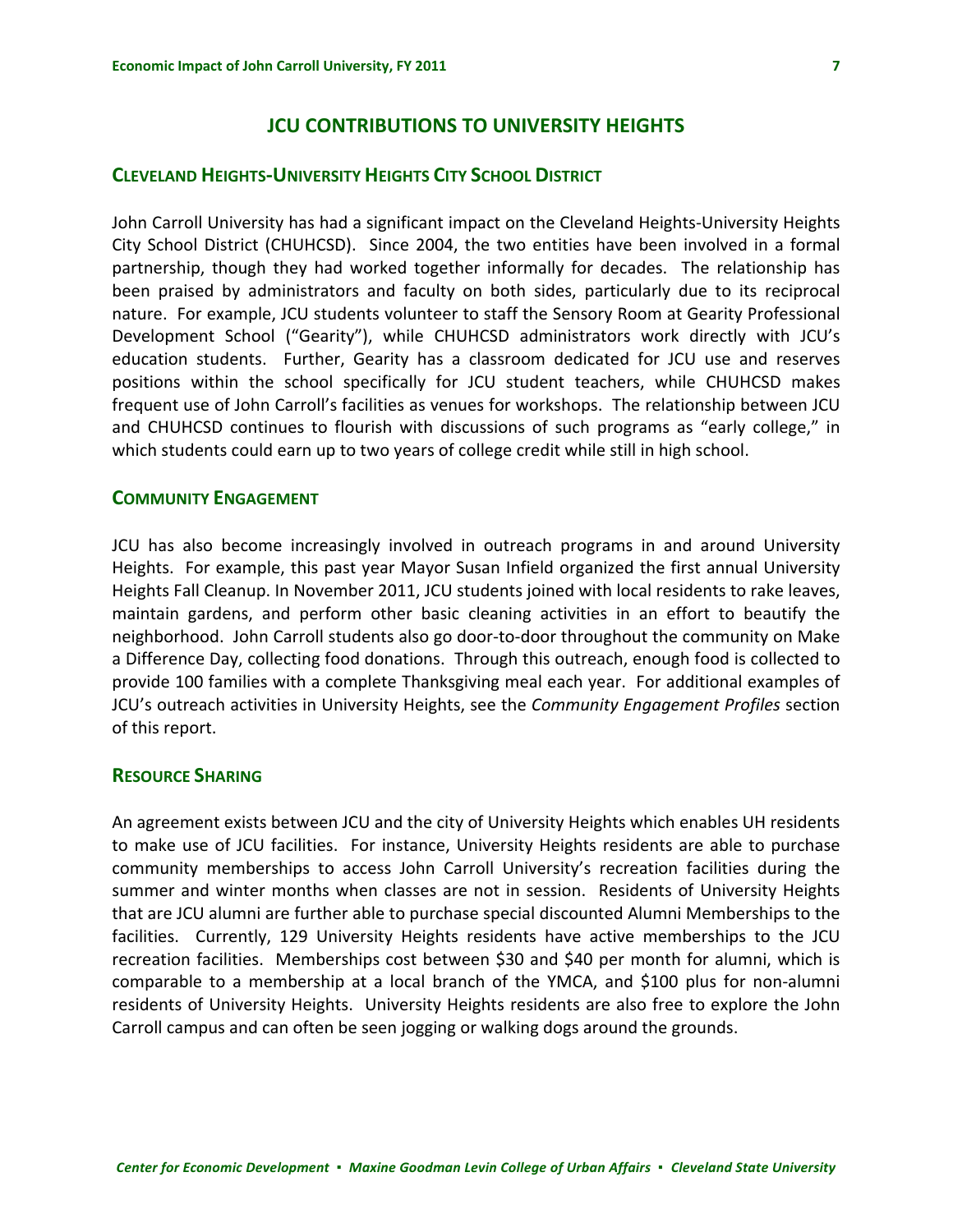# JCU CONTRIBUTIONS TO UNIVERSITY HEIGHTS

## Cleveland Heights-University Heights City School District

John Carroll University has had a significant impact on the Cleveland Heights-University Heights City School District (CHUHCSD). Since 2004, the two entities have been involved in a formal partnership, though they had worked together informally for decades. The relationship has been praised by administrators and faculty on both sides, particularly due to its reciprocal nature. For example, JCU students volunteer to staff the Sensory Room at Gearity Professional Development School ("Gearity"), while CHUHCSD administrators work directly with JCU's education students. Further, Gearity has a classroom dedicated for JCU use and reserves positions within the school specifically for JCU student teachers, while CHUHCSD makes frequent use of John Carroll's facilities as venues for workshops. The relationship between JCU and CHUHCSD continues to flourish with discussions of such programs as "early college," in which students could earn up to two years of college credit while still in high school.

## Community Engagement

JCU has also become increasingly involved in outreach programs in and around University Heights. For example, this past year Mayor Susan Infield organized the first annual University Heights Fall Cleanup. In November 2011, JCU students joined with local residents to rake leaves, maintain gardens, and perform other basic cleaning activities in an effort to beautify the neighborhood. John Carroll students also go door-to-door throughout the community on Make a Difference Day, collecting food donations. Through this outreach, enough food is collected to provide 100 families with a complete Thanksgiving meal each year. For additional examples of JCU's outreach activities in University Heights, see the *Community Engagement Profiles* section of this report.

## Resource Sharing

An agreement exists between JCU and the city of University Heights which enables UH residents to make use of JCU facilities. For instance, University Heights residents are able to purchase community memberships to access John Carroll University's recreation facilities during the summer and winter months when classes are not in session. Residents of University Heights that are JCU alumni are further able to purchase special discounted Alumni Memberships to the facilities. Currently, 129 University Heights residents have active memberships to the JCU recreation facilities. Memberships cost between $30 and $40 per month for alumni, which is comparable to a membership at a local branch of the YMCA, and $100 plus for non-alumni residents of University Heights. University Heights residents are also free to explore the John Carroll campus and can often be seen jogging or walking dogs around the grounds.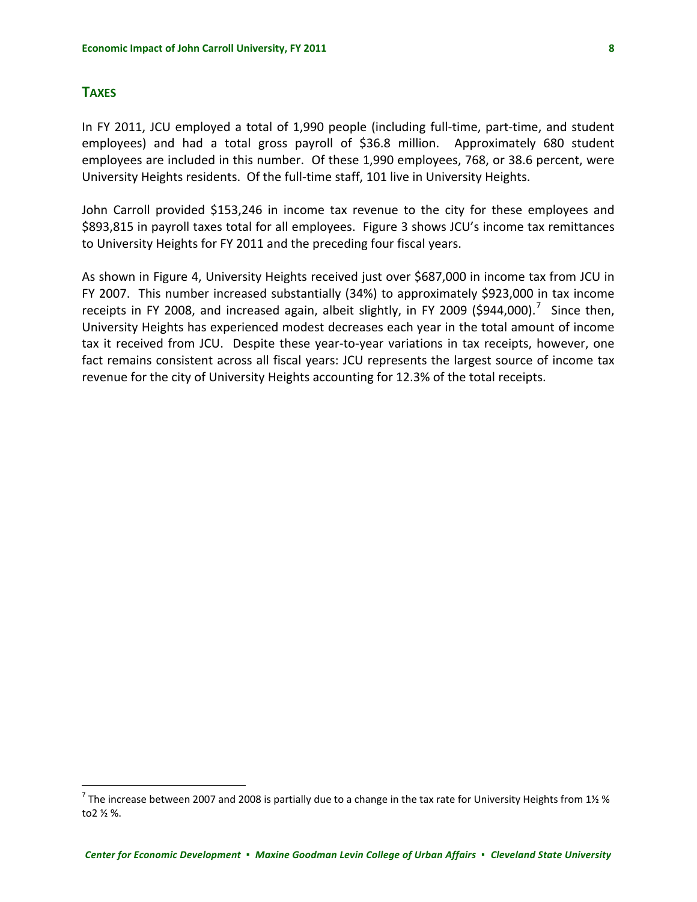## TAXES

In FY 2011, JCU employed a total of 1,990 people (including full-time, part-time, and student employees) and had a total gross payroll of $36.8 million. Approximately 680 student employees are included in this number. Of these 1,990 employees, 768, or 38.6 percent, were University Heights residents. Of the full-time staff, 101 live in University Heights.

John Carroll provided $153,246 in income tax revenue to the city for these employees and $893,815 in payroll taxes total for all employees. Figure 3 shows JCU's income tax remittances to University Heights for FY 2011 and the preceding four fiscal years.

As shown in Figure 4, University Heights received just over $687,000 in income tax from JCU in FY 2007. This number increased substantially (34%) to approximately $923,000 in tax income receipts in FY 2008, and increased again, albeit slightly, in FY 2009 ($944,000).[7] Since then, University Heights has experienced modest decreases each year in the total amount of income tax it received from JCU. Despite these year-to-year variations in tax receipts, however, one fact remains consistent across all fiscal years: JCU represents the largest source of income tax revenue for the city of University Heights accounting for 12.3% of the total receipts.

[7] The increase between 2007 and 2008 is partially due to a change in the tax rate for University Heights from 1½ % to2 ½ %.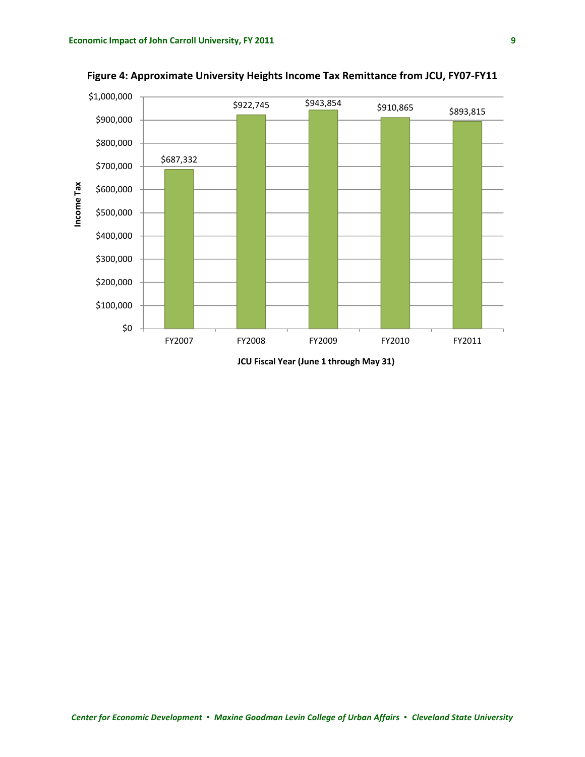**Figure 4: Approximate University Heights Income Tax Remittance from JCU, FY07-FY11**

| JCU Fiscal Year (June 1 through May 31) | Income Tax |
|---|---|
| FY2007 | $687,332 |
| FY2008 | $922,745 |
| FY2009 | $943,854 |
| FY2010 | $910,865 |
| FY2011 | $893,815 |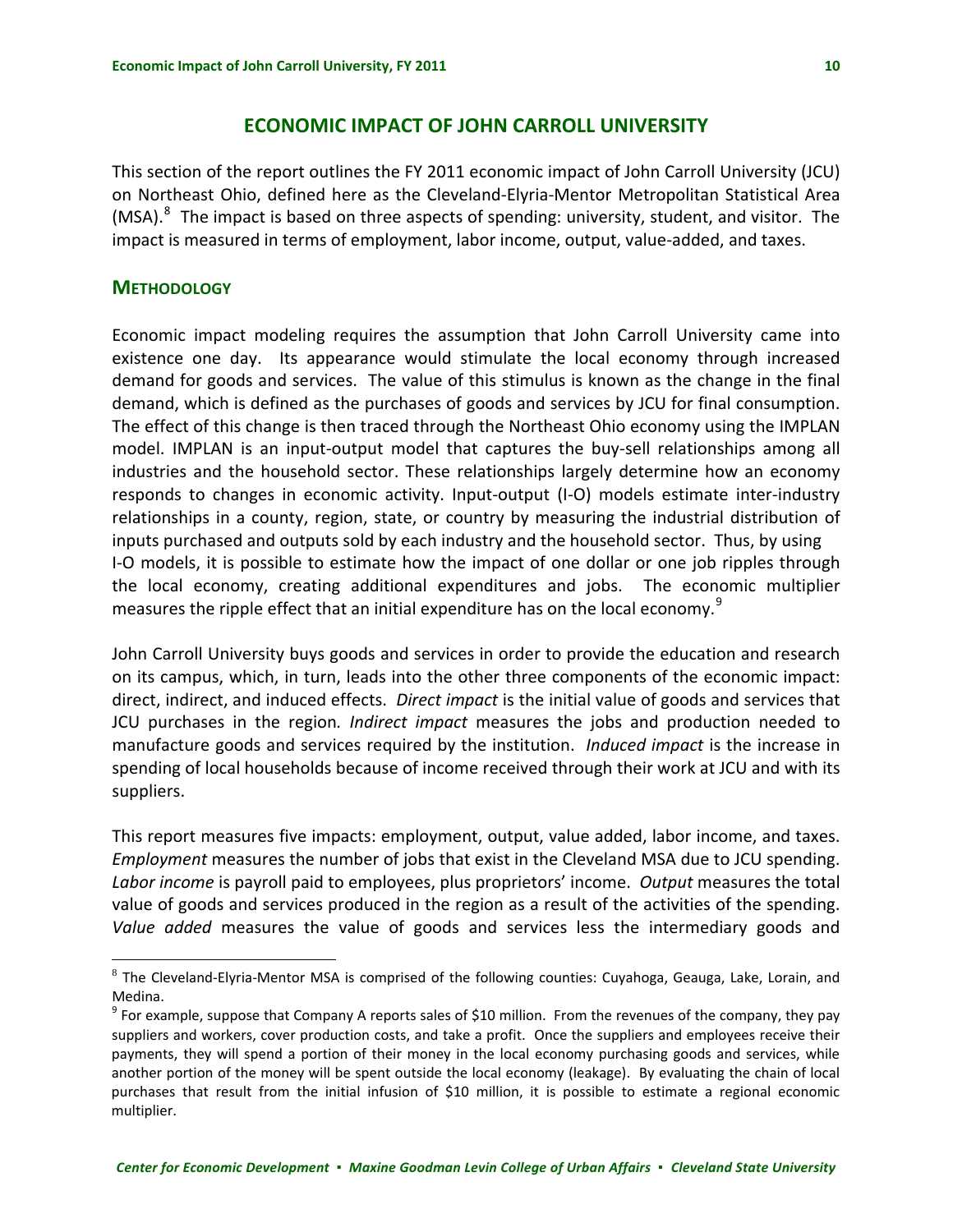## ECONOMIC IMPACT OF JOHN CARROLL UNIVERSITY

This section of the report outlines the FY 2011 economic impact of John Carroll University (JCU) on Northeast Ohio, defined here as the Cleveland-Elyria-Mentor Metropolitan Statistical Area (MSA).[8] The impact is based on three aspects of spending: university, student, and visitor. The impact is measured in terms of employment, labor income, output, value-added, and taxes.

### METHODOLOGY

Economic impact modeling requires the assumption that John Carroll University came into existence one day. Its appearance would stimulate the local economy through increased demand for goods and services. The value of this stimulus is known as the change in the final demand, which is defined as the purchases of goods and services by JCU for final consumption. The effect of this change is then traced through the Northeast Ohio economy using the IMPLAN model. IMPLAN is an input-output model that captures the buy-sell relationships among all industries and the household sector. These relationships largely determine how an economy responds to changes in economic activity. Input-output (I-O) models estimate inter-industry relationships in a county, region, state, or country by measuring the industrial distribution of inputs purchased and outputs sold by each industry and the household sector. Thus, by using I-O models, it is possible to estimate how the impact of one dollar or one job ripples through the local economy, creating additional expenditures and jobs. The economic multiplier measures the ripple effect that an initial expenditure has on the local economy.[9]

John Carroll University buys goods and services in order to provide the education and research on its campus, which, in turn, leads into the other three components of the economic impact: direct, indirect, and induced effects. *Direct impact* is the initial value of goods and services that JCU purchases in the region. *Indirect impact* measures the jobs and production needed to manufacture goods and services required by the institution. *Induced impact* is the increase in spending of local households because of income received through their work at JCU and with its suppliers.

This report measures five impacts: employment, output, value added, labor income, and taxes. *Employment* measures the number of jobs that exist in the Cleveland MSA due to JCU spending. *Labor income* is payroll paid to employees, plus proprietors' income. *Output* measures the total value of goods and services produced in the region as a result of the activities of the spending. *Value added* measures the value of goods and services less the intermediary goods and

---

[8] The Cleveland-Elyria-Mentor MSA is comprised of the following counties: Cuyahoga, Geauga, Lake, Lorain, and Medina.

[9] For example, suppose that Company A reports sales of $10 million. From the revenues of the company, they pay suppliers and workers, cover production costs, and take a profit. Once the suppliers and employees receive their payments, they will spend a portion of their money in the local economy purchasing goods and services, while another portion of the money will be spent outside the local economy (leakage). By evaluating the chain of local purchases that result from the initial infusion of $10 million, it is possible to estimate a regional economic multiplier.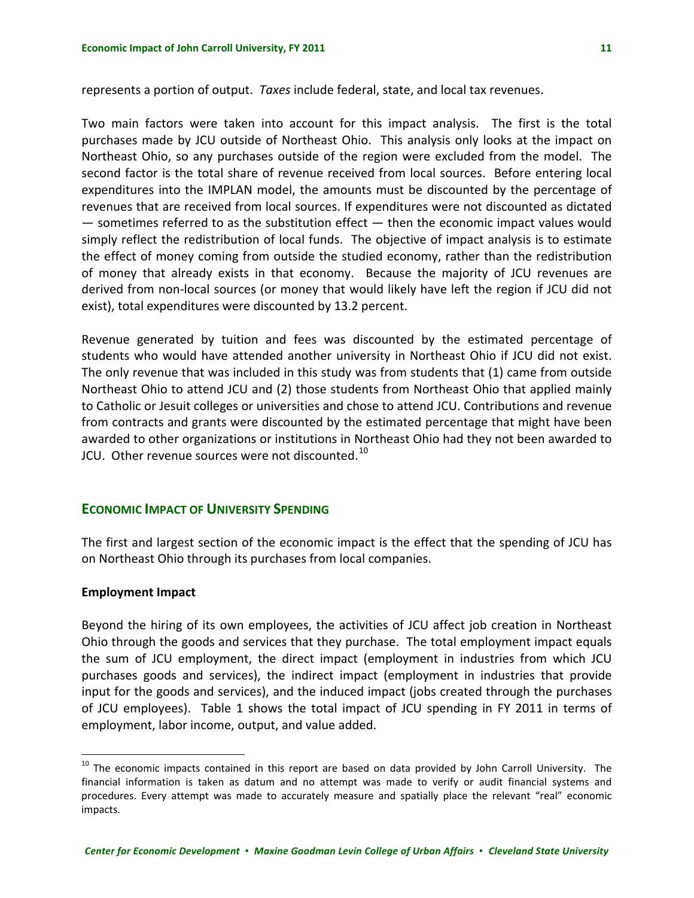represents a portion of output. *Taxes* include federal, state, and local tax revenues.

Two main factors were taken into account for this impact analysis. The first is the total purchases made by JCU outside of Northeast Ohio. This analysis only looks at the impact on Northeast Ohio, so any purchases outside of the region were excluded from the model. The second factor is the total share of revenue received from local sources. Before entering local expenditures into the IMPLAN model, the amounts must be discounted by the percentage of revenues that are received from local sources. If expenditures were not discounted as dictated — sometimes referred to as the substitution effect — then the economic impact values would simply reflect the redistribution of local funds. The objective of impact analysis is to estimate the effect of money coming from outside the studied economy, rather than the redistribution of money that already exists in that economy. Because the majority of JCU revenues are derived from non-local sources (or money that would likely have left the region if JCU did not exist), total expenditures were discounted by 13.2 percent.

Revenue generated by tuition and fees was discounted by the estimated percentage of students who would have attended another university in Northeast Ohio if JCU did not exist. The only revenue that was included in this study was from students that (1) came from outside Northeast Ohio to attend JCU and (2) those students from Northeast Ohio that applied mainly to Catholic or Jesuit colleges or universities and chose to attend JCU. Contributions and revenue from contracts and grants were discounted by the estimated percentage that might have been awarded to other organizations or institutions in Northeast Ohio had they not been awarded to JCU. Other revenue sources were not discounted.[10]

## ECONOMIC IMPACT OF UNIVERSITY SPENDING

The first and largest section of the economic impact is the effect that the spending of JCU has on Northeast Ohio through its purchases from local companies.

**Employment Impact**

Beyond the hiring of its own employees, the activities of JCU affect job creation in Northeast Ohio through the goods and services that they purchase. The total employment impact equals the sum of JCU employment, the direct impact (employment in industries from which JCU purchases goods and services), the indirect impact (employment in industries that provide input for the goods and services), and the induced impact (jobs created through the purchases of JCU employees). Table 1 shows the total impact of JCU spending in FY 2011 in terms of employment, labor income, output, and value added.

[10] The economic impacts contained in this report are based on data provided by John Carroll University. The financial information is taken as datum and no attempt was made to verify or audit financial systems and procedures. Every attempt was made to accurately measure and spatially place the relevant "real" economic impacts.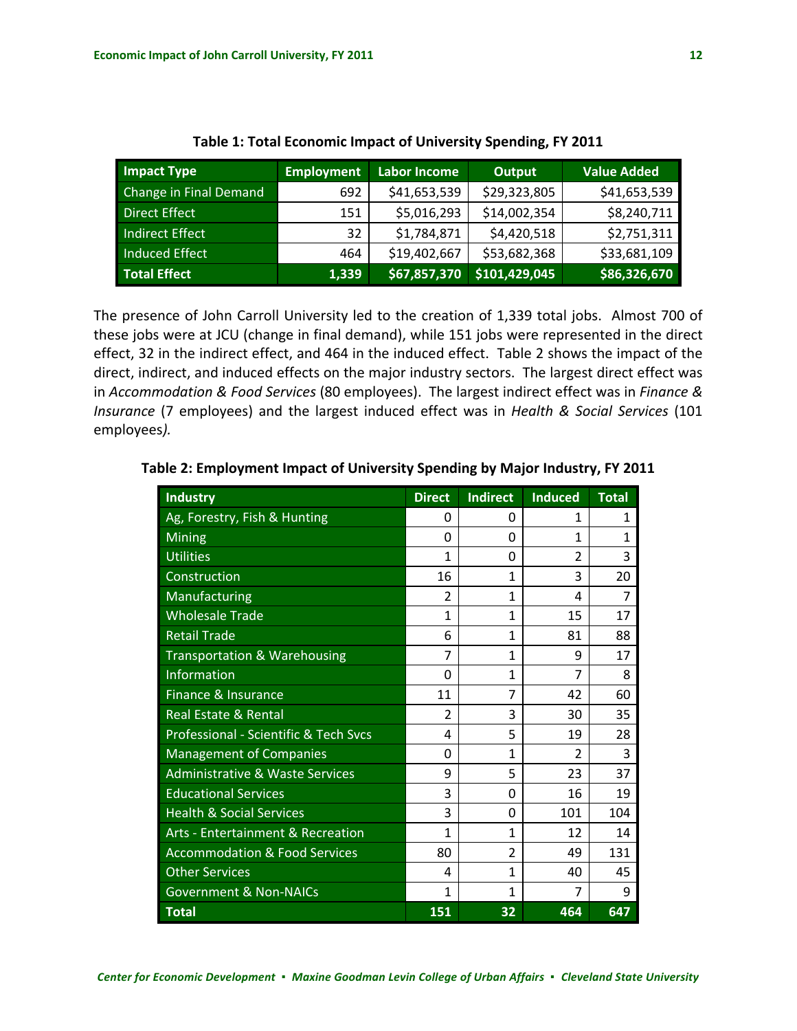**Table 1: Total Economic Impact of University Spending, FY 2011**

| Impact Type | Employment | Labor Income | Output | Value Added |
|---|---|---|---|---|
| Change in Final Demand | 692 | $41,653,539 | $29,323,805 | $41,653,539 |
| Direct Effect | 151 | $5,016,293 | $14,002,354 | $8,240,711 |
| Indirect Effect | 32 | $1,784,871 | $4,420,518 | $2,751,311 |
| Induced Effect | 464 | $19,402,667 | $53,682,368 | $33,681,109 |
| **Total Effect** | **1,339** | **$67,857,370** | **$101,429,045** | **$86,326,670** |

The presence of John Carroll University led to the creation of 1,339 total jobs. Almost 700 of these jobs were at JCU (change in final demand), while 151 jobs were represented in the direct effect, 32 in the indirect effect, and 464 in the induced effect. Table 2 shows the impact of the direct, indirect, and induced effects on the major industry sectors. The largest direct effect was in *Accommodation & Food Services* (80 employees). The largest indirect effect was in *Finance & Insurance* (7 employees) and the largest induced effect was in *Health & Social Services* (101 employees*).*

**Table 2: Employment Impact of University Spending by Major Industry, FY 2011**

| Industry | Direct | Indirect | Induced | Total |
|---|---|---|---|---|
| Ag, Forestry, Fish & Hunting | 0 | 0 | 1 | 1 |
| Mining | 0 | 0 | 1 | 1 |
| Utilities | 1 | 0 | 2 | 3 |
| Construction | 16 | 1 | 3 | 20 |
| Manufacturing | 2 | 1 | 4 | 7 |
| Wholesale Trade | 1 | 1 | 15 | 17 |
| Retail Trade | 6 | 1 | 81 | 88 |
| Transportation & Warehousing | 7 | 1 | 9 | 17 |
| Information | 0 | 1 | 7 | 8 |
| Finance & Insurance | 11 | 7 | 42 | 60 |
| Real Estate & Rental | 2 | 3 | 30 | 35 |
| Professional - Scientific & Tech Svcs | 4 | 5 | 19 | 28 |
| Management of Companies | 0 | 1 | 2 | 3 |
| Administrative & Waste Services | 9 | 5 | 23 | 37 |
| Educational Services | 3 | 0 | 16 | 19 |
| Health & Social Services | 3 | 0 | 101 | 104 |
| Arts - Entertainment & Recreation | 1 | 1 | 12 | 14 |
| Accommodation & Food Services | 80 | 2 | 49 | 131 |
| Other Services | 4 | 1 | 40 | 45 |
| Government & Non-NAICs | 1 | 1 | 7 | 9 |
| **Total** | **151** | **32** | **464** | **647** |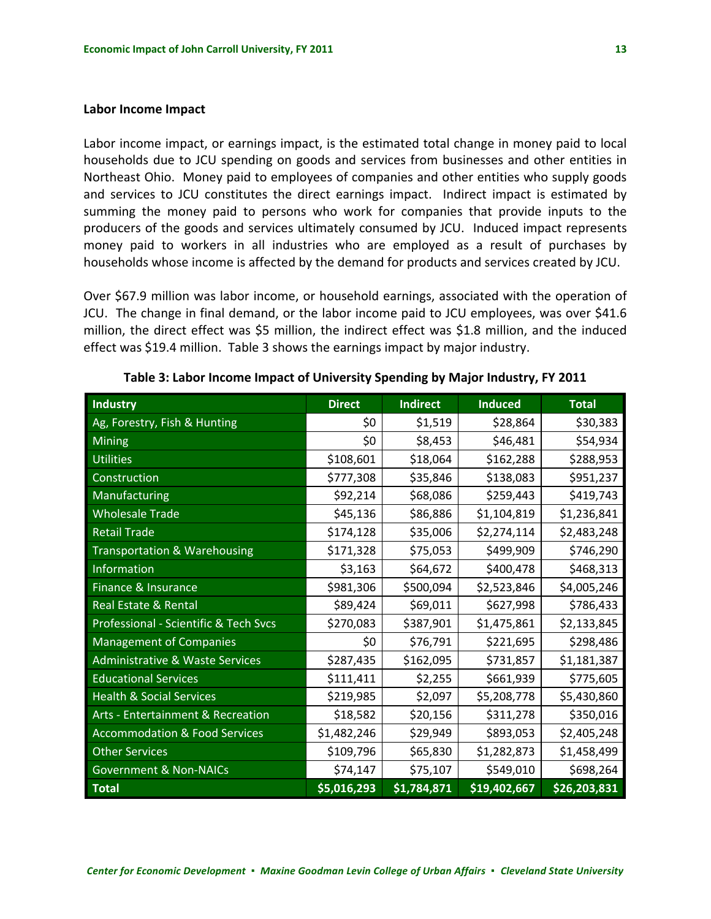### Labor Income Impact

Labor income impact, or earnings impact, is the estimated total change in money paid to local households due to JCU spending on goods and services from businesses and other entities in Northeast Ohio. Money paid to employees of companies and other entities who supply goods and services to JCU constitutes the direct earnings impact. Indirect impact is estimated by summing the money paid to persons who work for companies that provide inputs to the producers of the goods and services ultimately consumed by JCU. Induced impact represents money paid to workers in all industries who are employed as a result of purchases by households whose income is affected by the demand for products and services created by JCU.

Over $67.9 million was labor income, or household earnings, associated with the operation of JCU. The change in final demand, or the labor income paid to JCU employees, was over $41.6 million, the direct effect was $5 million, the indirect effect was $1.8 million, and the induced effect was $19.4 million. Table 3 shows the earnings impact by major industry.

**Table 3: Labor Income Impact of University Spending by Major Industry, FY 2011**

| Industry | Direct | Indirect | Induced | Total |
|---|---|---|---|---|
| Ag, Forestry, Fish & Hunting | $0 | $1,519 | $28,864 | $30,383 |
| Mining | $0 | $8,453 | $46,481 | $54,934 |
| Utilities | $108,601 | $18,064 | $162,288 | $288,953 |
| Construction | $777,308 | $35,846 | $138,083 | $951,237 |
| Manufacturing | $92,214 | $68,086 | $259,443 | $419,743 |
| Wholesale Trade | $45,136 | $86,886 | $1,104,819 | $1,236,841 |
| Retail Trade | $174,128 | $35,006 | $2,274,114 | $2,483,248 |
| Transportation & Warehousing | $171,328 | $75,053 | $499,909 | $746,290 |
| Information | $3,163 | $64,672 | $400,478 | $468,313 |
| Finance & Insurance | $981,306 | $500,094 | $2,523,846 | $4,005,246 |
| Real Estate & Rental | $89,424 | $69,011 | $627,998 | $786,433 |
| Professional - Scientific & Tech Svcs | $270,083 | $387,901 | $1,475,861 | $2,133,845 |
| Management of Companies | $0 | $76,791 | $221,695 | $298,486 |
| Administrative & Waste Services | $287,435 | $162,095 | $731,857 | $1,181,387 |
| Educational Services | $111,411 | $2,255 | $661,939 | $775,605 |
| Health & Social Services | $219,985 | $2,097 | $5,208,778 | $5,430,860 |
| Arts - Entertainment & Recreation | $18,582 | $20,156 | $311,278 | $350,016 |
| Accommodation & Food Services | $1,482,246 | $29,949 | $893,053 | $2,405,248 |
| Other Services | $109,796 | $65,830 | $1,282,873 | $1,458,499 |
| Government & Non-NAICs | $74,147 | $75,107 | $549,010 | $698,264 |
| **Total** | **$5,016,293** | **$1,784,871** | **$19,402,667** | **$26,203,831** |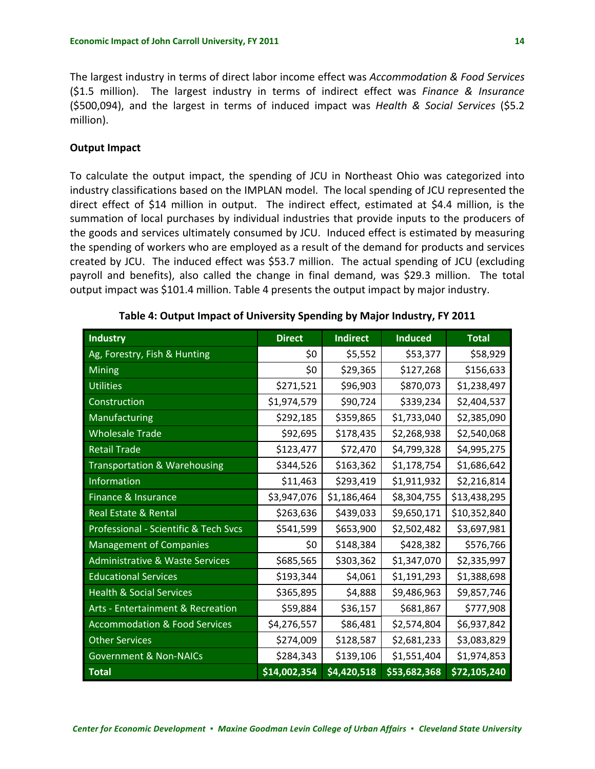The largest industry in terms of direct labor income effect was *Accommodation & Food Services* ($1.5 million). The largest industry in terms of indirect effect was *Finance & Insurance* ($500,094), and the largest in terms of induced impact was *Health & Social Services* ($5.2 million).

**Output Impact**

To calculate the output impact, the spending of JCU in Northeast Ohio was categorized into industry classifications based on the IMPLAN model. The local spending of JCU represented the direct effect of $14 million in output. The indirect effect, estimated at $4.4 million, is the summation of local purchases by individual industries that provide inputs to the producers of the goods and services ultimately consumed by JCU. Induced effect is estimated by measuring the spending of workers who are employed as a result of the demand for products and services created by JCU. The induced effect was $53.7 million. The actual spending of JCU (excluding payroll and benefits), also called the change in final demand, was $29.3 million. The total output impact was $101.4 million. Table 4 presents the output impact by major industry.

**Table 4: Output Impact of University Spending by Major Industry, FY 2011**

| Industry | Direct | Indirect | Induced | Total |
|---|---|---|---|---|
| Ag, Forestry, Fish & Hunting | $0 | $5,552 | $53,377 | $58,929 |
| Mining | $0 | $29,365 | $127,268 | $156,633 |
| Utilities | $271,521 | $96,903 | $870,073 | $1,238,497 |
| Construction | $1,974,579 | $90,724 | $339,234 | $2,404,537 |
| Manufacturing | $292,185 | $359,865 | $1,733,040 | $2,385,090 |
| Wholesale Trade | $92,695 | $178,435 | $2,268,938 | $2,540,068 |
| Retail Trade | $123,477 | $72,470 | $4,799,328 | $4,995,275 |
| Transportation & Warehousing | $344,526 | $163,362 | $1,178,754 | $1,686,642 |
| Information | $11,463 | $293,419 | $1,911,932 | $2,216,814 |
| Finance & Insurance | $3,947,076 | $1,186,464 | $8,304,755 | $13,438,295 |
| Real Estate & Rental | $263,636 | $439,033 | $9,650,171 | $10,352,840 |
| Professional - Scientific & Tech Svcs | $541,599 | $653,900 | $2,502,482 | $3,697,981 |
| Management of Companies | $0 | $148,384 | $428,382 | $576,766 |
| Administrative & Waste Services | $685,565 | $303,362 | $1,347,070 | $2,335,997 |
| Educational Services | $193,344 | $4,061 | $1,191,293 | $1,388,698 |
| Health & Social Services | $365,895 | $4,888 | $9,486,963 | $9,857,746 |
| Arts - Entertainment & Recreation | $59,884 | $36,157 | $681,867 | $777,908 |
| Accommodation & Food Services | $4,276,557 | $86,481 | $2,574,804 | $6,937,842 |
| Other Services | $274,009 | $128,587 | $2,681,233 | $3,083,829 |
| Government & Non-NAICs | $284,343 | $139,106 | $1,551,404 | $1,974,853 |
| **Total** | **$14,002,354** | **$4,420,518** | **$53,682,368** | **$72,105,240** |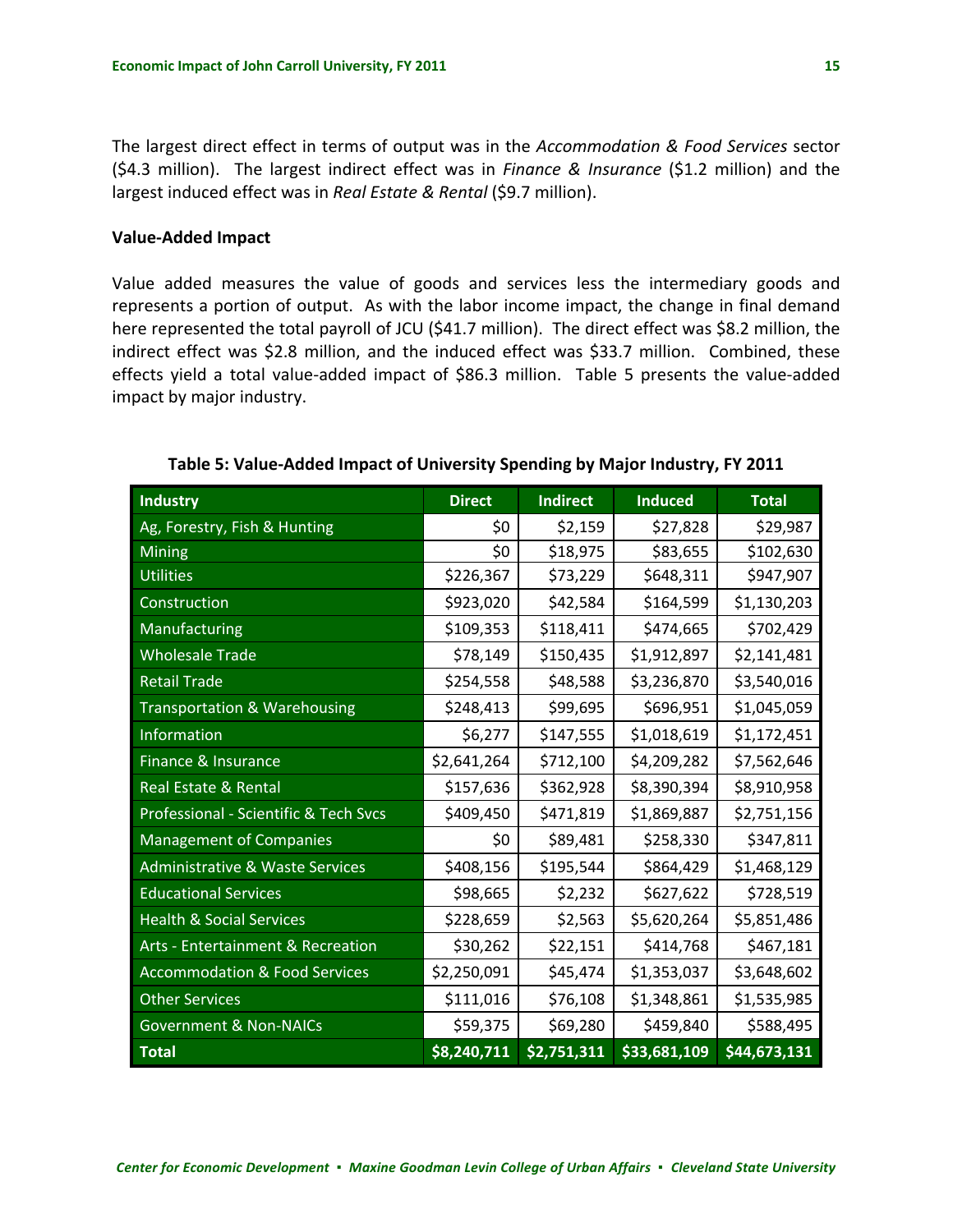The largest direct effect in terms of output was in the *Accommodation & Food Services* sector ($4.3 million). The largest indirect effect was in *Finance & Insurance* ($1.2 million) and the largest induced effect was in *Real Estate & Rental* ($9.7 million).

**Value-Added Impact**

Value added measures the value of goods and services less the intermediary goods and represents a portion of output. As with the labor income impact, the change in final demand here represented the total payroll of JCU ($41.7 million). The direct effect was $8.2 million, the indirect effect was $2.8 million, and the induced effect was $33.7 million. Combined, these effects yield a total value-added impact of $86.3 million. Table 5 presents the value-added impact by major industry.

**Table 5: Value-Added Impact of University Spending by Major Industry, FY 2011**

| Industry | Direct | Indirect | Induced | Total |
|---|---|---|---|---|
| Ag, Forestry, Fish & Hunting | $0 | $2,159 | $27,828 | $29,987 |
| Mining | $0 | $18,975 | $83,655 | $102,630 |
| Utilities | $226,367 | $73,229 | $648,311 | $947,907 |
| Construction | $923,020 | $42,584 | $164,599 | $1,130,203 |
| Manufacturing | $109,353 | $118,411 | $474,665 | $702,429 |
| Wholesale Trade | $78,149 | $150,435 | $1,912,897 | $2,141,481 |
| Retail Trade | $254,558 | $48,588 | $3,236,870 | $3,540,016 |
| Transportation & Warehousing | $248,413 | $99,695 | $696,951 | $1,045,059 |
| Information | $6,277 | $147,555 | $1,018,619 | $1,172,451 |
| Finance & Insurance | $2,641,264 | $712,100 | $4,209,282 | $7,562,646 |
| Real Estate & Rental | $157,636 | $362,928 | $8,390,394 | $8,910,958 |
| Professional - Scientific & Tech Svcs | $409,450 | $471,819 | $1,869,887 | $2,751,156 |
| Management of Companies | $0 | $89,481 | $258,330 | $347,811 |
| Administrative & Waste Services | $408,156 | $195,544 | $864,429 | $1,468,129 |
| Educational Services | $98,665 | $2,232 | $627,622 | $728,519 |
| Health & Social Services | $228,659 | $2,563 | $5,620,264 | $5,851,486 |
| Arts - Entertainment & Recreation | $30,262 | $22,151 | $414,768 | $467,181 |
| Accommodation & Food Services | $2,250,091 | $45,474 | $1,353,037 | $3,648,602 |
| Other Services | $111,016 | $76,108 | $1,348,861 | $1,535,985 |
| Government & Non-NAICs | $59,375 | $69,280 | $459,840 | $588,495 |
| **Total** | **$8,240,711** | **$2,751,311** | **$33,681,109** | **$44,673,131** |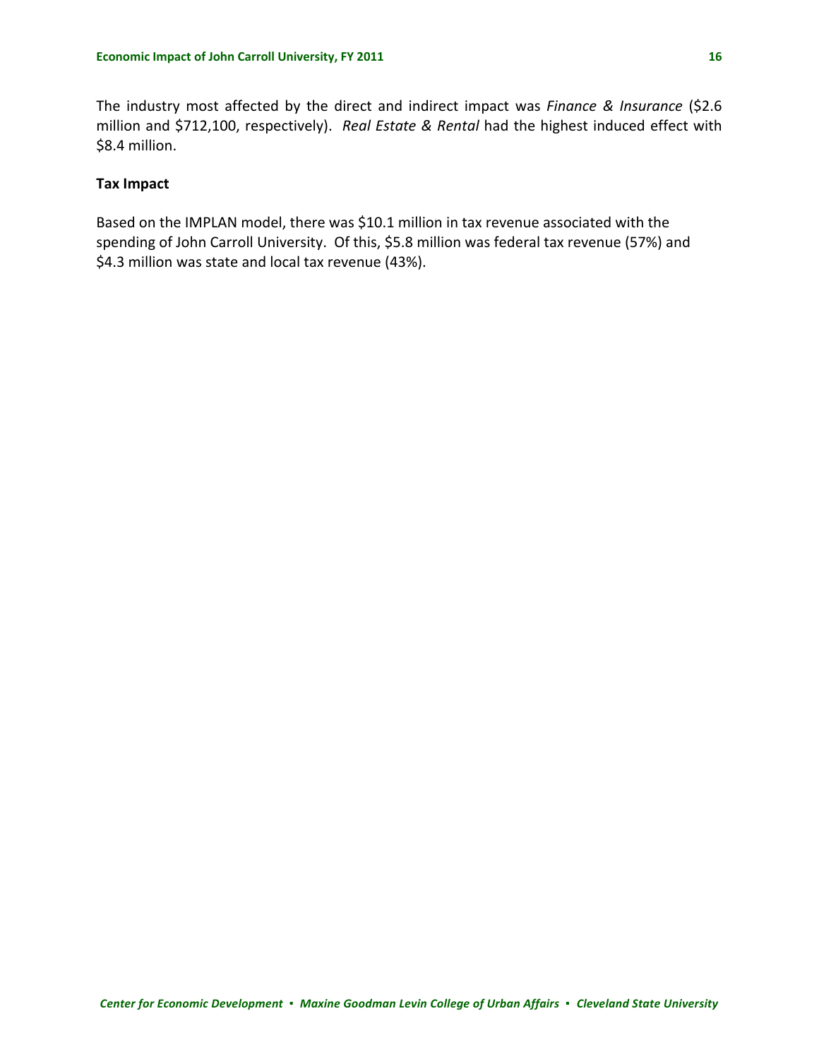The industry most affected by the direct and indirect impact was *Finance & Insurance* ($2.6 million and $712,100, respectively). *Real Estate & Rental* had the highest induced effect with $8.4 million.

**Tax Impact**

Based on the IMPLAN model, there was $10.1 million in tax revenue associated with the spending of John Carroll University. Of this, $5.8 million was federal tax revenue (57%) and $4.3 million was state and local tax revenue (43%).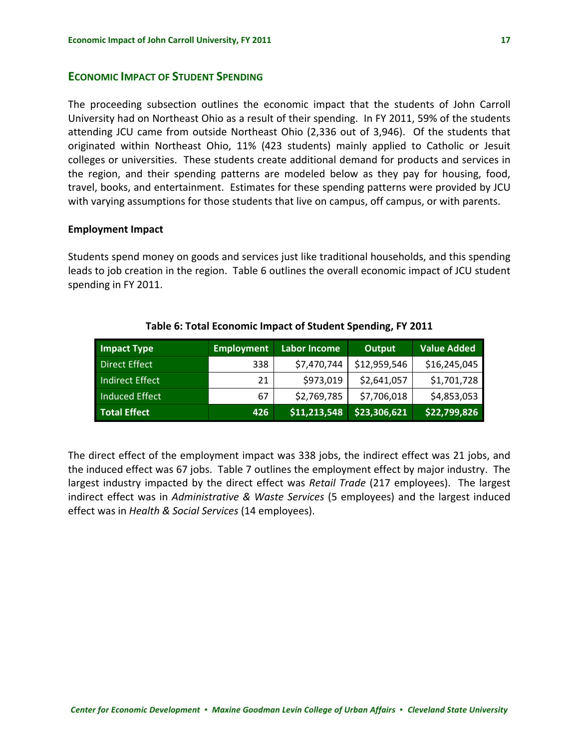## Economic Impact of Student Spending

The proceeding subsection outlines the economic impact that the students of John Carroll University had on Northeast Ohio as a result of their spending. In FY 2011, 59% of the students attending JCU came from outside Northeast Ohio (2,336 out of 3,946). Of the students that originated within Northeast Ohio, 11% (423 students) mainly applied to Catholic or Jesuit colleges or universities. These students create additional demand for products and services in the region, and their spending patterns are modeled below as they pay for housing, food, travel, books, and entertainment. Estimates for these spending patterns were provided by JCU with varying assumptions for those students that live on campus, off campus, or with parents.

### Employment Impact

Students spend money on goods and services just like traditional households, and this spending leads to job creation in the region. Table 6 outlines the overall economic impact of JCU student spending in FY 2011.

**Table 6: Total Economic Impact of Student Spending, FY 2011**

| Impact Type | Employment | Labor Income | Output | Value Added |
|---|---|---|---|---|
| Direct Effect | 338 | $7,470,744 | $12,959,546 | $16,245,045 |
| Indirect Effect | 21 | $973,019 | $2,641,057 | $1,701,728 |
| Induced Effect | 67 | $2,769,785 | $7,706,018 | $4,853,053 |
| **Total Effect** | **426** | **$11,213,548** | **$23,306,621** | **$22,799,826** |

The direct effect of the employment impact was 338 jobs, the indirect effect was 21 jobs, and the induced effect was 67 jobs. Table 7 outlines the employment effect by major industry. The largest industry impacted by the direct effect was *Retail Trade* (217 employees). The largest indirect effect was in *Administrative & Waste Services* (5 employees) and the largest induced effect was in *Health & Social Services* (14 employees).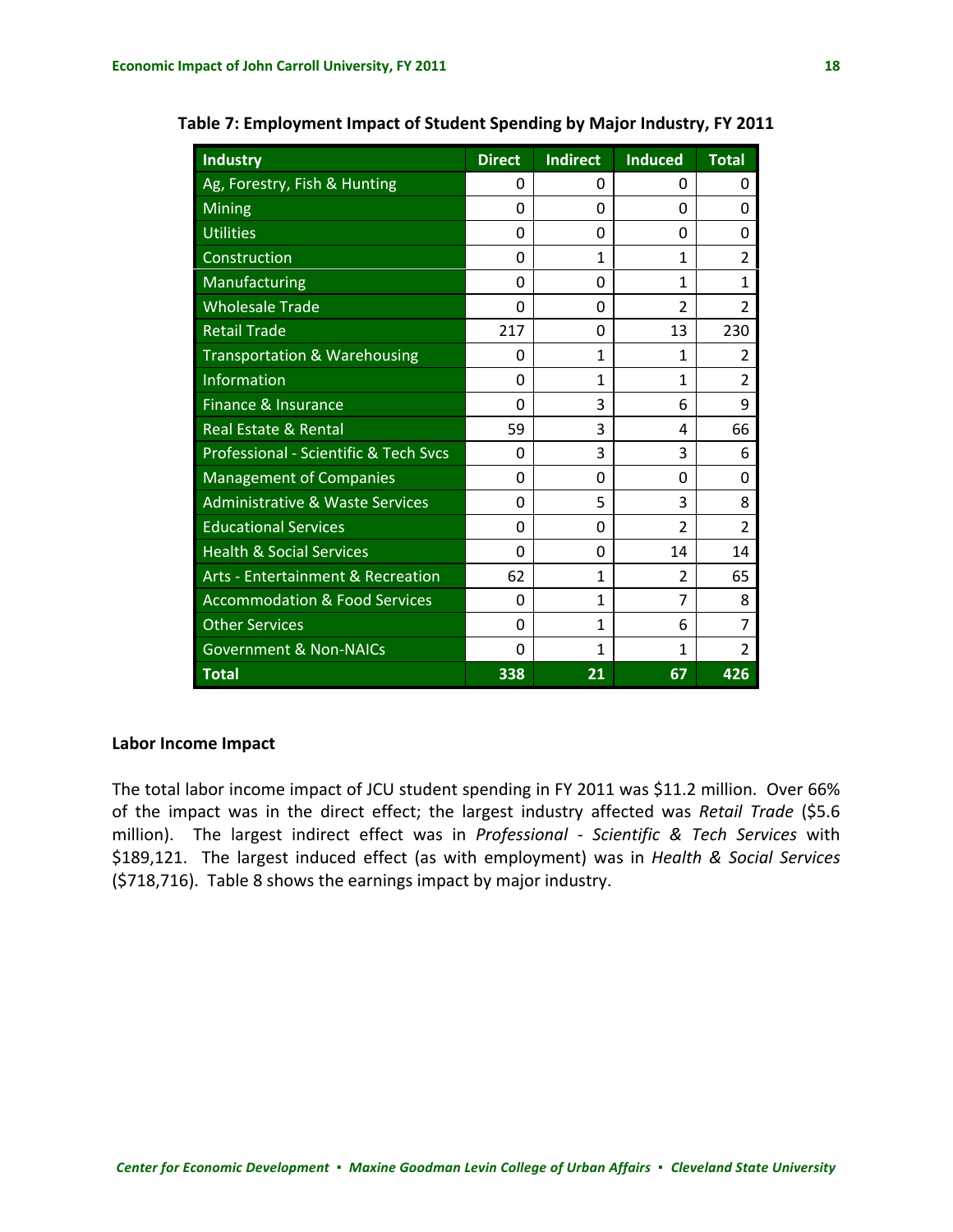**Table 7: Employment Impact of Student Spending by Major Industry, FY 2011**

| Industry | Direct | Indirect | Induced | Total |
|---|---|---|---|---|
| Ag, Forestry, Fish & Hunting | 0 | 0 | 0 | 0 |
| Mining | 0 | 0 | 0 | 0 |
| Utilities | 0 | 0 | 0 | 0 |
| Construction | 0 | 1 | 1 | 2 |
| Manufacturing | 0 | 0 | 1 | 1 |
| Wholesale Trade | 0 | 0 | 2 | 2 |
| Retail Trade | 217 | 0 | 13 | 230 |
| Transportation & Warehousing | 0 | 1 | 1 | 2 |
| Information | 0 | 1 | 1 | 2 |
| Finance & Insurance | 0 | 3 | 6 | 9 |
| Real Estate & Rental | 59 | 3 | 4 | 66 |
| Professional - Scientific & Tech Svcs | 0 | 3 | 3 | 6 |
| Management of Companies | 0 | 0 | 0 | 0 |
| Administrative & Waste Services | 0 | 5 | 3 | 8 |
| Educational Services | 0 | 0 | 2 | 2 |
| Health & Social Services | 0 | 0 | 14 | 14 |
| Arts - Entertainment & Recreation | 62 | 1 | 2 | 65 |
| Accommodation & Food Services | 0 | 1 | 7 | 8 |
| Other Services | 0 | 1 | 6 | 7 |
| Government & Non-NAICs | 0 | 1 | 1 | 2 |
| **Total** | **338** | **21** | **67** | **426** |

### Labor Income Impact

The total labor income impact of JCU student spending in FY 2011 was $11.2 million. Over 66% of the impact was in the direct effect; the largest industry affected was *Retail Trade* ($5.6 million). The largest indirect effect was in *Professional - Scientific & Tech Services* with $189,121. The largest induced effect (as with employment) was in *Health & Social Services* ($718,716). Table 8 shows the earnings impact by major industry.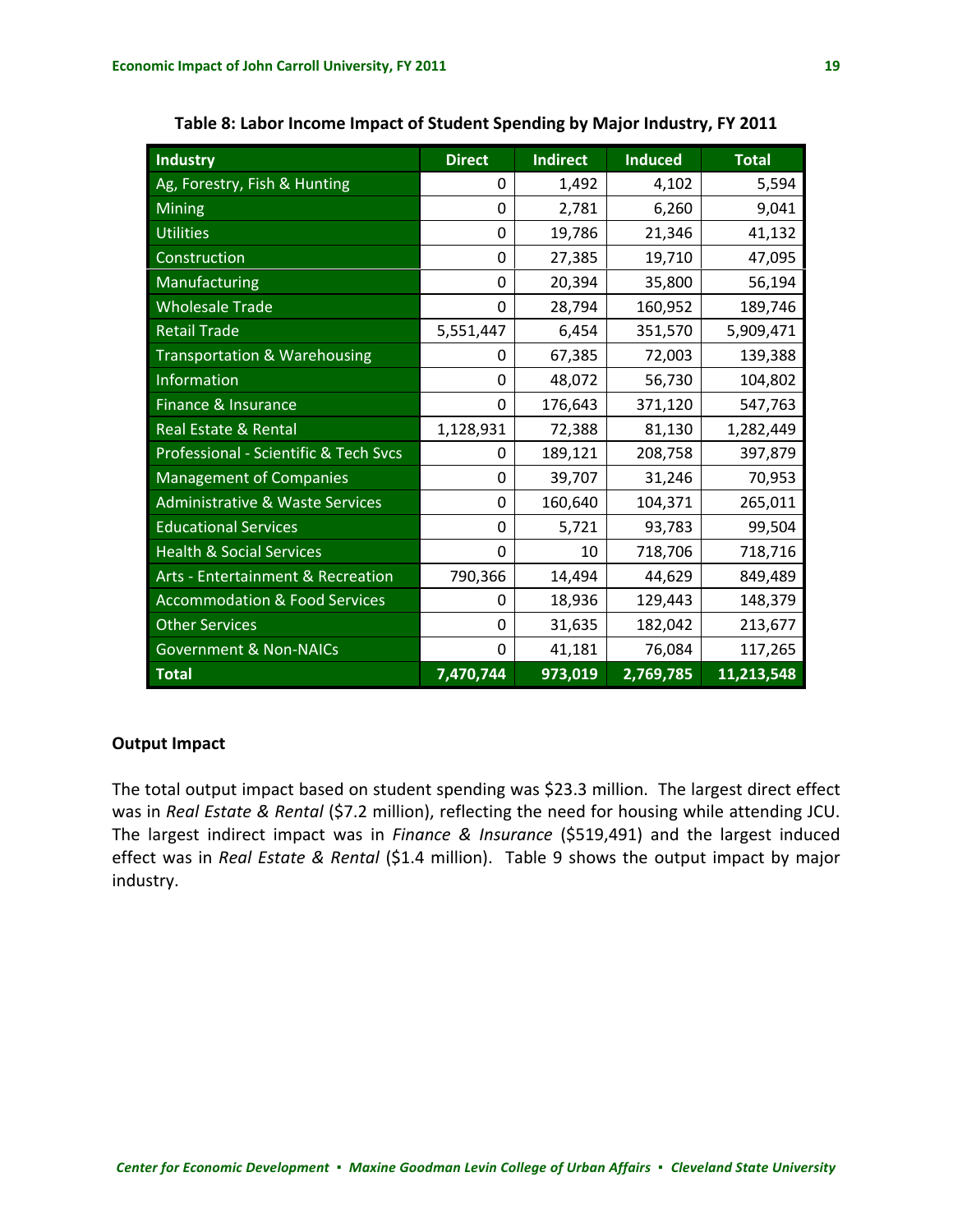**Table 8: Labor Income Impact of Student Spending by Major Industry, FY 2011**

| Industry | Direct | Indirect | Induced | Total |
|---|---|---|---|---|
| Ag, Forestry, Fish & Hunting | 0 | 1,492 | 4,102 | 5,594 |
| Mining | 0 | 2,781 | 6,260 | 9,041 |
| Utilities | 0 | 19,786 | 21,346 | 41,132 |
| Construction | 0 | 27,385 | 19,710 | 47,095 |
| Manufacturing | 0 | 20,394 | 35,800 | 56,194 |
| Wholesale Trade | 0 | 28,794 | 160,952 | 189,746 |
| Retail Trade | 5,551,447 | 6,454 | 351,570 | 5,909,471 |
| Transportation & Warehousing | 0 | 67,385 | 72,003 | 139,388 |
| Information | 0 | 48,072 | 56,730 | 104,802 |
| Finance & Insurance | 0 | 176,643 | 371,120 | 547,763 |
| Real Estate & Rental | 1,128,931 | 72,388 | 81,130 | 1,282,449 |
| Professional - Scientific & Tech Svcs | 0 | 189,121 | 208,758 | 397,879 |
| Management of Companies | 0 | 39,707 | 31,246 | 70,953 |
| Administrative & Waste Services | 0 | 160,640 | 104,371 | 265,011 |
| Educational Services | 0 | 5,721 | 93,783 | 99,504 |
| Health & Social Services | 0 | 10 | 718,706 | 718,716 |
| Arts - Entertainment & Recreation | 790,366 | 14,494 | 44,629 | 849,489 |
| Accommodation & Food Services | 0 | 18,936 | 129,443 | 148,379 |
| Other Services | 0 | 31,635 | 182,042 | 213,677 |
| Government & Non-NAICs | 0 | 41,181 | 76,084 | 117,265 |
| **Total** | **7,470,744** | **973,019** | **2,769,785** | **11,213,548** |

### Output Impact

The total output impact based on student spending was $23.3 million. The largest direct effect was in *Real Estate & Rental* ($7.2 million), reflecting the need for housing while attending JCU. The largest indirect impact was in *Finance & Insurance* ($519,491) and the largest induced effect was in *Real Estate & Rental* ($1.4 million). Table 9 shows the output impact by major industry.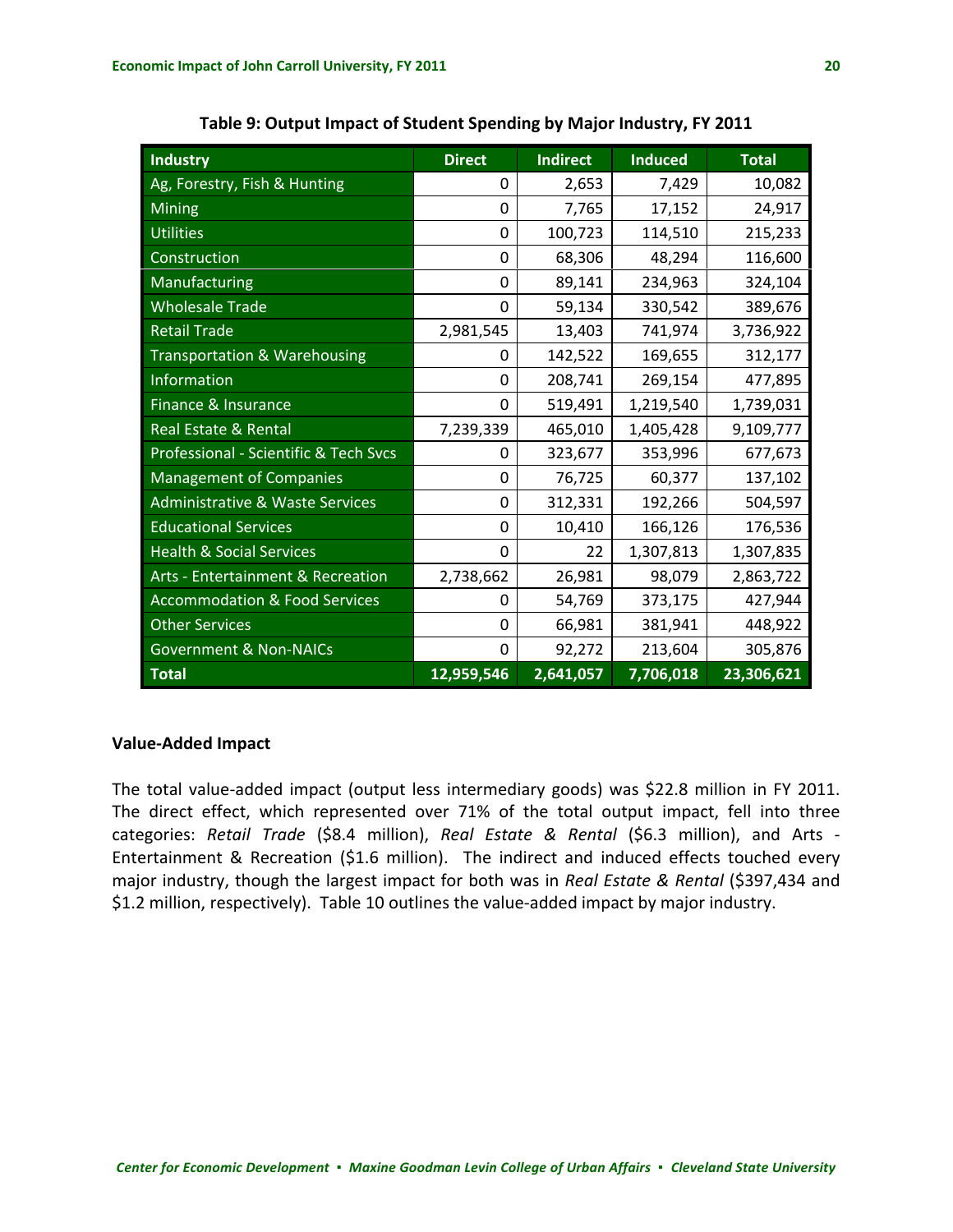**Table 9: Output Impact of Student Spending by Major Industry, FY 2011**

| Industry | Direct | Indirect | Induced | Total |
|---|---|---|---|---|
| Ag, Forestry, Fish & Hunting | 0 | 2,653 | 7,429 | 10,082 |
| Mining | 0 | 7,765 | 17,152 | 24,917 |
| Utilities | 0 | 100,723 | 114,510 | 215,233 |
| Construction | 0 | 68,306 | 48,294 | 116,600 |
| Manufacturing | 0 | 89,141 | 234,963 | 324,104 |
| Wholesale Trade | 0 | 59,134 | 330,542 | 389,676 |
| Retail Trade | 2,981,545 | 13,403 | 741,974 | 3,736,922 |
| Transportation & Warehousing | 0 | 142,522 | 169,655 | 312,177 |
| Information | 0 | 208,741 | 269,154 | 477,895 |
| Finance & Insurance | 0 | 519,491 | 1,219,540 | 1,739,031 |
| Real Estate & Rental | 7,239,339 | 465,010 | 1,405,428 | 9,109,777 |
| Professional - Scientific & Tech Svcs | 0 | 323,677 | 353,996 | 677,673 |
| Management of Companies | 0 | 76,725 | 60,377 | 137,102 |
| Administrative & Waste Services | 0 | 312,331 | 192,266 | 504,597 |
| Educational Services | 0 | 10,410 | 166,126 | 176,536 |
| Health & Social Services | 0 | 22 | 1,307,813 | 1,307,835 |
| Arts - Entertainment & Recreation | 2,738,662 | 26,981 | 98,079 | 2,863,722 |
| Accommodation & Food Services | 0 | 54,769 | 373,175 | 427,944 |
| Other Services | 0 | 66,981 | 381,941 | 448,922 |
| Government & Non-NAICs | 0 | 92,272 | 213,604 | 305,876 |
| **Total** | **12,959,546** | **2,641,057** | **7,706,018** | **23,306,621** |

### Value-Added Impact

The total value-added impact (output less intermediary goods) was $22.8 million in FY 2011. The direct effect, which represented over 71% of the total output impact, fell into three categories: *Retail Trade* ($8.4 million), *Real Estate & Rental* ($6.3 million), and Arts - Entertainment & Recreation ($1.6 million). The indirect and induced effects touched every major industry, though the largest impact for both was in *Real Estate & Rental* ($397,434 and $1.2 million, respectively). Table 10 outlines the value-added impact by major industry.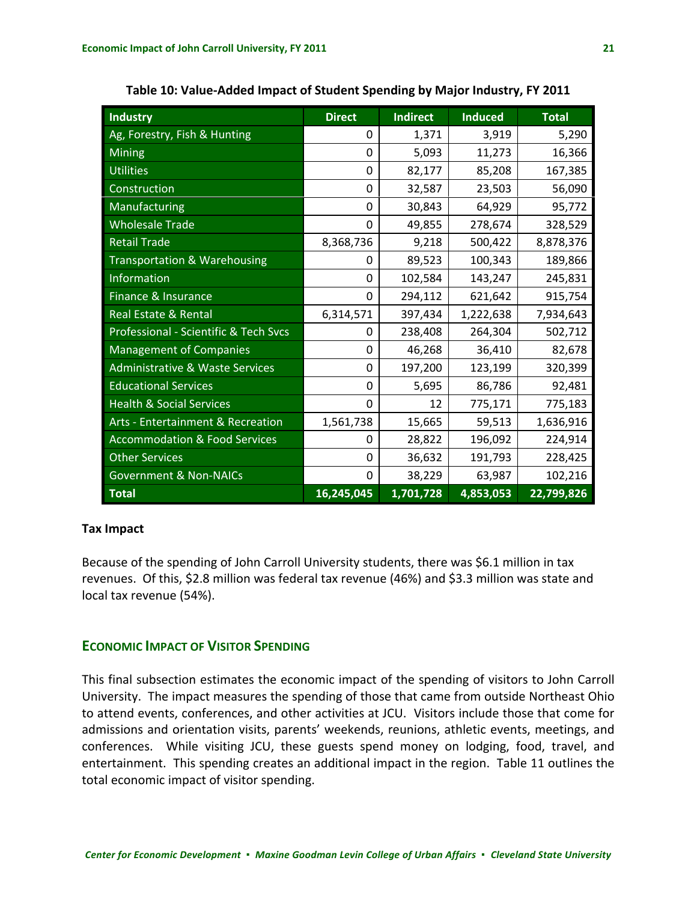**Table 10: Value-Added Impact of Student Spending by Major Industry, FY 2011**

| Industry | Direct | Indirect | Induced | Total |
|---|---|---|---|---|
| Ag, Forestry, Fish & Hunting | 0 | 1,371 | 3,919 | 5,290 |
| Mining | 0 | 5,093 | 11,273 | 16,366 |
| Utilities | 0 | 82,177 | 85,208 | 167,385 |
| Construction | 0 | 32,587 | 23,503 | 56,090 |
| Manufacturing | 0 | 30,843 | 64,929 | 95,772 |
| Wholesale Trade | 0 | 49,855 | 278,674 | 328,529 |
| Retail Trade | 8,368,736 | 9,218 | 500,422 | 8,878,376 |
| Transportation & Warehousing | 0 | 89,523 | 100,343 | 189,866 |
| Information | 0 | 102,584 | 143,247 | 245,831 |
| Finance & Insurance | 0 | 294,112 | 621,642 | 915,754 |
| Real Estate & Rental | 6,314,571 | 397,434 | 1,222,638 | 7,934,643 |
| Professional - Scientific & Tech Svcs | 0 | 238,408 | 264,304 | 502,712 |
| Management of Companies | 0 | 46,268 | 36,410 | 82,678 |
| Administrative & Waste Services | 0 | 197,200 | 123,199 | 320,399 |
| Educational Services | 0 | 5,695 | 86,786 | 92,481 |
| Health & Social Services | 0 | 12 | 775,171 | 775,183 |
| Arts - Entertainment & Recreation | 1,561,738 | 15,665 | 59,513 | 1,636,916 |
| Accommodation & Food Services | 0 | 28,822 | 196,092 | 224,914 |
| Other Services | 0 | 36,632 | 191,793 | 228,425 |
| Government & Non-NAICs | 0 | 38,229 | 63,987 | 102,216 |
| **Total** | **16,245,045** | **1,701,728** | **4,853,053** | **22,799,826** |

**Tax Impact**

Because of the spending of John Carroll University students, there was $6.1 million in tax revenues. Of this, $2.8 million was federal tax revenue (46%) and $3.3 million was state and local tax revenue (54%).

## ECONOMIC IMPACT OF VISITOR SPENDING

This final subsection estimates the economic impact of the spending of visitors to John Carroll University. The impact measures the spending of those that came from outside Northeast Ohio to attend events, conferences, and other activities at JCU. Visitors include those that come for admissions and orientation visits, parents' weekends, reunions, athletic events, meetings, and conferences. While visiting JCU, these guests spend money on lodging, food, travel, and entertainment. This spending creates an additional impact in the region. Table 11 outlines the total economic impact of visitor spending.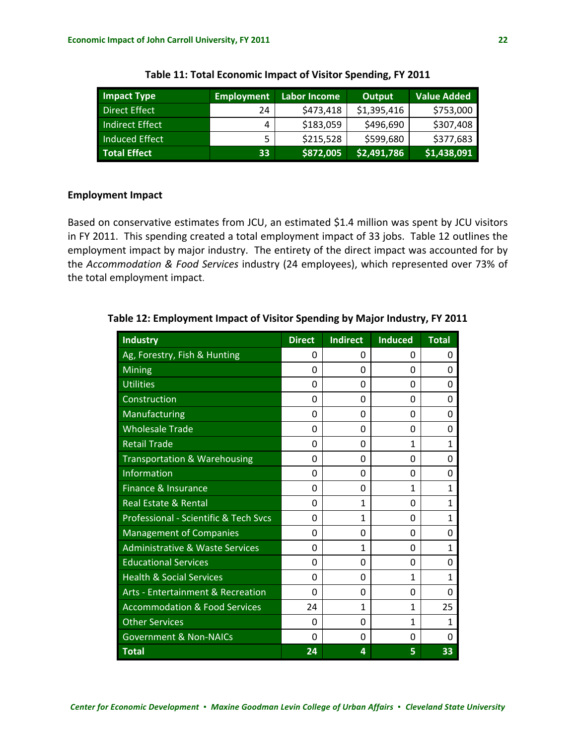**Table 11: Total Economic Impact of Visitor Spending, FY 2011**

| Impact Type | Employment | Labor Income | Output | Value Added |
|---|---|---|---|---|
| Direct Effect | 24 | $473,418 | $1,395,416 | $753,000 |
| Indirect Effect | 4 | $183,059 | $496,690 | $307,408 |
| Induced Effect | 5 | $215,528 | $599,680 | $377,683 |
| **Total Effect** | **33** | **$872,005** | **$2,491,786** | **$1,438,091** |

### Employment Impact

Based on conservative estimates from JCU, an estimated $1.4 million was spent by JCU visitors in FY 2011. This spending created a total employment impact of 33 jobs. Table 12 outlines the employment impact by major industry. The entirety of the direct impact was accounted for by the *Accommodation & Food Services* industry (24 employees), which represented over 73% of the total employment impact.

**Table 12: Employment Impact of Visitor Spending by Major Industry, FY 2011**

| Industry | Direct | Indirect | Induced | Total |
|---|---|---|---|---|
| Ag, Forestry, Fish & Hunting | 0 | 0 | 0 | 0 |
| Mining | 0 | 0 | 0 | 0 |
| Utilities | 0 | 0 | 0 | 0 |
| Construction | 0 | 0 | 0 | 0 |
| Manufacturing | 0 | 0 | 0 | 0 |
| Wholesale Trade | 0 | 0 | 0 | 0 |
| Retail Trade | 0 | 0 | 1 | 1 |
| Transportation & Warehousing | 0 | 0 | 0 | 0 |
| Information | 0 | 0 | 0 | 0 |
| Finance & Insurance | 0 | 0 | 1 | 1 |
| Real Estate & Rental | 0 | 1 | 0 | 1 |
| Professional - Scientific & Tech Svcs | 0 | 1 | 0 | 1 |
| Management of Companies | 0 | 0 | 0 | 0 |
| Administrative & Waste Services | 0 | 1 | 0 | 1 |
| Educational Services | 0 | 0 | 0 | 0 |
| Health & Social Services | 0 | 0 | 1 | 1 |
| Arts - Entertainment & Recreation | 0 | 0 | 0 | 0 |
| Accommodation & Food Services | 24 | 1 | 1 | 25 |
| Other Services | 0 | 0 | 1 | 1 |
| Government & Non-NAICs | 0 | 0 | 0 | 0 |
| **Total** | **24** | **4** | **5** | **33** |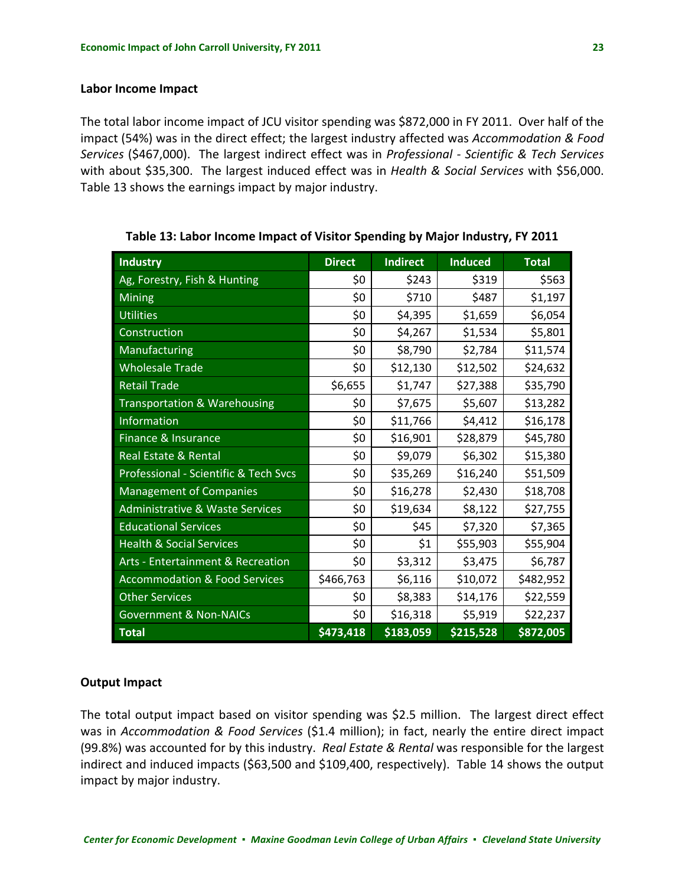### Labor Income Impact

The total labor income impact of JCU visitor spending was $872,000 in FY 2011. Over half of the impact (54%) was in the direct effect; the largest industry affected was *Accommodation & Food Services* ($467,000). The largest indirect effect was in *Professional - Scientific & Tech Services* with about $35,300. The largest induced effect was in *Health & Social Services* with $56,000. Table 13 shows the earnings impact by major industry.

**Table 13: Labor Income Impact of Visitor Spending by Major Industry, FY 2011**

| Industry | Direct | Indirect | Induced | Total |
|---|---|---|---|---|
| Ag, Forestry, Fish & Hunting | $0 | $243 | $319 | $563 |
| Mining | $0 | $710 | $487 | $1,197 |
| Utilities | $0 | $4,395 | $1,659 | $6,054 |
| Construction | $0 | $4,267 | $1,534 | $5,801 |
| Manufacturing | $0 | $8,790 | $2,784 | $11,574 |
| Wholesale Trade | $0 | $12,130 | $12,502 | $24,632 |
| Retail Trade | $6,655 | $1,747 | $27,388 | $35,790 |
| Transportation & Warehousing | $0 | $7,675 | $5,607 | $13,282 |
| Information | $0 | $11,766 | $4,412 | $16,178 |
| Finance & Insurance | $0 | $16,901 | $28,879 | $45,780 |
| Real Estate & Rental | $0 | $9,079 | $6,302 | $15,380 |
| Professional - Scientific & Tech Svcs | $0 | $35,269 | $16,240 | $51,509 |
| Management of Companies | $0 | $16,278 | $2,430 | $18,708 |
| Administrative & Waste Services | $0 | $19,634 | $8,122 | $27,755 |
| Educational Services | $0 | $45 | $7,320 | $7,365 |
| Health & Social Services | $0 | $1 | $55,903 | $55,904 |
| Arts - Entertainment & Recreation | $0 | $3,312 | $3,475 | $6,787 |
| Accommodation & Food Services | $466,763 | $6,116 | $10,072 | $482,952 |
| Other Services | $0 | $8,383 | $14,176 | $22,559 |
| Government & Non-NAICs | $0 | $16,318 | $5,919 | $22,237 |
| **Total** | **$473,418** | **$183,059** | **$215,528** | **$872,005** |

### Output Impact

The total output impact based on visitor spending was $2.5 million. The largest direct effect was in *Accommodation & Food Services* ($1.4 million); in fact, nearly the entire direct impact (99.8%) was accounted for by this industry. *Real Estate & Rental* was responsible for the largest indirect and induced impacts ($63,500 and $109,400, respectively). Table 14 shows the output impact by major industry.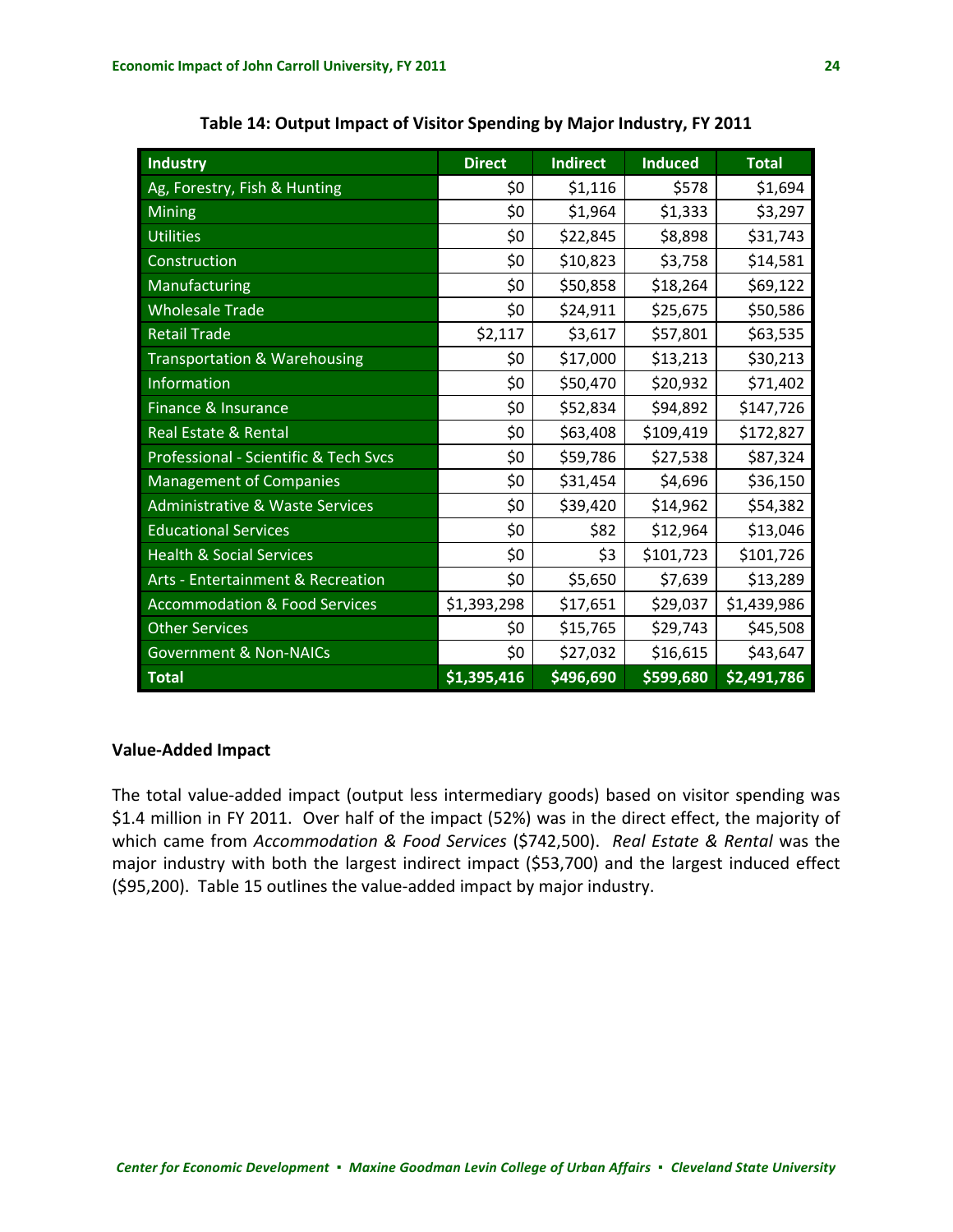**Table 14: Output Impact of Visitor Spending by Major Industry, FY 2011**

| Industry | Direct | Indirect | Induced | Total |
|---|---|---|---|---|
| Ag, Forestry, Fish & Hunting | $0 | $1,116 | $578 | $1,694 |
| Mining | $0 | $1,964 | $1,333 | $3,297 |
| Utilities | $0 | $22,845 | $8,898 | $31,743 |
| Construction | $0 | $10,823 | $3,758 | $14,581 |
| Manufacturing | $0 | $50,858 | $18,264 | $69,122 |
| Wholesale Trade | $0 | $24,911 | $25,675 | $50,586 |
| Retail Trade | $2,117 | $3,617 | $57,801 | $63,535 |
| Transportation & Warehousing | $0 | $17,000 | $13,213 | $30,213 |
| Information | $0 | $50,470 | $20,932 | $71,402 |
| Finance & Insurance | $0 | $52,834 | $94,892 | $147,726 |
| Real Estate & Rental | $0 | $63,408 | $109,419 | $172,827 |
| Professional - Scientific & Tech Svcs | $0 | $59,786 | $27,538 | $87,324 |
| Management of Companies | $0 | $31,454 | $4,696 | $36,150 |
| Administrative & Waste Services | $0 | $39,420 | $14,962 | $54,382 |
| Educational Services | $0 | $82 | $12,964 | $13,046 |
| Health & Social Services | $0 | $3 | $101,723 | $101,726 |
| Arts - Entertainment & Recreation | $0 | $5,650 | $7,639 | $13,289 |
| Accommodation & Food Services | $1,393,298 | $17,651 | $29,037 | $1,439,986 |
| Other Services | $0 | $15,765 | $29,743 | $45,508 |
| Government & Non-NAICs | $0 | $27,032 | $16,615 | $43,647 |
| **Total** | **$1,395,416** | **$496,690** | **$599,680** | **$2,491,786** |

### Value-Added Impact

The total value-added impact (output less intermediary goods) based on visitor spending was $1.4 million in FY 2011. Over half of the impact (52%) was in the direct effect, the majority of which came from *Accommodation & Food Services* ($742,500). *Real Estate & Rental* was the major industry with both the largest indirect impact ($53,700) and the largest induced effect ($95,200). Table 15 outlines the value-added impact by major industry.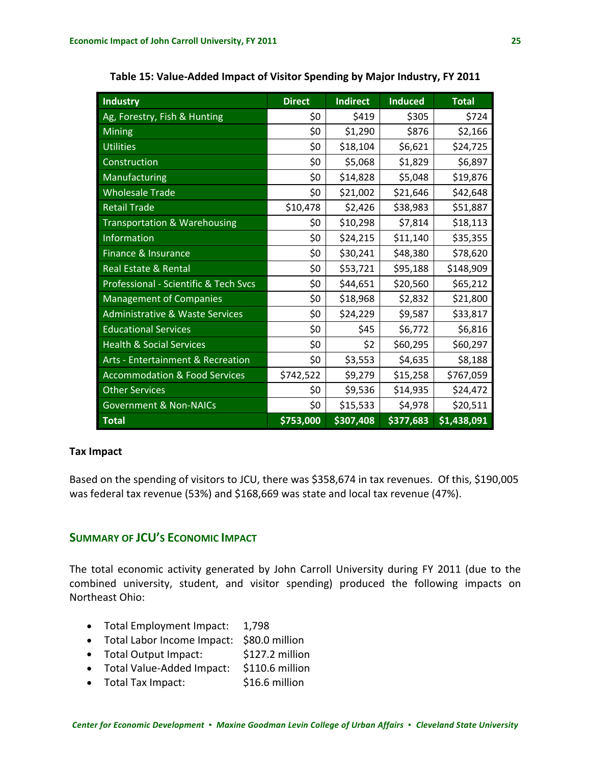**Table 15: Value-Added Impact of Visitor Spending by Major Industry, FY 2011**

| Industry | Direct | Indirect | Induced | Total |
|---|---|---|---|---|
| Ag, Forestry, Fish & Hunting | $0 | $419 | $305 | $724 |
| Mining | $0 | $1,290 | $876 | $2,166 |
| Utilities | $0 | $18,104 | $6,621 | $24,725 |
| Construction | $0 | $5,068 | $1,829 | $6,897 |
| Manufacturing | $0 | $14,828 | $5,048 | $19,876 |
| Wholesale Trade | $0 | $21,002 | $21,646 | $42,648 |
| Retail Trade | $10,478 | $2,426 | $38,983 | $51,887 |
| Transportation & Warehousing | $0 | $10,298 | $7,814 | $18,113 |
| Information | $0 | $24,215 | $11,140 | $35,355 |
| Finance & Insurance | $0 | $30,241 | $48,380 | $78,620 |
| Real Estate & Rental | $0 | $53,721 | $95,188 | $148,909 |
| Professional - Scientific & Tech Svcs | $0 | $44,651 | $20,560 | $65,212 |
| Management of Companies | $0 | $18,968 | $2,832 | $21,800 |
| Administrative & Waste Services | $0 | $24,229 | $9,587 | $33,817 |
| Educational Services | $0 | $45 | $6,772 | $6,816 |
| Health & Social Services | $0 | $2 | $60,295 | $60,297 |
| Arts - Entertainment & Recreation | $0 | $3,553 | $4,635 | $8,188 |
| Accommodation & Food Services | $742,522 | $9,279 | $15,258 | $767,059 |
| Other Services | $0 | $9,536 | $14,935 | $24,472 |
| Government & Non-NAICs | $0 | $15,533 | $4,978 | $20,511 |
| **Total** | **$753,000** | **$307,408** | **$377,683** | **$1,438,091** |

**Tax Impact**

Based on the spending of visitors to JCU, there was $358,674 in tax revenues. Of this, $190,005 was federal tax revenue (53%) and $168,669 was state and local tax revenue (47%).

## SUMMARY OF JCU'S ECONOMIC IMPACT

The total economic activity generated by John Carroll University during FY 2011 (due to the combined university, student, and visitor spending) produced the following impacts on Northeast Ohio:

- Total Employment Impact: 1,798
- Total Labor Income Impact: $80.0 million
- Total Output Impact: $127.2 million
- Total Value-Added Impact: $110.6 million
- Total Tax Impact: $16.6 million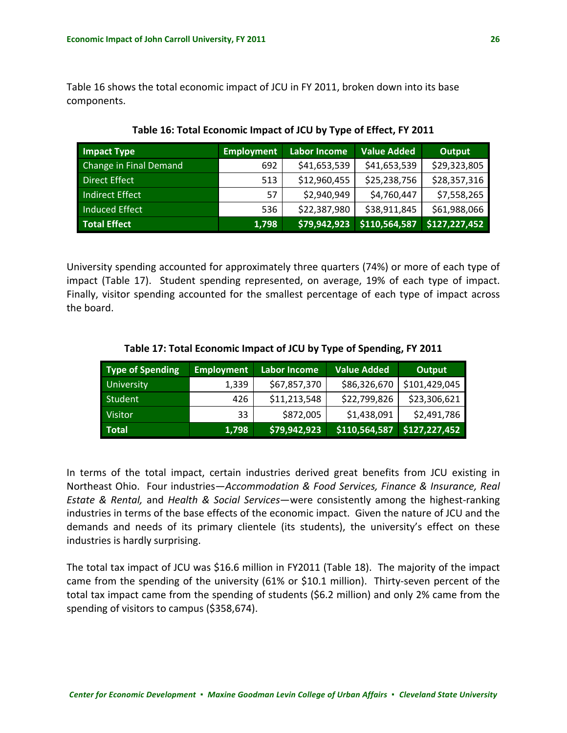Table 16 shows the total economic impact of JCU in FY 2011, broken down into its base components.

**Table 16: Total Economic Impact of JCU by Type of Effect, FY 2011**

| Impact Type | Employment | Labor Income | Value Added | Output |
|---|---|---|---|---|
| Change in Final Demand | 692 | $41,653,539 | $41,653,539 | $29,323,805 |
| Direct Effect | 513 | $12,960,455 | $25,238,756 | $28,357,316 |
| Indirect Effect | 57 | $2,940,949 | $4,760,447 | $7,558,265 |
| Induced Effect | 536 | $22,387,980 | $38,911,845 | $61,988,066 |
| **Total Effect** | **1,798** | **$79,942,923** | **$110,564,587** | **$127,227,452** |

University spending accounted for approximately three quarters (74%) or more of each type of impact (Table 17). Student spending represented, on average, 19% of each type of impact. Finally, visitor spending accounted for the smallest percentage of each type of impact across the board.

**Table 17: Total Economic Impact of JCU by Type of Spending, FY 2011**

| Type of Spending | Employment | Labor Income | Value Added | Output |
|---|---|---|---|---|
| University | 1,339 | $67,857,370 | $86,326,670 | $101,429,045 |
| Student | 426 | $11,213,548 | $22,799,826 | $23,306,621 |
| Visitor | 33 | $872,005 | $1,438,091 | $2,491,786 |
| **Total** | **1,798** | **$79,942,923** | **$110,564,587** | **$127,227,452** |

In terms of the total impact, certain industries derived great benefits from JCU existing in Northeast Ohio. Four industries—*Accommodation & Food Services, Finance & Insurance, Real Estate & Rental,* and *Health & Social Services*—were consistently among the highest-ranking industries in terms of the base effects of the economic impact. Given the nature of JCU and the demands and needs of its primary clientele (its students), the university's effect on these industries is hardly surprising.

The total tax impact of JCU was $16.6 million in FY2011 (Table 18). The majority of the impact came from the spending of the university (61% or $10.1 million). Thirty-seven percent of the total tax impact came from the spending of students ($6.2 million) and only 2% came from the spending of visitors to campus ($358,674).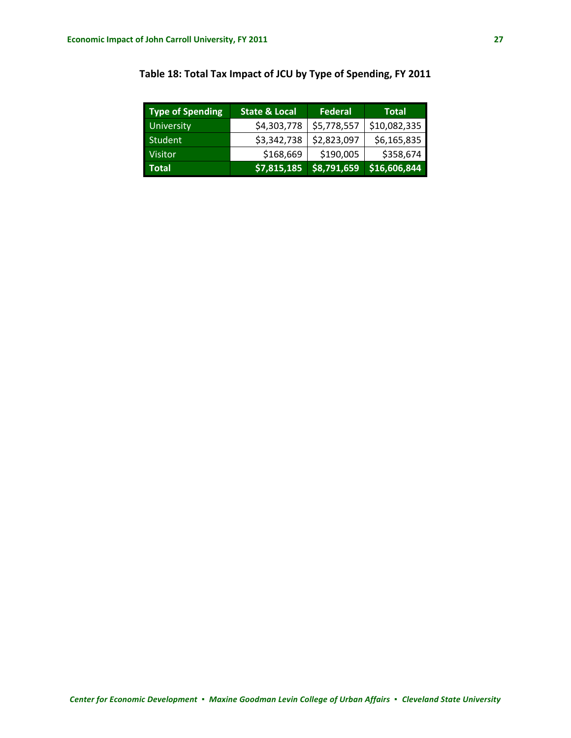**Table 18: Total Tax Impact of JCU by Type of Spending, FY 2011**

| Type of Spending | State & Local | Federal | Total |
|---|---|---|---|
| University | $4,303,778 | $5,778,557 | $10,082,335 |
| Student | $3,342,738 | $2,823,097 | $6,165,835 |
| Visitor | $168,669 | $190,005 | $358,674 |
| **Total** | **$7,815,185** | **$8,791,659** | **$16,606,844** |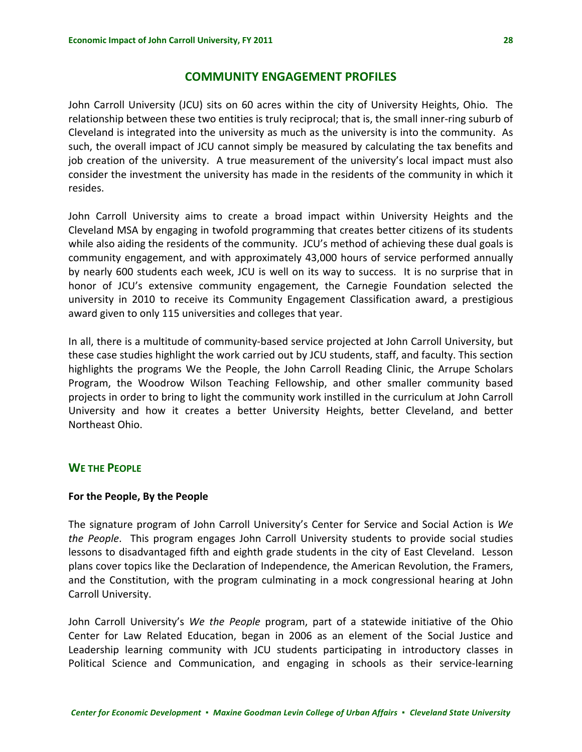## COMMUNITY ENGAGEMENT PROFILES

John Carroll University (JCU) sits on 60 acres within the city of University Heights, Ohio. The relationship between these two entities is truly reciprocal; that is, the small inner-ring suburb of Cleveland is integrated into the university as much as the university is into the community. As such, the overall impact of JCU cannot simply be measured by calculating the tax benefits and job creation of the university. A true measurement of the university's local impact must also consider the investment the university has made in the residents of the community in which it resides.

John Carroll University aims to create a broad impact within University Heights and the Cleveland MSA by engaging in twofold programming that creates better citizens of its students while also aiding the residents of the community. JCU's method of achieving these dual goals is community engagement, and with approximately 43,000 hours of service performed annually by nearly 600 students each week, JCU is well on its way to success. It is no surprise that in honor of JCU's extensive community engagement, the Carnegie Foundation selected the university in 2010 to receive its Community Engagement Classification award, a prestigious award given to only 115 universities and colleges that year.

In all, there is a multitude of community-based service projected at John Carroll University, but these case studies highlight the work carried out by JCU students, staff, and faculty. This section highlights the programs We the People, the John Carroll Reading Clinic, the Arrupe Scholars Program, the Woodrow Wilson Teaching Fellowship, and other smaller community based projects in order to bring to light the community work instilled in the curriculum at John Carroll University and how it creates a better University Heights, better Cleveland, and better Northeast Ohio.

### WE THE PEOPLE

**For the People, By the People**

The signature program of John Carroll University's Center for Service and Social Action is *We the People*. This program engages John Carroll University students to provide social studies lessons to disadvantaged fifth and eighth grade students in the city of East Cleveland. Lesson plans cover topics like the Declaration of Independence, the American Revolution, the Framers, and the Constitution, with the program culminating in a mock congressional hearing at John Carroll University.

John Carroll University's *We the People* program, part of a statewide initiative of the Ohio Center for Law Related Education, began in 2006 as an element of the Social Justice and Leadership learning community with JCU students participating in introductory classes in Political Science and Communication, and engaging in schools as their service-learning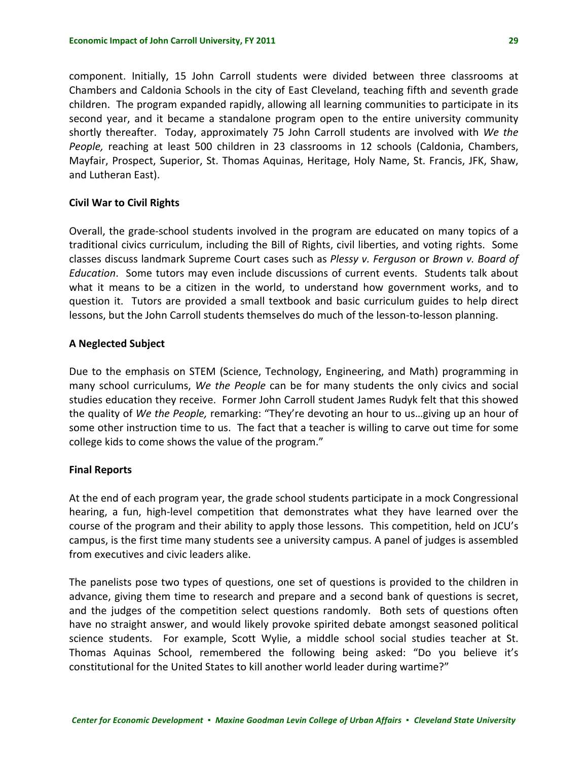component. Initially, 15 John Carroll students were divided between three classrooms at Chambers and Caldonia Schools in the city of East Cleveland, teaching fifth and seventh grade children. The program expanded rapidly, allowing all learning communities to participate in its second year, and it became a standalone program open to the entire university community shortly thereafter. Today, approximately 75 John Carroll students are involved with *We the People,* reaching at least 500 children in 23 classrooms in 12 schools (Caldonia, Chambers, Mayfair, Prospect, Superior, St. Thomas Aquinas, Heritage, Holy Name, St. Francis, JFK, Shaw, and Lutheran East).

**Civil War to Civil Rights**

Overall, the grade-school students involved in the program are educated on many topics of a traditional civics curriculum, including the Bill of Rights, civil liberties, and voting rights. Some classes discuss landmark Supreme Court cases such as *Plessy v. Ferguson* or *Brown v. Board of Education*. Some tutors may even include discussions of current events. Students talk about what it means to be a citizen in the world, to understand how government works, and to question it. Tutors are provided a small textbook and basic curriculum guides to help direct lessons, but the John Carroll students themselves do much of the lesson-to-lesson planning.

**A Neglected Subject**

Due to the emphasis on STEM (Science, Technology, Engineering, and Math) programming in many school curriculums, *We the People* can be for many students the only civics and social studies education they receive. Former John Carroll student James Rudyk felt that this showed the quality of *We the People,* remarking: "They're devoting an hour to us…giving up an hour of some other instruction time to us. The fact that a teacher is willing to carve out time for some college kids to come shows the value of the program."

**Final Reports**

At the end of each program year, the grade school students participate in a mock Congressional hearing, a fun, high-level competition that demonstrates what they have learned over the course of the program and their ability to apply those lessons. This competition, held on JCU's campus, is the first time many students see a university campus. A panel of judges is assembled from executives and civic leaders alike.

The panelists pose two types of questions, one set of questions is provided to the children in advance, giving them time to research and prepare and a second bank of questions is secret, and the judges of the competition select questions randomly. Both sets of questions often have no straight answer, and would likely provoke spirited debate amongst seasoned political science students. For example, Scott Wylie, a middle school social studies teacher at St. Thomas Aquinas School, remembered the following being asked: "Do you believe it's constitutional for the United States to kill another world leader during wartime?"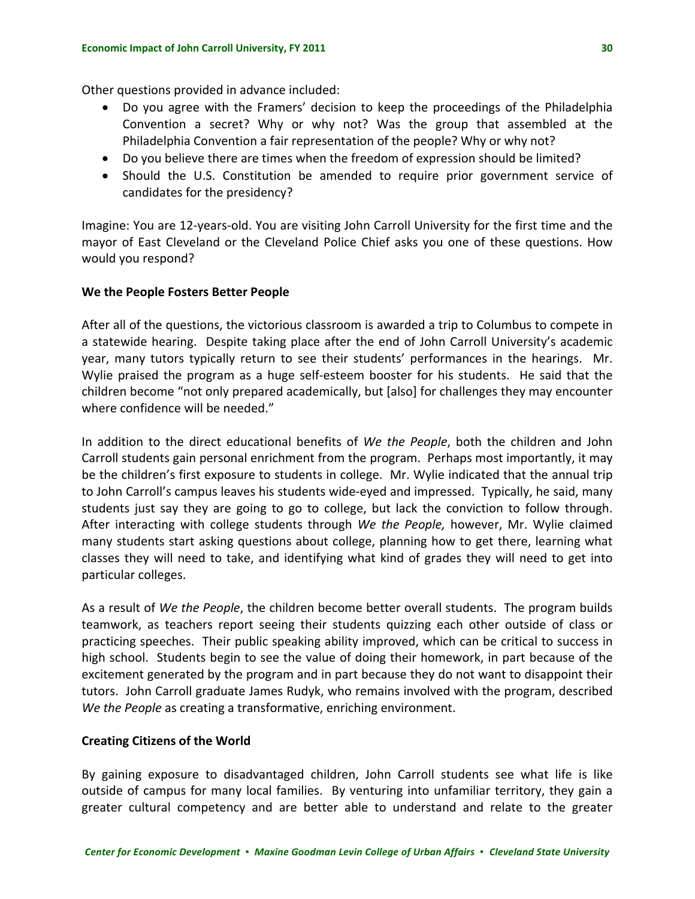Other questions provided in advance included:

- Do you agree with the Framers' decision to keep the proceedings of the Philadelphia Convention a secret? Why or why not? Was the group that assembled at the Philadelphia Convention a fair representation of the people? Why or why not?
- Do you believe there are times when the freedom of expression should be limited?
- Should the U.S. Constitution be amended to require prior government service of candidates for the presidency?

Imagine: You are 12-years-old. You are visiting John Carroll University for the first time and the mayor of East Cleveland or the Cleveland Police Chief asks you one of these questions. How would you respond?

**We the People Fosters Better People**

After all of the questions, the victorious classroom is awarded a trip to Columbus to compete in a statewide hearing. Despite taking place after the end of John Carroll University's academic year, many tutors typically return to see their students' performances in the hearings. Mr. Wylie praised the program as a huge self-esteem booster for his students. He said that the children become "not only prepared academically, but [also] for challenges they may encounter where confidence will be needed."

In addition to the direct educational benefits of *We the People*, both the children and John Carroll students gain personal enrichment from the program. Perhaps most importantly, it may be the children's first exposure to students in college. Mr. Wylie indicated that the annual trip to John Carroll's campus leaves his students wide-eyed and impressed. Typically, he said, many students just say they are going to go to college, but lack the conviction to follow through. After interacting with college students through *We the People,* however, Mr. Wylie claimed many students start asking questions about college, planning how to get there, learning what classes they will need to take, and identifying what kind of grades they will need to get into particular colleges.

As a result of *We the People*, the children become better overall students. The program builds teamwork, as teachers report seeing their students quizzing each other outside of class or practicing speeches. Their public speaking ability improved, which can be critical to success in high school. Students begin to see the value of doing their homework, in part because of the excitement generated by the program and in part because they do not want to disappoint their tutors. John Carroll graduate James Rudyk, who remains involved with the program, described *We the People* as creating a transformative, enriching environment.

**Creating Citizens of the World**

By gaining exposure to disadvantaged children, John Carroll students see what life is like outside of campus for many local families. By venturing into unfamiliar territory, they gain a greater cultural competency and are better able to understand and relate to the greater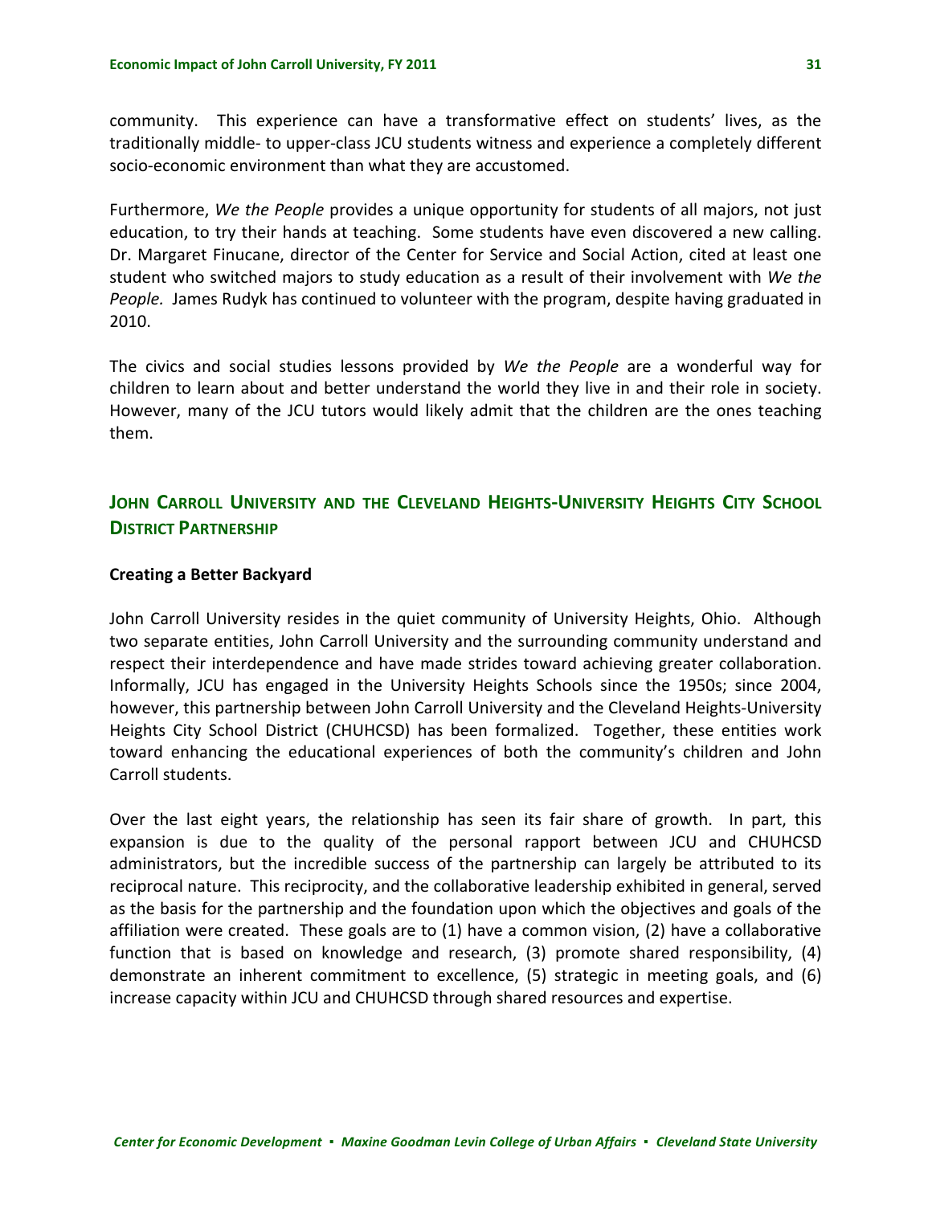community. This experience can have a transformative effect on students' lives, as the traditionally middle- to upper-class JCU students witness and experience a completely different socio-economic environment than what they are accustomed.

Furthermore, *We the People* provides a unique opportunity for students of all majors, not just education, to try their hands at teaching. Some students have even discovered a new calling. Dr. Margaret Finucane, director of the Center for Service and Social Action, cited at least one student who switched majors to study education as a result of their involvement with *We the People.* James Rudyk has continued to volunteer with the program, despite having graduated in 2010.

The civics and social studies lessons provided by *We the People* are a wonderful way for children to learn about and better understand the world they live in and their role in society. However, many of the JCU tutors would likely admit that the children are the ones teaching them.

## John Carroll University and the Cleveland Heights-University Heights City School District Partnership

### Creating a Better Backyard

John Carroll University resides in the quiet community of University Heights, Ohio. Although two separate entities, John Carroll University and the surrounding community understand and respect their interdependence and have made strides toward achieving greater collaboration. Informally, JCU has engaged in the University Heights Schools since the 1950s; since 2004, however, this partnership between John Carroll University and the Cleveland Heights-University Heights City School District (CHUHCSD) has been formalized. Together, these entities work toward enhancing the educational experiences of both the community's children and John Carroll students.

Over the last eight years, the relationship has seen its fair share of growth. In part, this expansion is due to the quality of the personal rapport between JCU and CHUHCSD administrators, but the incredible success of the partnership can largely be attributed to its reciprocal nature. This reciprocity, and the collaborative leadership exhibited in general, served as the basis for the partnership and the foundation upon which the objectives and goals of the affiliation were created. These goals are to (1) have a common vision, (2) have a collaborative function that is based on knowledge and research, (3) promote shared responsibility, (4) demonstrate an inherent commitment to excellence, (5) strategic in meeting goals, and (6) increase capacity within JCU and CHUHCSD through shared resources and expertise.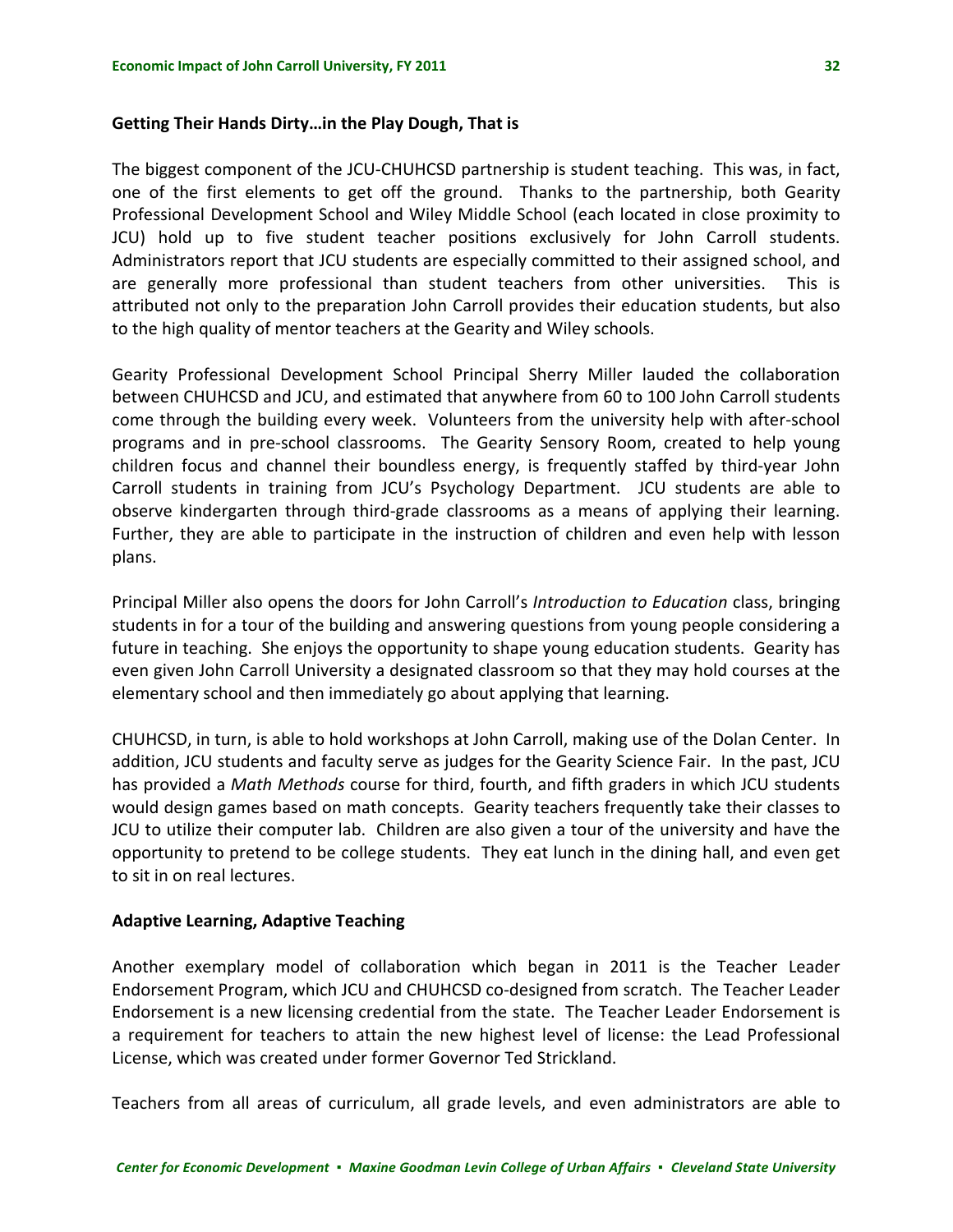### Getting Their Hands Dirty…in the Play Dough, That is

The biggest component of the JCU-CHUHCSD partnership is student teaching. This was, in fact, one of the first elements to get off the ground. Thanks to the partnership, both Gearity Professional Development School and Wiley Middle School (each located in close proximity to JCU) hold up to five student teacher positions exclusively for John Carroll students. Administrators report that JCU students are especially committed to their assigned school, and are generally more professional than student teachers from other universities. This is attributed not only to the preparation John Carroll provides their education students, but also to the high quality of mentor teachers at the Gearity and Wiley schools.

Gearity Professional Development School Principal Sherry Miller lauded the collaboration between CHUHCSD and JCU, and estimated that anywhere from 60 to 100 John Carroll students come through the building every week. Volunteers from the university help with after-school programs and in pre-school classrooms. The Gearity Sensory Room, created to help young children focus and channel their boundless energy, is frequently staffed by third-year John Carroll students in training from JCU's Psychology Department. JCU students are able to observe kindergarten through third-grade classrooms as a means of applying their learning. Further, they are able to participate in the instruction of children and even help with lesson plans.

Principal Miller also opens the doors for John Carroll's *Introduction to Education* class, bringing students in for a tour of the building and answering questions from young people considering a future in teaching. She enjoys the opportunity to shape young education students. Gearity has even given John Carroll University a designated classroom so that they may hold courses at the elementary school and then immediately go about applying that learning.

CHUHCSD, in turn, is able to hold workshops at John Carroll, making use of the Dolan Center. In addition, JCU students and faculty serve as judges for the Gearity Science Fair. In the past, JCU has provided a *Math Methods* course for third, fourth, and fifth graders in which JCU students would design games based on math concepts. Gearity teachers frequently take their classes to JCU to utilize their computer lab. Children are also given a tour of the university and have the opportunity to pretend to be college students. They eat lunch in the dining hall, and even get to sit in on real lectures.

### Adaptive Learning, Adaptive Teaching

Another exemplary model of collaboration which began in 2011 is the Teacher Leader Endorsement Program, which JCU and CHUHCSD co-designed from scratch. The Teacher Leader Endorsement is a new licensing credential from the state. The Teacher Leader Endorsement is a requirement for teachers to attain the new highest level of license: the Lead Professional License, which was created under former Governor Ted Strickland.

Teachers from all areas of curriculum, all grade levels, and even administrators are able to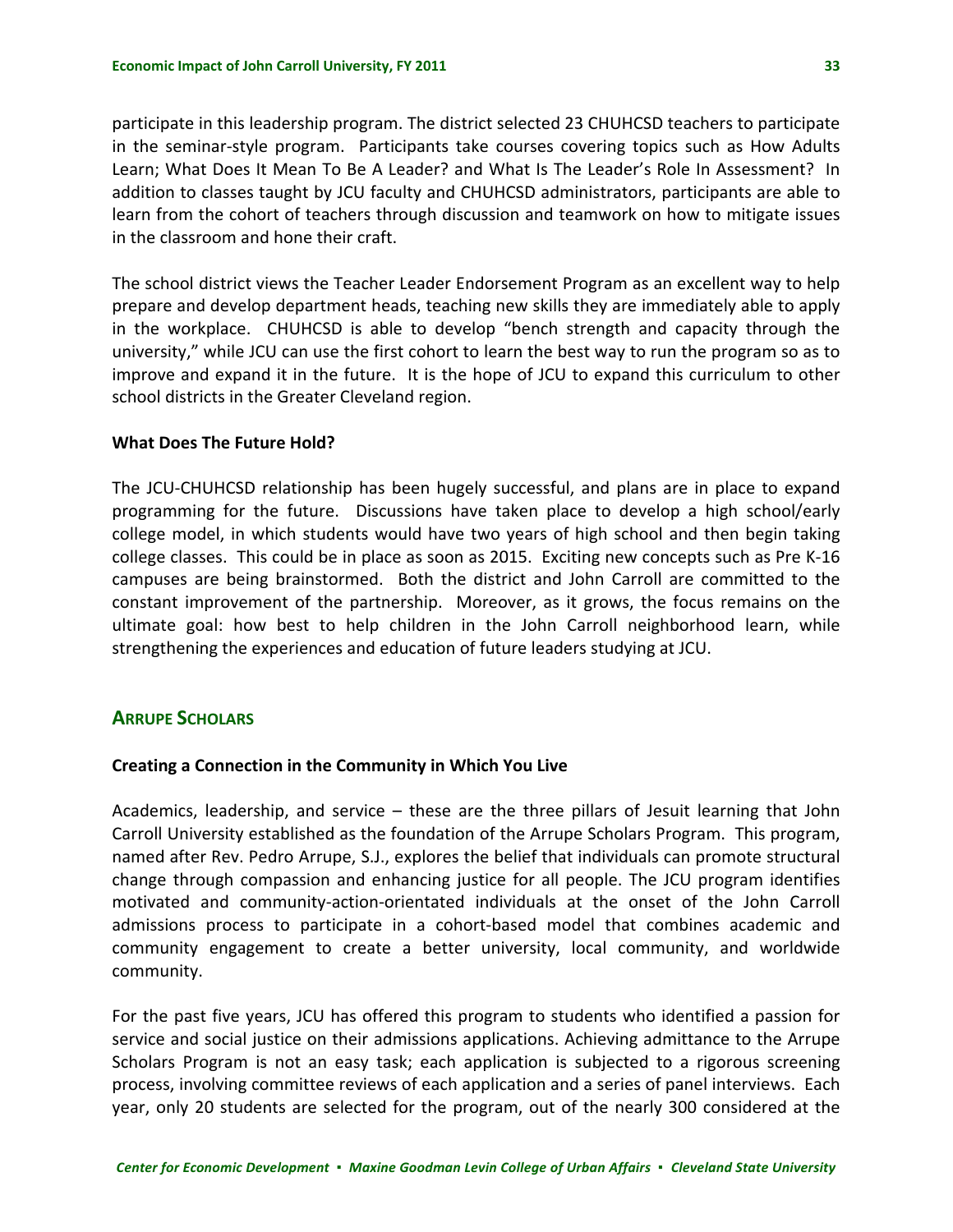participate in this leadership program. The district selected 23 CHUHCSD teachers to participate in the seminar-style program. Participants take courses covering topics such as How Adults Learn; What Does It Mean To Be A Leader? and What Is The Leader's Role In Assessment? In addition to classes taught by JCU faculty and CHUHCSD administrators, participants are able to learn from the cohort of teachers through discussion and teamwork on how to mitigate issues in the classroom and hone their craft.

The school district views the Teacher Leader Endorsement Program as an excellent way to help prepare and develop department heads, teaching new skills they are immediately able to apply in the workplace. CHUHCSD is able to develop "bench strength and capacity through the university," while JCU can use the first cohort to learn the best way to run the program so as to improve and expand it in the future. It is the hope of JCU to expand this curriculum to other school districts in the Greater Cleveland region.

**What Does The Future Hold?**

The JCU-CHUHCSD relationship has been hugely successful, and plans are in place to expand programming for the future. Discussions have taken place to develop a high school/early college model, in which students would have two years of high school and then begin taking college classes. This could be in place as soon as 2015. Exciting new concepts such as Pre K-16 campuses are being brainstormed. Both the district and John Carroll are committed to the constant improvement of the partnership. Moreover, as it grows, the focus remains on the ultimate goal: how best to help children in the John Carroll neighborhood learn, while strengthening the experiences and education of future leaders studying at JCU.

## ARRUPE SCHOLARS

**Creating a Connection in the Community in Which You Live**

Academics, leadership, and service – these are the three pillars of Jesuit learning that John Carroll University established as the foundation of the Arrupe Scholars Program. This program, named after Rev. Pedro Arrupe, S.J., explores the belief that individuals can promote structural change through compassion and enhancing justice for all people. The JCU program identifies motivated and community-action-orientated individuals at the onset of the John Carroll admissions process to participate in a cohort-based model that combines academic and community engagement to create a better university, local community, and worldwide community.

For the past five years, JCU has offered this program to students who identified a passion for service and social justice on their admissions applications. Achieving admittance to the Arrupe Scholars Program is not an easy task; each application is subjected to a rigorous screening process, involving committee reviews of each application and a series of panel interviews. Each year, only 20 students are selected for the program, out of the nearly 300 considered at the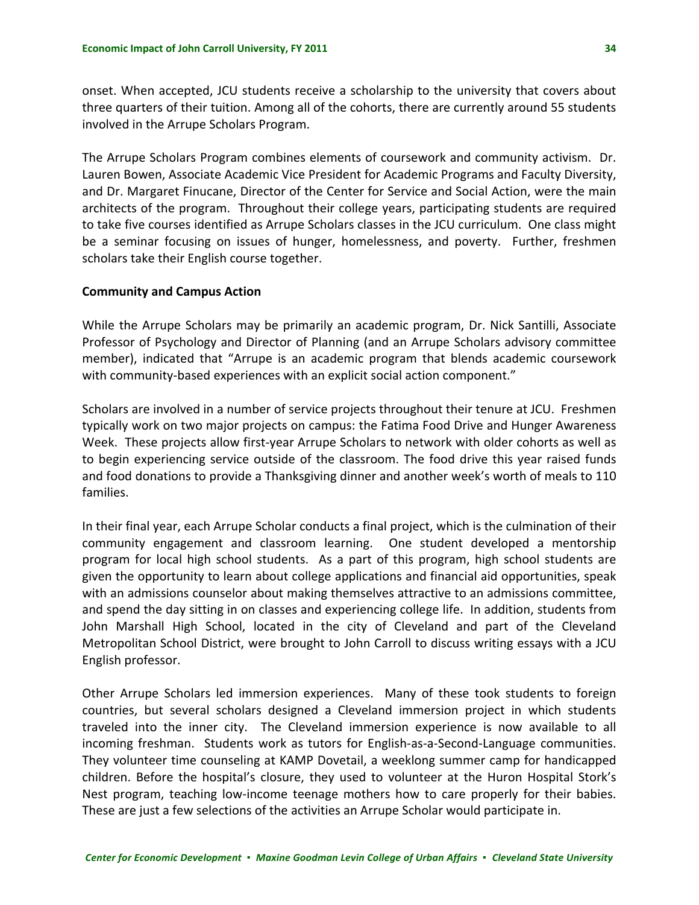onset. When accepted, JCU students receive a scholarship to the university that covers about three quarters of their tuition. Among all of the cohorts, there are currently around 55 students involved in the Arrupe Scholars Program.

The Arrupe Scholars Program combines elements of coursework and community activism. Dr. Lauren Bowen, Associate Academic Vice President for Academic Programs and Faculty Diversity, and Dr. Margaret Finucane, Director of the Center for Service and Social Action, were the main architects of the program. Throughout their college years, participating students are required to take five courses identified as Arrupe Scholars classes in the JCU curriculum. One class might be a seminar focusing on issues of hunger, homelessness, and poverty. Further, freshmen scholars take their English course together.

**Community and Campus Action**

While the Arrupe Scholars may be primarily an academic program, Dr. Nick Santilli, Associate Professor of Psychology and Director of Planning (and an Arrupe Scholars advisory committee member), indicated that "Arrupe is an academic program that blends academic coursework with community-based experiences with an explicit social action component."

Scholars are involved in a number of service projects throughout their tenure at JCU. Freshmen typically work on two major projects on campus: the Fatima Food Drive and Hunger Awareness Week. These projects allow first-year Arrupe Scholars to network with older cohorts as well as to begin experiencing service outside of the classroom. The food drive this year raised funds and food donations to provide a Thanksgiving dinner and another week's worth of meals to 110 families.

In their final year, each Arrupe Scholar conducts a final project, which is the culmination of their community engagement and classroom learning. One student developed a mentorship program for local high school students. As a part of this program, high school students are given the opportunity to learn about college applications and financial aid opportunities, speak with an admissions counselor about making themselves attractive to an admissions committee, and spend the day sitting in on classes and experiencing college life. In addition, students from John Marshall High School, located in the city of Cleveland and part of the Cleveland Metropolitan School District, were brought to John Carroll to discuss writing essays with a JCU English professor.

Other Arrupe Scholars led immersion experiences. Many of these took students to foreign countries, but several scholars designed a Cleveland immersion project in which students traveled into the inner city. The Cleveland immersion experience is now available to all incoming freshman. Students work as tutors for English-as-a-Second-Language communities. They volunteer time counseling at KAMP Dovetail, a weeklong summer camp for handicapped children. Before the hospital's closure, they used to volunteer at the Huron Hospital Stork's Nest program, teaching low-income teenage mothers how to care properly for their babies. These are just a few selections of the activities an Arrupe Scholar would participate in.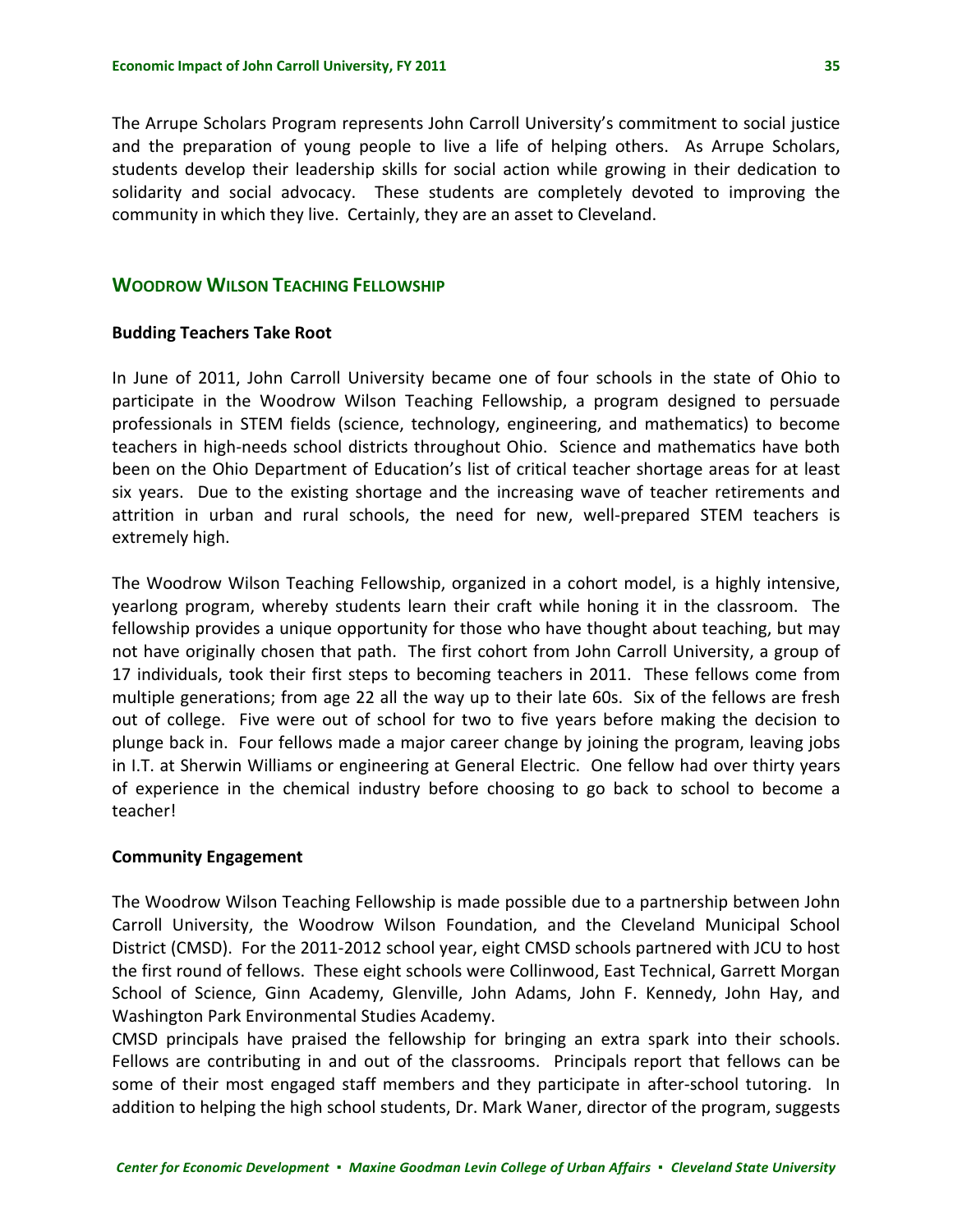The Arrupe Scholars Program represents John Carroll University's commitment to social justice and the preparation of young people to live a life of helping others. As Arrupe Scholars, students develop their leadership skills for social action while growing in their dedication to solidarity and social advocacy. These students are completely devoted to improving the community in which they live. Certainly, they are an asset to Cleveland.

## WOODROW WILSON TEACHING FELLOWSHIP

### Budding Teachers Take Root

In June of 2011, John Carroll University became one of four schools in the state of Ohio to participate in the Woodrow Wilson Teaching Fellowship, a program designed to persuade professionals in STEM fields (science, technology, engineering, and mathematics) to become teachers in high-needs school districts throughout Ohio. Science and mathematics have both been on the Ohio Department of Education's list of critical teacher shortage areas for at least six years. Due to the existing shortage and the increasing wave of teacher retirements and attrition in urban and rural schools, the need for new, well-prepared STEM teachers is extremely high.

The Woodrow Wilson Teaching Fellowship, organized in a cohort model, is a highly intensive, yearlong program, whereby students learn their craft while honing it in the classroom. The fellowship provides a unique opportunity for those who have thought about teaching, but may not have originally chosen that path. The first cohort from John Carroll University, a group of 17 individuals, took their first steps to becoming teachers in 2011. These fellows come from multiple generations; from age 22 all the way up to their late 60s. Six of the fellows are fresh out of college. Five were out of school for two to five years before making the decision to plunge back in. Four fellows made a major career change by joining the program, leaving jobs in I.T. at Sherwin Williams or engineering at General Electric. One fellow had over thirty years of experience in the chemical industry before choosing to go back to school to become a teacher!

### Community Engagement

The Woodrow Wilson Teaching Fellowship is made possible due to a partnership between John Carroll University, the Woodrow Wilson Foundation, and the Cleveland Municipal School District (CMSD). For the 2011-2012 school year, eight CMSD schools partnered with JCU to host the first round of fellows. These eight schools were Collinwood, East Technical, Garrett Morgan School of Science, Ginn Academy, Glenville, John Adams, John F. Kennedy, John Hay, and Washington Park Environmental Studies Academy.

CMSD principals have praised the fellowship for bringing an extra spark into their schools. Fellows are contributing in and out of the classrooms. Principals report that fellows can be some of their most engaged staff members and they participate in after-school tutoring. In addition to helping the high school students, Dr. Mark Waner, director of the program, suggests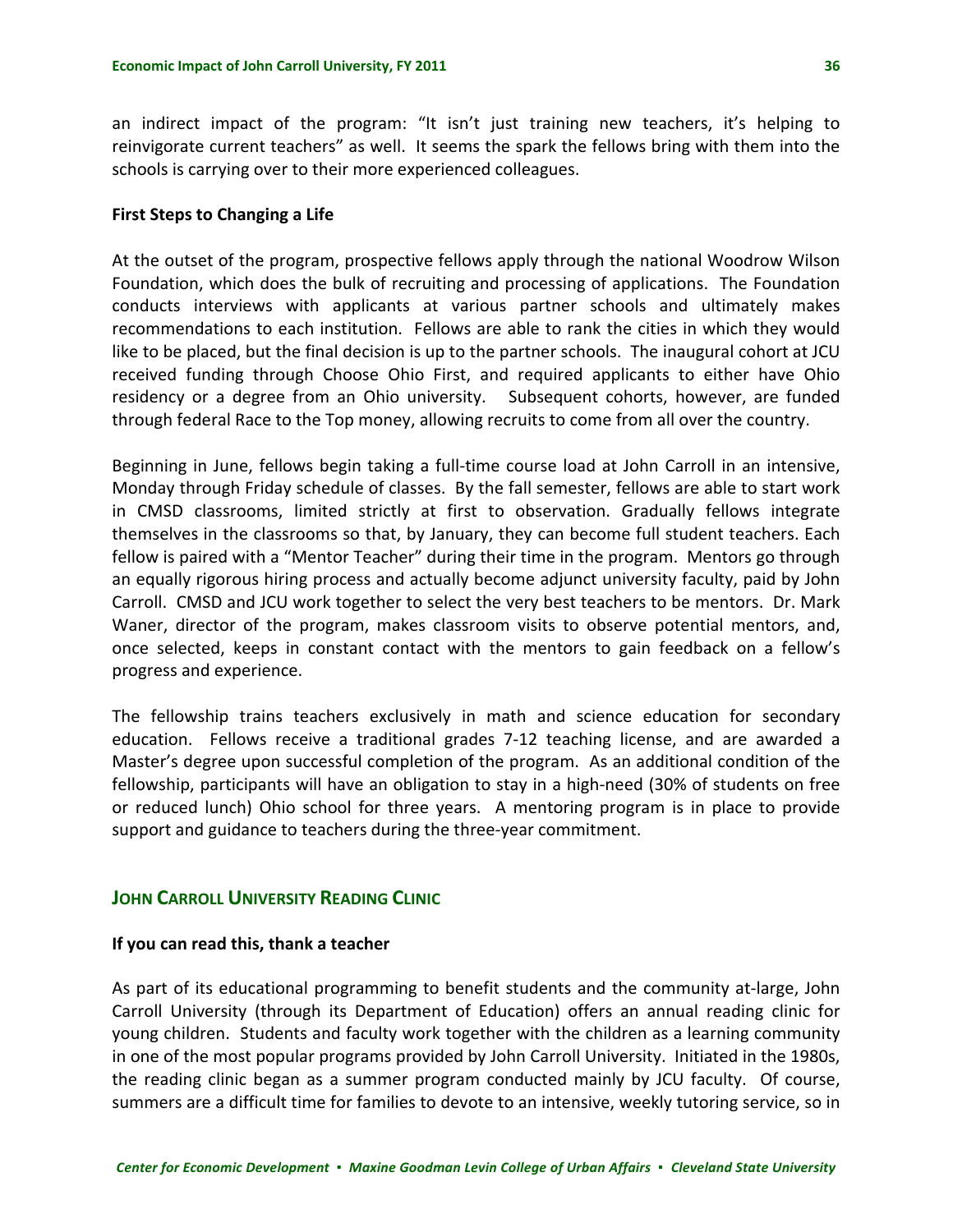an indirect impact of the program: "It isn't just training new teachers, it's helping to reinvigorate current teachers" as well. It seems the spark the fellows bring with them into the schools is carrying over to their more experienced colleagues.

**First Steps to Changing a Life**

At the outset of the program, prospective fellows apply through the national Woodrow Wilson Foundation, which does the bulk of recruiting and processing of applications. The Foundation conducts interviews with applicants at various partner schools and ultimately makes recommendations to each institution. Fellows are able to rank the cities in which they would like to be placed, but the final decision is up to the partner schools. The inaugural cohort at JCU received funding through Choose Ohio First, and required applicants to either have Ohio residency or a degree from an Ohio university. Subsequent cohorts, however, are funded through federal Race to the Top money, allowing recruits to come from all over the country.

Beginning in June, fellows begin taking a full-time course load at John Carroll in an intensive, Monday through Friday schedule of classes. By the fall semester, fellows are able to start work in CMSD classrooms, limited strictly at first to observation. Gradually fellows integrate themselves in the classrooms so that, by January, they can become full student teachers. Each fellow is paired with a "Mentor Teacher" during their time in the program. Mentors go through an equally rigorous hiring process and actually become adjunct university faculty, paid by John Carroll. CMSD and JCU work together to select the very best teachers to be mentors. Dr. Mark Waner, director of the program, makes classroom visits to observe potential mentors, and, once selected, keeps in constant contact with the mentors to gain feedback on a fellow's progress and experience.

The fellowship trains teachers exclusively in math and science education for secondary education. Fellows receive a traditional grades 7-12 teaching license, and are awarded a Master's degree upon successful completion of the program. As an additional condition of the fellowship, participants will have an obligation to stay in a high-need (30% of students on free or reduced lunch) Ohio school for three years. A mentoring program is in place to provide support and guidance to teachers during the three-year commitment.

## John Carroll University Reading Clinic

**If you can read this, thank a teacher**

As part of its educational programming to benefit students and the community at-large, John Carroll University (through its Department of Education) offers an annual reading clinic for young children. Students and faculty work together with the children as a learning community in one of the most popular programs provided by John Carroll University. Initiated in the 1980s, the reading clinic began as a summer program conducted mainly by JCU faculty. Of course, summers are a difficult time for families to devote to an intensive, weekly tutoring service, so in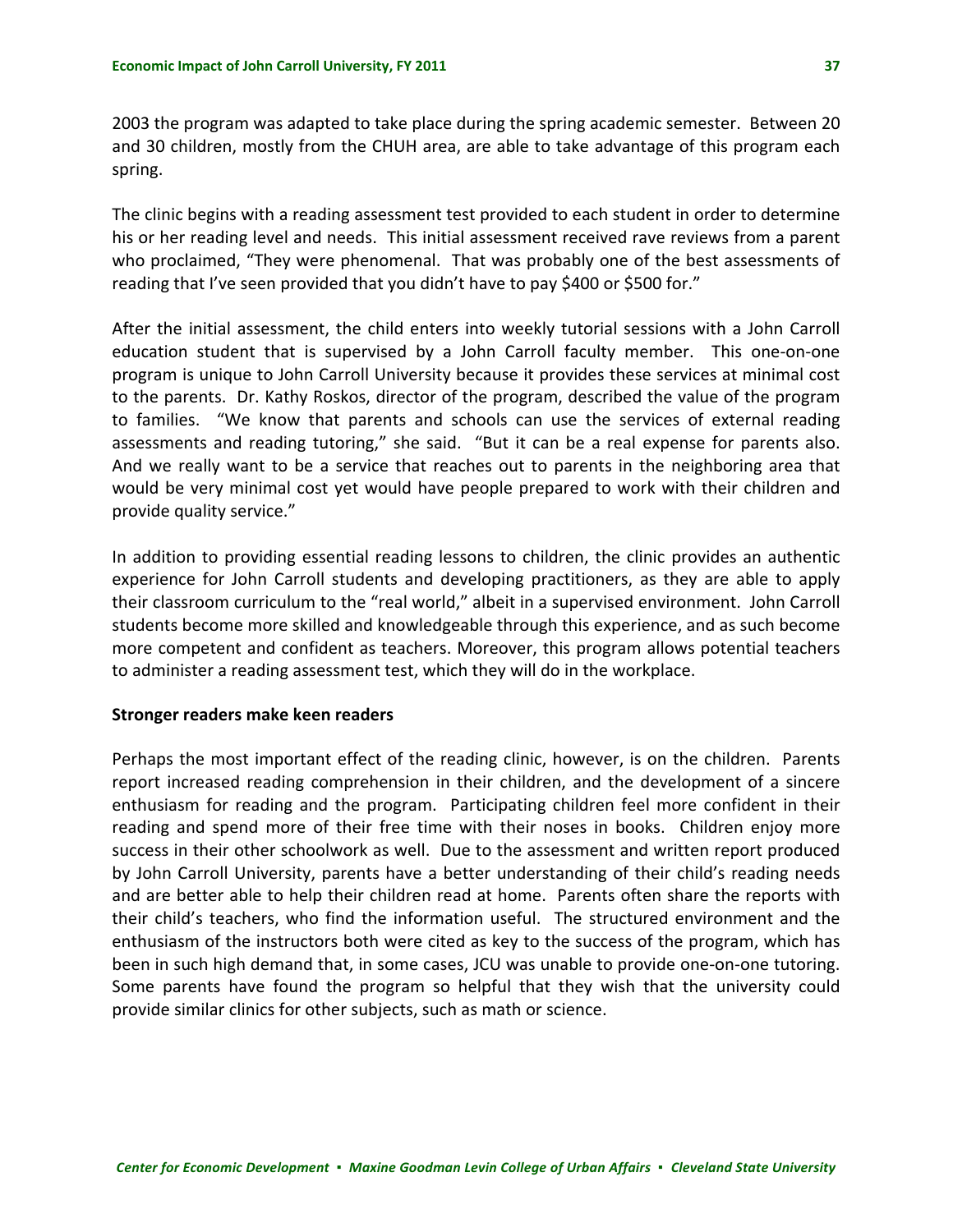2003 the program was adapted to take place during the spring academic semester. Between 20 and 30 children, mostly from the CHUH area, are able to take advantage of this program each spring.

The clinic begins with a reading assessment test provided to each student in order to determine his or her reading level and needs. This initial assessment received rave reviews from a parent who proclaimed, "They were phenomenal. That was probably one of the best assessments of reading that I've seen provided that you didn't have to pay $400 or $500 for."

After the initial assessment, the child enters into weekly tutorial sessions with a John Carroll education student that is supervised by a John Carroll faculty member. This one-on-one program is unique to John Carroll University because it provides these services at minimal cost to the parents. Dr. Kathy Roskos, director of the program, described the value of the program to families. "We know that parents and schools can use the services of external reading assessments and reading tutoring," she said. "But it can be a real expense for parents also. And we really want to be a service that reaches out to parents in the neighboring area that would be very minimal cost yet would have people prepared to work with their children and provide quality service."

In addition to providing essential reading lessons to children, the clinic provides an authentic experience for John Carroll students and developing practitioners, as they are able to apply their classroom curriculum to the "real world," albeit in a supervised environment. John Carroll students become more skilled and knowledgeable through this experience, and as such become more competent and confident as teachers. Moreover, this program allows potential teachers to administer a reading assessment test, which they will do in the workplace.

**Stronger readers make keen readers**

Perhaps the most important effect of the reading clinic, however, is on the children. Parents report increased reading comprehension in their children, and the development of a sincere enthusiasm for reading and the program. Participating children feel more confident in their reading and spend more of their free time with their noses in books. Children enjoy more success in their other schoolwork as well. Due to the assessment and written report produced by John Carroll University, parents have a better understanding of their child's reading needs and are better able to help their children read at home. Parents often share the reports with their child's teachers, who find the information useful. The structured environment and the enthusiasm of the instructors both were cited as key to the success of the program, which has been in such high demand that, in some cases, JCU was unable to provide one-on-one tutoring. Some parents have found the program so helpful that they wish that the university could provide similar clinics for other subjects, such as math or science.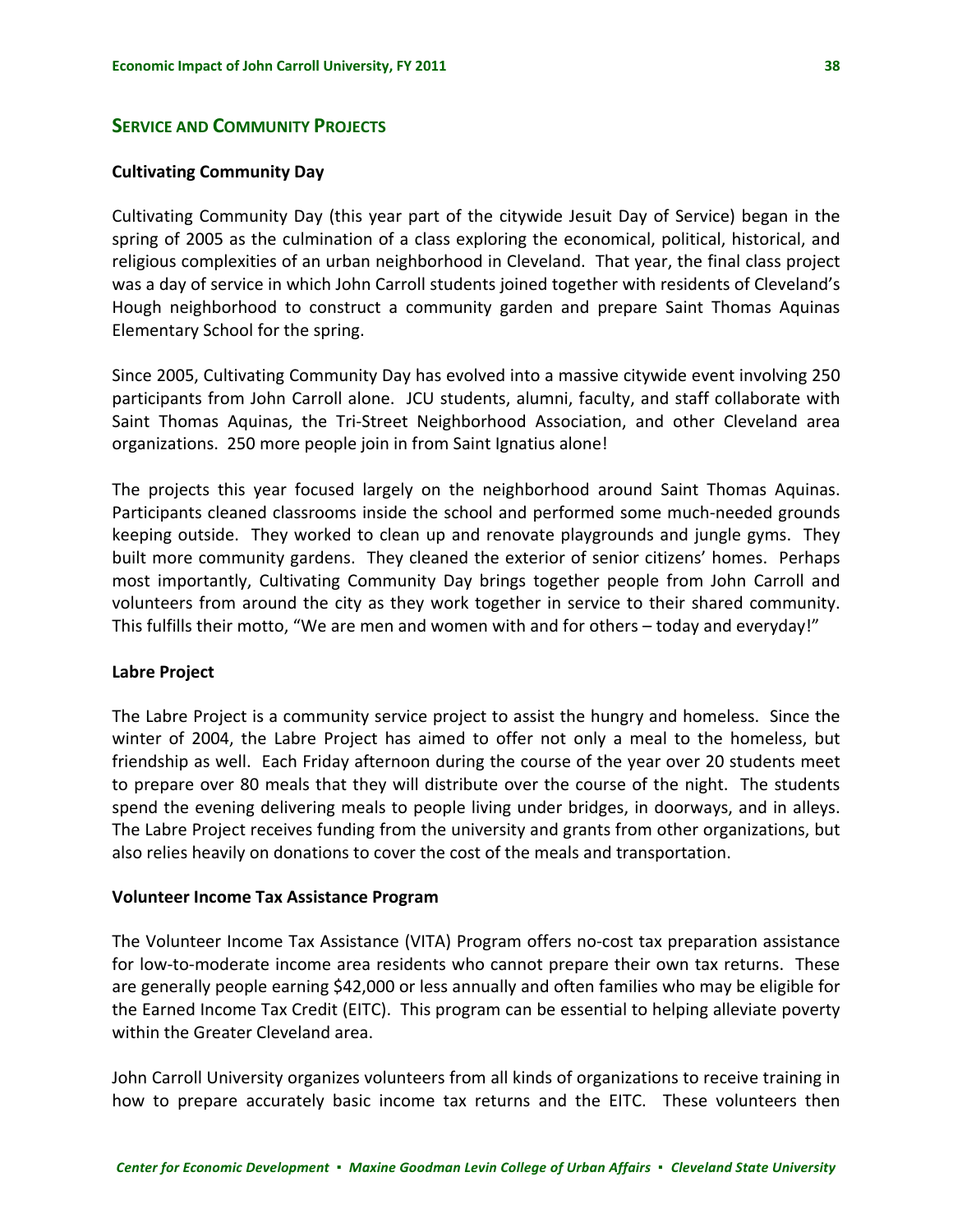## Service and Community Projects

### Cultivating Community Day

Cultivating Community Day (this year part of the citywide Jesuit Day of Service) began in the spring of 2005 as the culmination of a class exploring the economical, political, historical, and religious complexities of an urban neighborhood in Cleveland. That year, the final class project was a day of service in which John Carroll students joined together with residents of Cleveland's Hough neighborhood to construct a community garden and prepare Saint Thomas Aquinas Elementary School for the spring.

Since 2005, Cultivating Community Day has evolved into a massive citywide event involving 250 participants from John Carroll alone. JCU students, alumni, faculty, and staff collaborate with Saint Thomas Aquinas, the Tri-Street Neighborhood Association, and other Cleveland area organizations. 250 more people join in from Saint Ignatius alone!

The projects this year focused largely on the neighborhood around Saint Thomas Aquinas. Participants cleaned classrooms inside the school and performed some much-needed grounds keeping outside. They worked to clean up and renovate playgrounds and jungle gyms. They built more community gardens. They cleaned the exterior of senior citizens' homes. Perhaps most importantly, Cultivating Community Day brings together people from John Carroll and volunteers from around the city as they work together in service to their shared community. This fulfills their motto, "We are men and women with and for others – today and everyday!"

### Labre Project

The Labre Project is a community service project to assist the hungry and homeless. Since the winter of 2004, the Labre Project has aimed to offer not only a meal to the homeless, but friendship as well. Each Friday afternoon during the course of the year over 20 students meet to prepare over 80 meals that they will distribute over the course of the night. The students spend the evening delivering meals to people living under bridges, in doorways, and in alleys. The Labre Project receives funding from the university and grants from other organizations, but also relies heavily on donations to cover the cost of the meals and transportation.

### Volunteer Income Tax Assistance Program

The Volunteer Income Tax Assistance (VITA) Program offers no-cost tax preparation assistance for low-to-moderate income area residents who cannot prepare their own tax returns. These are generally people earning $42,000 or less annually and often families who may be eligible for the Earned Income Tax Credit (EITC). This program can be essential to helping alleviate poverty within the Greater Cleveland area.

John Carroll University organizes volunteers from all kinds of organizations to receive training in how to prepare accurately basic income tax returns and the EITC. These volunteers then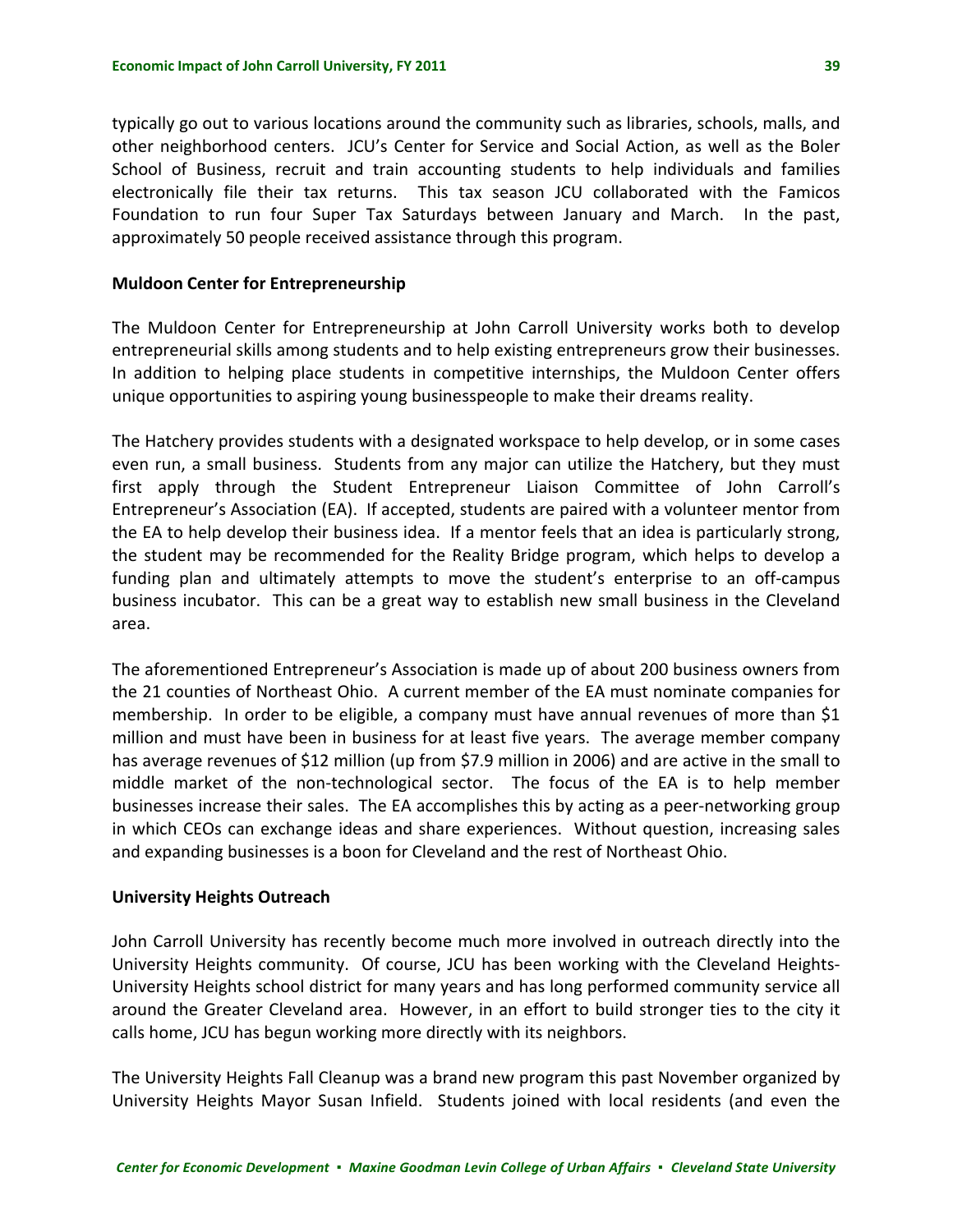typically go out to various locations around the community such as libraries, schools, malls, and other neighborhood centers. JCU's Center for Service and Social Action, as well as the Boler School of Business, recruit and train accounting students to help individuals and families electronically file their tax returns. This tax season JCU collaborated with the Famicos Foundation to run four Super Tax Saturdays between January and March. In the past, approximately 50 people received assistance through this program.

**Muldoon Center for Entrepreneurship**

The Muldoon Center for Entrepreneurship at John Carroll University works both to develop entrepreneurial skills among students and to help existing entrepreneurs grow their businesses. In addition to helping place students in competitive internships, the Muldoon Center offers unique opportunities to aspiring young businesspeople to make their dreams reality.

The Hatchery provides students with a designated workspace to help develop, or in some cases even run, a small business. Students from any major can utilize the Hatchery, but they must first apply through the Student Entrepreneur Liaison Committee of John Carroll's Entrepreneur's Association (EA). If accepted, students are paired with a volunteer mentor from the EA to help develop their business idea. If a mentor feels that an idea is particularly strong, the student may be recommended for the Reality Bridge program, which helps to develop a funding plan and ultimately attempts to move the student's enterprise to an off-campus business incubator. This can be a great way to establish new small business in the Cleveland area.

The aforementioned Entrepreneur's Association is made up of about 200 business owners from the 21 counties of Northeast Ohio. A current member of the EA must nominate companies for membership. In order to be eligible, a company must have annual revenues of more than $1 million and must have been in business for at least five years. The average member company has average revenues of $12 million (up from $7.9 million in 2006) and are active in the small to middle market of the non-technological sector. The focus of the EA is to help member businesses increase their sales. The EA accomplishes this by acting as a peer-networking group in which CEOs can exchange ideas and share experiences. Without question, increasing sales and expanding businesses is a boon for Cleveland and the rest of Northeast Ohio.

**University Heights Outreach**

John Carroll University has recently become much more involved in outreach directly into the University Heights community. Of course, JCU has been working with the Cleveland Heights-University Heights school district for many years and has long performed community service all around the Greater Cleveland area. However, in an effort to build stronger ties to the city it calls home, JCU has begun working more directly with its neighbors.

The University Heights Fall Cleanup was a brand new program this past November organized by University Heights Mayor Susan Infield. Students joined with local residents (and even the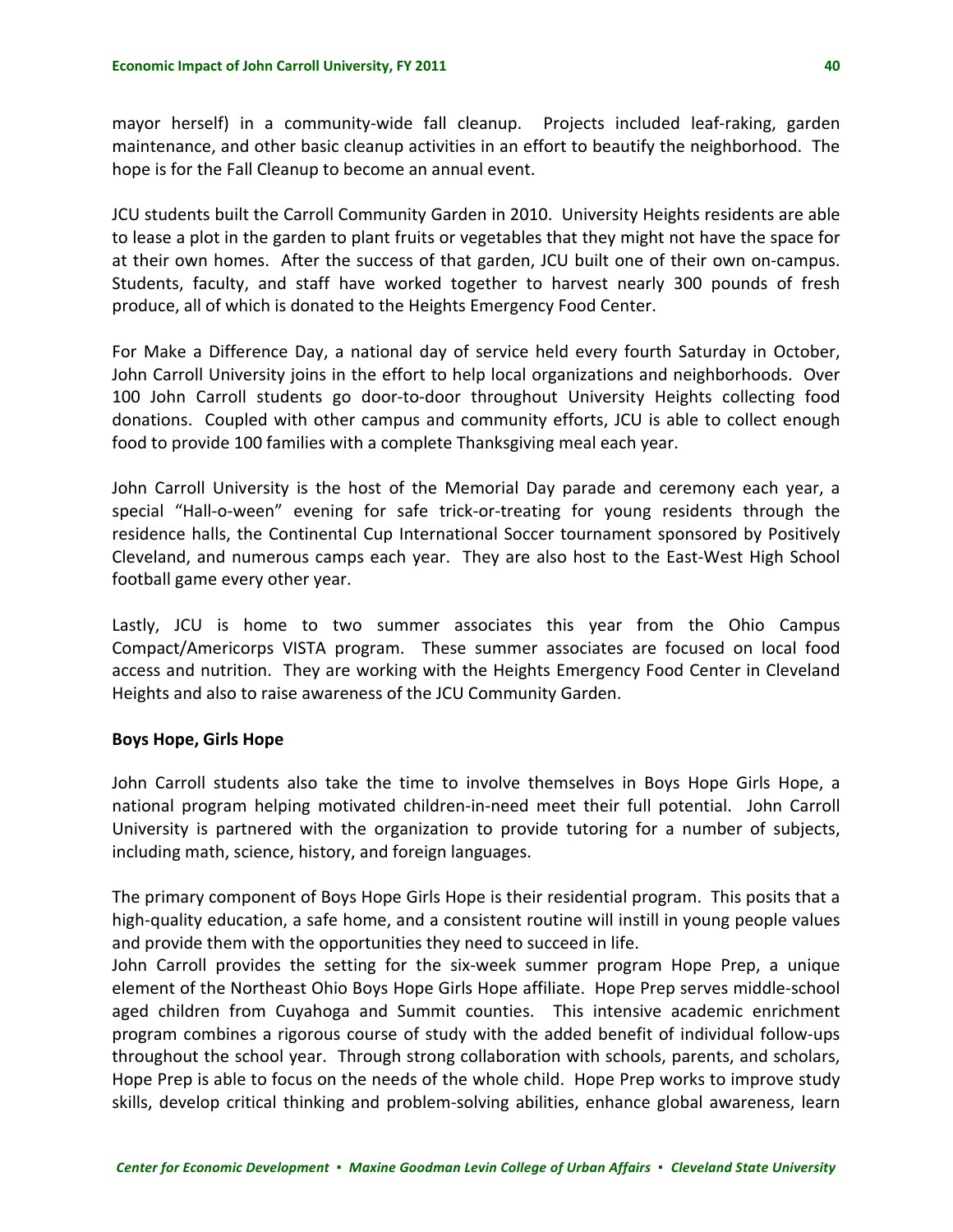mayor herself) in a community-wide fall cleanup. Projects included leaf-raking, garden maintenance, and other basic cleanup activities in an effort to beautify the neighborhood. The hope is for the Fall Cleanup to become an annual event.

JCU students built the Carroll Community Garden in 2010. University Heights residents are able to lease a plot in the garden to plant fruits or vegetables that they might not have the space for at their own homes. After the success of that garden, JCU built one of their own on-campus. Students, faculty, and staff have worked together to harvest nearly 300 pounds of fresh produce, all of which is donated to the Heights Emergency Food Center.

For Make a Difference Day, a national day of service held every fourth Saturday in October, John Carroll University joins in the effort to help local organizations and neighborhoods. Over 100 John Carroll students go door-to-door throughout University Heights collecting food donations. Coupled with other campus and community efforts, JCU is able to collect enough food to provide 100 families with a complete Thanksgiving meal each year.

John Carroll University is the host of the Memorial Day parade and ceremony each year, a special "Hall-o-ween" evening for safe trick-or-treating for young residents through the residence halls, the Continental Cup International Soccer tournament sponsored by Positively Cleveland, and numerous camps each year. They are also host to the East-West High School football game every other year.

Lastly, JCU is home to two summer associates this year from the Ohio Campus Compact/Americorps VISTA program. These summer associates are focused on local food access and nutrition. They are working with the Heights Emergency Food Center in Cleveland Heights and also to raise awareness of the JCU Community Garden.

**Boys Hope, Girls Hope**

John Carroll students also take the time to involve themselves in Boys Hope Girls Hope, a national program helping motivated children-in-need meet their full potential. John Carroll University is partnered with the organization to provide tutoring for a number of subjects, including math, science, history, and foreign languages.

The primary component of Boys Hope Girls Hope is their residential program. This posits that a high-quality education, a safe home, and a consistent routine will instill in young people values and provide them with the opportunities they need to succeed in life.

John Carroll provides the setting for the six-week summer program Hope Prep, a unique element of the Northeast Ohio Boys Hope Girls Hope affiliate. Hope Prep serves middle-school aged children from Cuyahoga and Summit counties. This intensive academic enrichment program combines a rigorous course of study with the added benefit of individual follow-ups throughout the school year. Through strong collaboration with schools, parents, and scholars, Hope Prep is able to focus on the needs of the whole child. Hope Prep works to improve study skills, develop critical thinking and problem-solving abilities, enhance global awareness, learn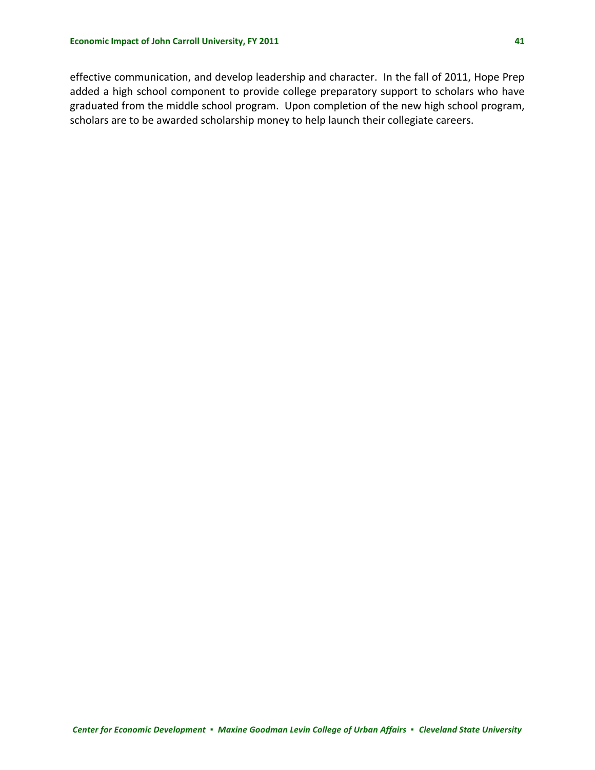effective communication, and develop leadership and character. In the fall of 2011, Hope Prep added a high school component to provide college preparatory support to scholars who have graduated from the middle school program. Upon completion of the new high school program, scholars are to be awarded scholarship money to help launch their collegiate careers.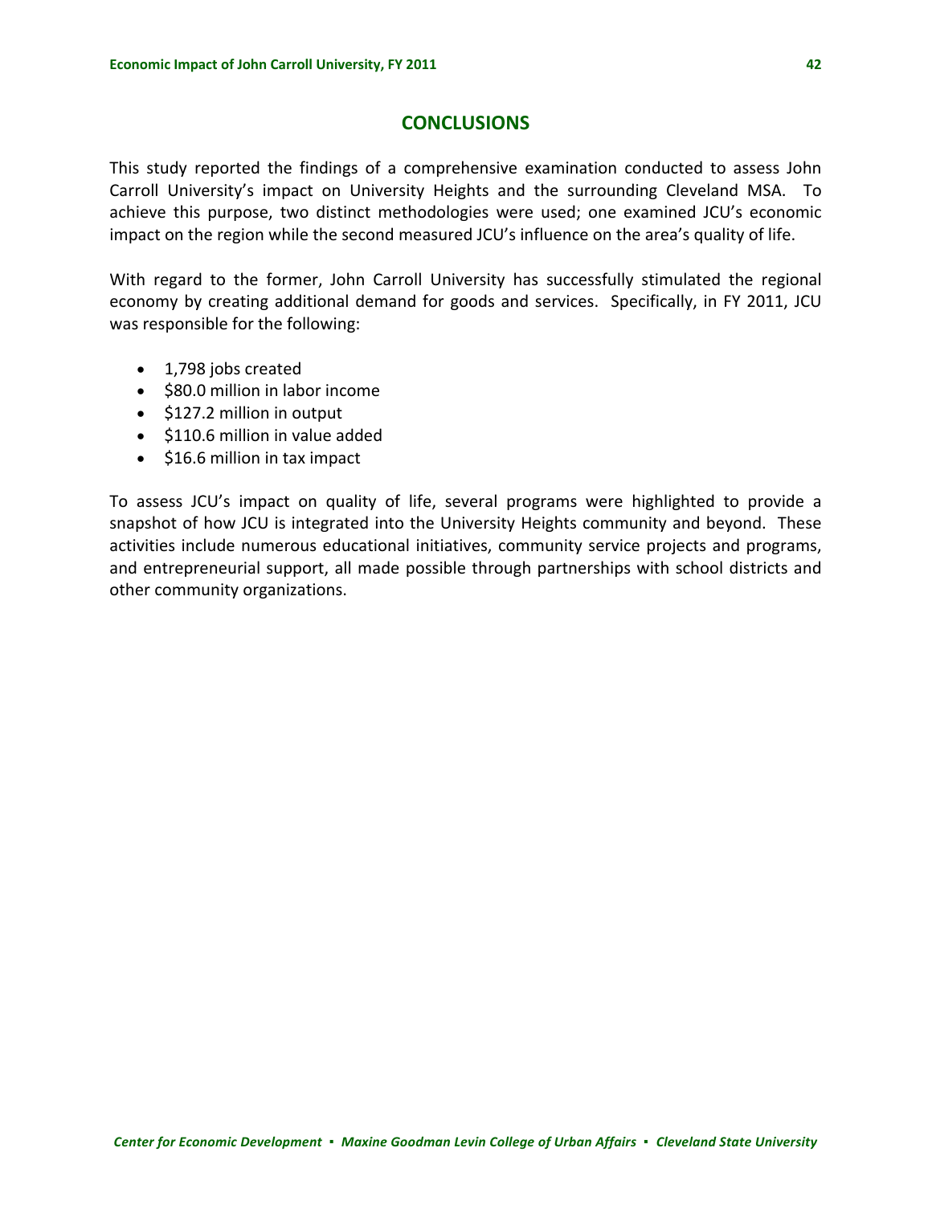## CONCLUSIONS

This study reported the findings of a comprehensive examination conducted to assess John Carroll University's impact on University Heights and the surrounding Cleveland MSA. To achieve this purpose, two distinct methodologies were used; one examined JCU's economic impact on the region while the second measured JCU's influence on the area's quality of life.

With regard to the former, John Carroll University has successfully stimulated the regional economy by creating additional demand for goods and services. Specifically, in FY 2011, JCU was responsible for the following:

- 1,798 jobs created
- $80.0 million in labor income
- $127.2 million in output
- $110.6 million in value added
- $16.6 million in tax impact

To assess JCU's impact on quality of life, several programs were highlighted to provide a snapshot of how JCU is integrated into the University Heights community and beyond. These activities include numerous educational initiatives, community service projects and programs, and entrepreneurial support, all made possible through partnerships with school districts and other community organizations.